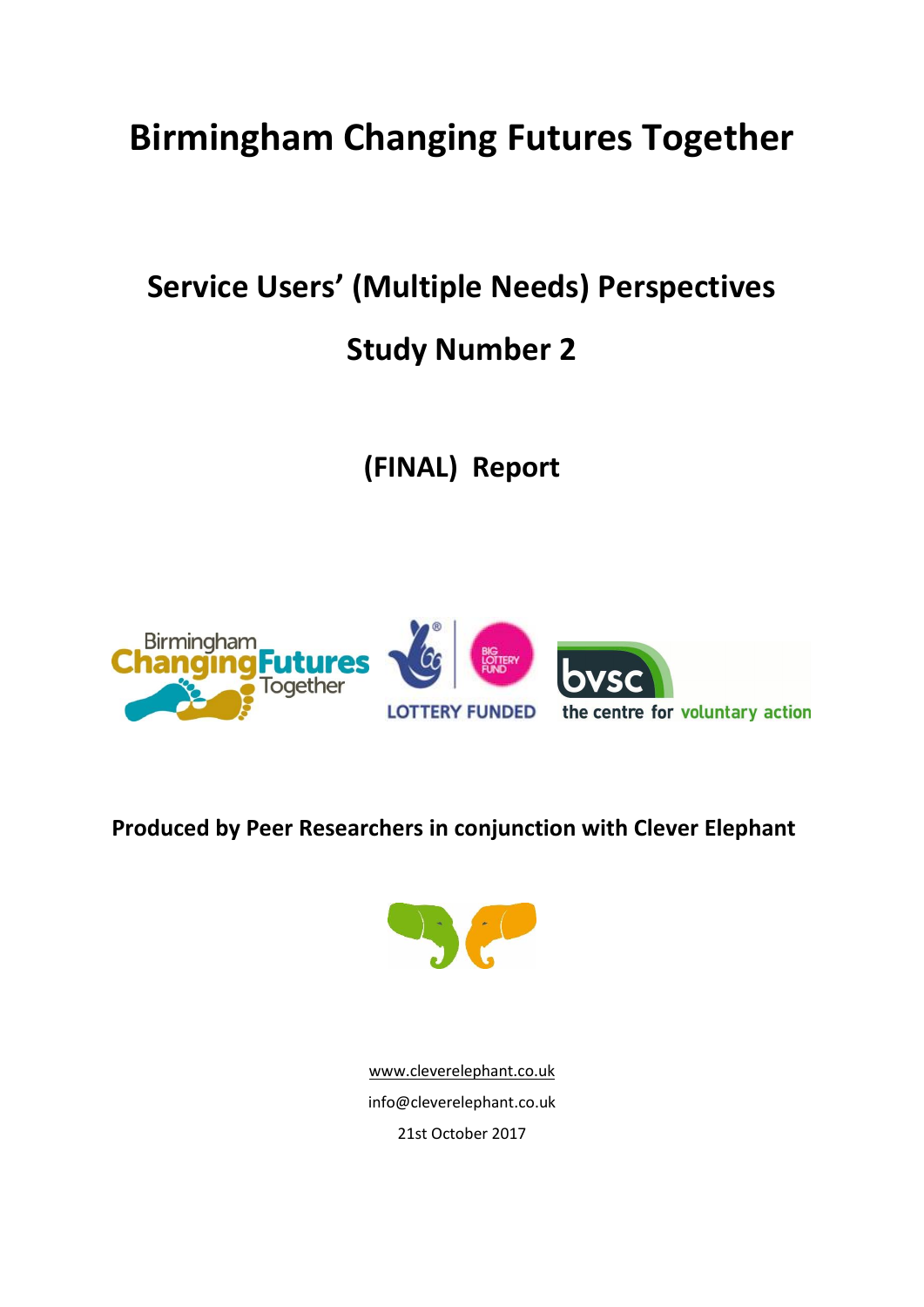# Birmingham Changing Futures Together

## Service Users' (Multiple Needs) Perspectives

## Study Number 2

## (FINAL) Report

**Produced by Peer Researchers in conjunction with Clever Elephant**

www.cleverelephant.co.uk

info@cleverelephant.co.uk

21st October 2017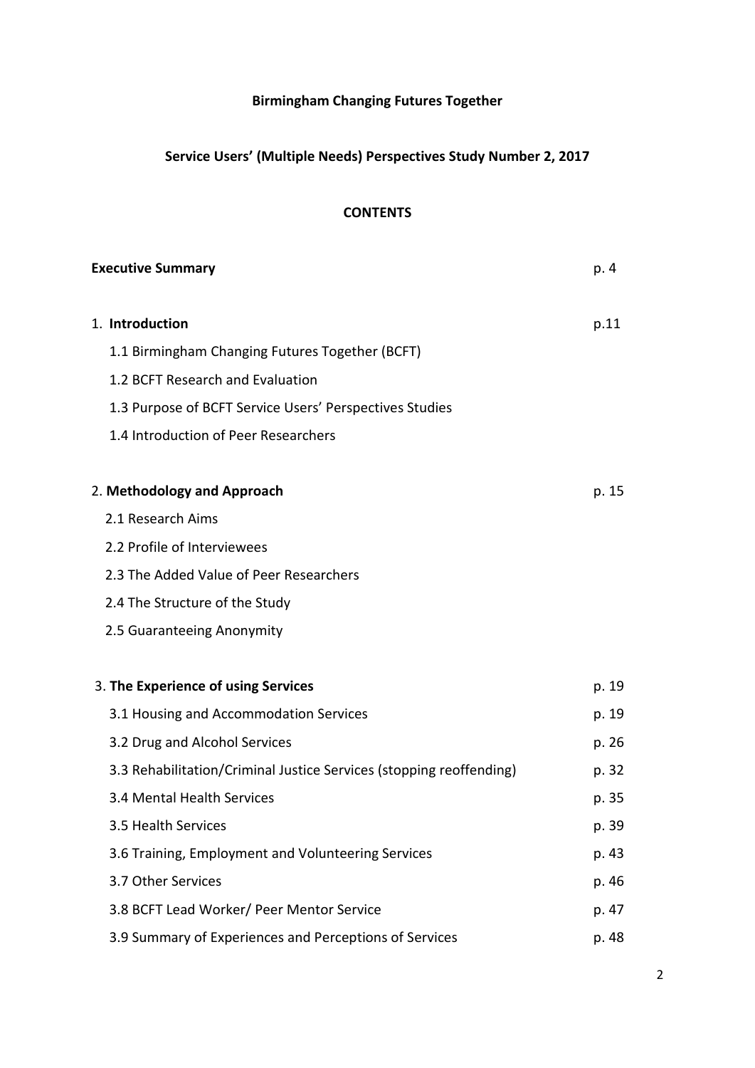**Birmingham Changing Futures Together**

**Service Users' (Multiple Needs) Perspectives Study Number 2, 2017**

**CONTENTS**

| | |
|---|---|
| **Executive Summary** | p. 4 |
| 1. **Introduction** | p.11 |
| 1.1 Birmingham Changing Futures Together (BCFT) | |
| 1.2 BCFT Research and Evaluation | |
| 1.3 Purpose of BCFT Service Users' Perspectives Studies | |
| 1.4 Introduction of Peer Researchers | |
| 2. **Methodology and Approach** | p. 15 |
| 2.1 Research Aims | |
| 2.2 Profile of Interviewees | |
| 2.3 The Added Value of Peer Researchers | |
| 2.4 The Structure of the Study | |
| 2.5 Guaranteeing Anonymity | |
| 3. **The Experience of using Services** | p. 19 |
| 3.1 Housing and Accommodation Services | p. 19 |
| 3.2 Drug and Alcohol Services | p. 26 |
| 3.3 Rehabilitation/Criminal Justice Services (stopping reoffending) | p. 32 |
| 3.4 Mental Health Services | p. 35 |
| 3.5 Health Services | p. 39 |
| 3.6 Training, Employment and Volunteering Services | p. 43 |
| 3.7 Other Services | p. 46 |
| 3.8 BCFT Lead Worker/ Peer Mentor Service | p. 47 |
| 3.9 Summary of Experiences and Perceptions of Services | p. 48 |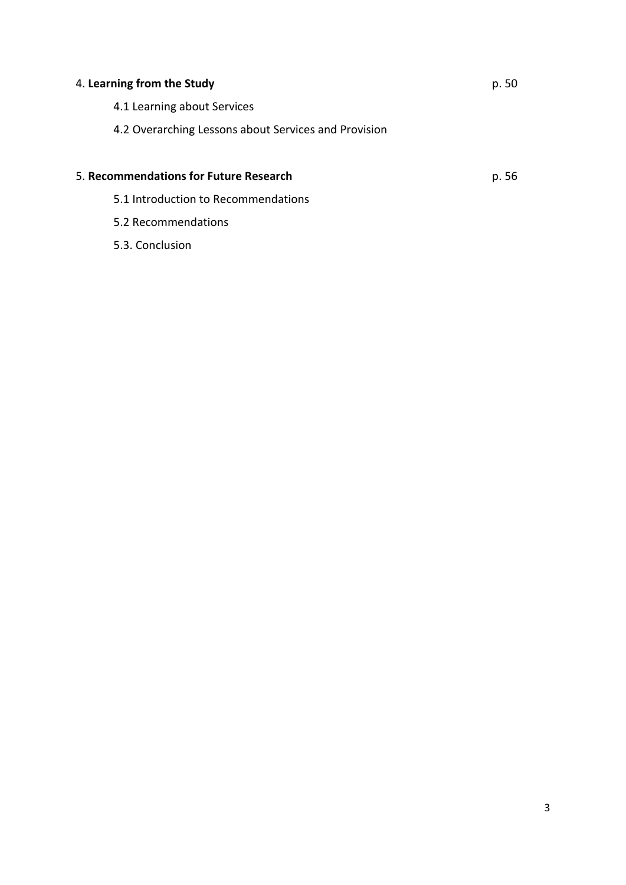4. **Learning from the Study** p. 50

  4.1 Learning about Services

  4.2 Overarching Lessons about Services and Provision

5. **Recommendations for Future Research** p. 56

  5.1 Introduction to Recommendations

  5.2 Recommendations

  5.3. Conclusion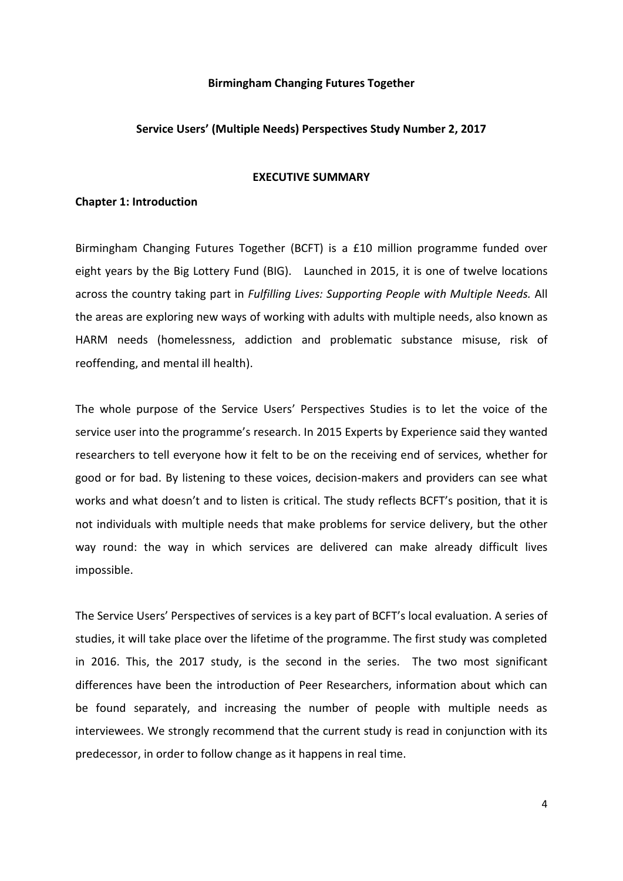**Birmingham Changing Futures Together**

**Service Users' (Multiple Needs) Perspectives Study Number 2, 2017**

## EXECUTIVE SUMMARY

### Chapter 1: Introduction

Birmingham Changing Futures Together (BCFT) is a £10 million programme funded over eight years by the Big Lottery Fund (BIG). Launched in 2015, it is one of twelve locations across the country taking part in *Fulfilling Lives: Supporting People with Multiple Needs.* All the areas are exploring new ways of working with adults with multiple needs, also known as HARM needs (homelessness, addiction and problematic substance misuse, risk of reoffending, and mental ill health).

The whole purpose of the Service Users' Perspectives Studies is to let the voice of the service user into the programme's research. In 2015 Experts by Experience said they wanted researchers to tell everyone how it felt to be on the receiving end of services, whether for good or for bad. By listening to these voices, decision-makers and providers can see what works and what doesn't and to listen is critical. The study reflects BCFT's position, that it is not individuals with multiple needs that make problems for service delivery, but the other way round: the way in which services are delivered can make already difficult lives impossible.

The Service Users' Perspectives of services is a key part of BCFT's local evaluation. A series of studies, it will take place over the lifetime of the programme. The first study was completed in 2016. This, the 2017 study, is the second in the series. The two most significant differences have been the introduction of Peer Researchers, information about which can be found separately, and increasing the number of people with multiple needs as interviewees. We strongly recommend that the current study is read in conjunction with its predecessor, in order to follow change as it happens in real time.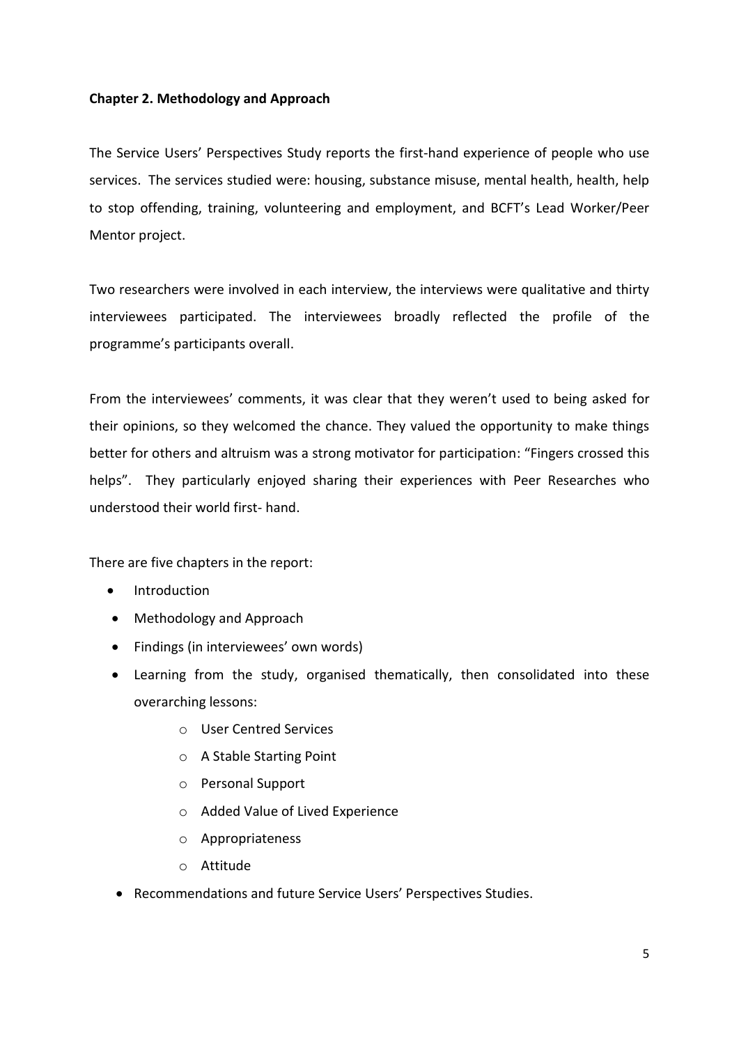**Chapter 2. Methodology and Approach**

The Service Users' Perspectives Study reports the first-hand experience of people who use services. The services studied were: housing, substance misuse, mental health, health, help to stop offending, training, volunteering and employment, and BCFT's Lead Worker/Peer Mentor project.

Two researchers were involved in each interview, the interviews were qualitative and thirty interviewees participated. The interviewees broadly reflected the profile of the programme's participants overall.

From the interviewees' comments, it was clear that they weren't used to being asked for their opinions, so they welcomed the chance. They valued the opportunity to make things better for others and altruism was a strong motivator for participation: "Fingers crossed this helps". They particularly enjoyed sharing their experiences with Peer Researches who understood their world first- hand.

There are five chapters in the report:

- Introduction
- Methodology and Approach
- Findings (in interviewees' own words)
- Learning from the study, organised thematically, then consolidated into these overarching lessons:
    - User Centred Services
    - A Stable Starting Point
    - Personal Support
    - Added Value of Lived Experience
    - Appropriateness
    - Attitude
- Recommendations and future Service Users' Perspectives Studies.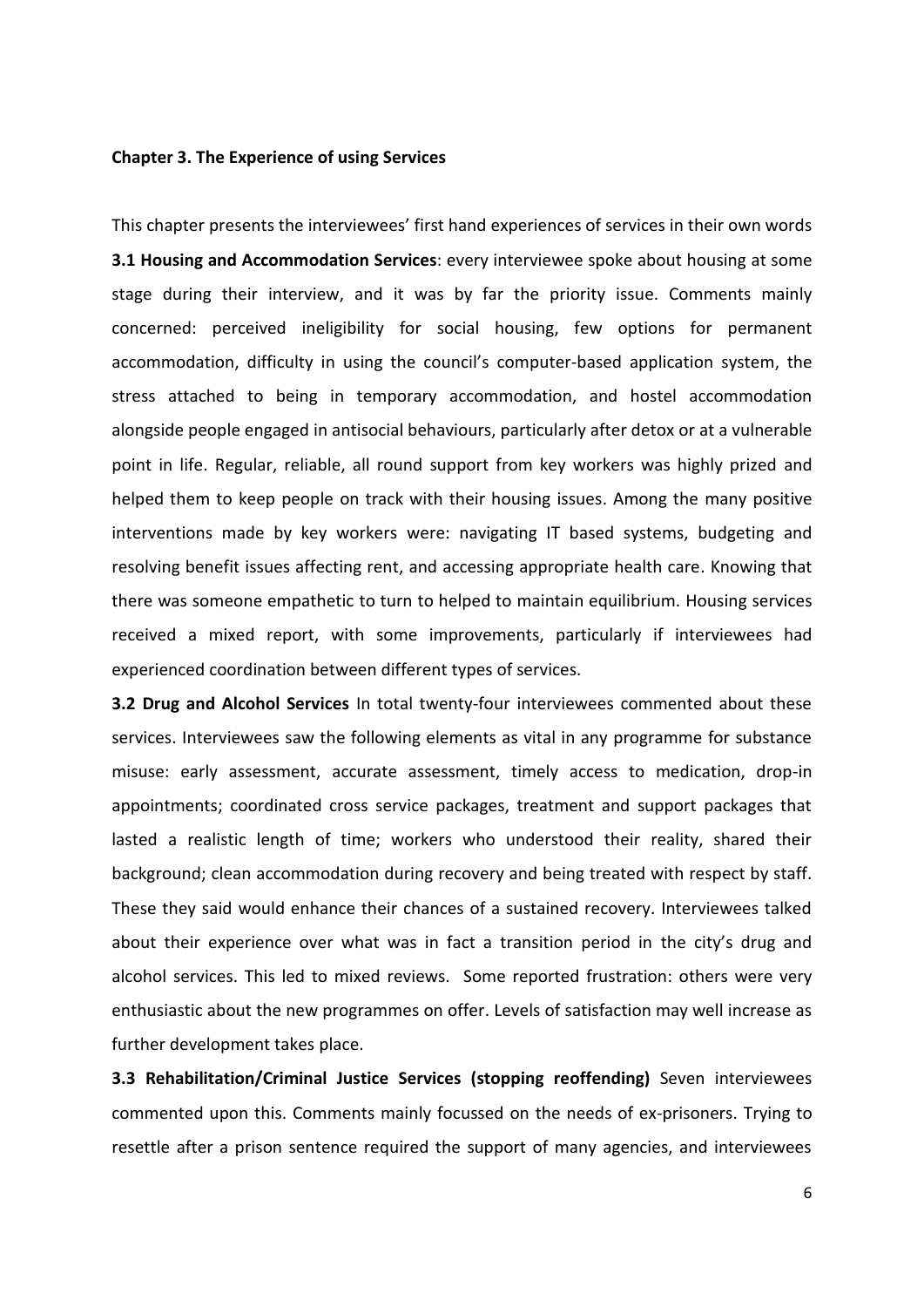**Chapter 3. The Experience of using Services**

This chapter presents the interviewees' first hand experiences of services in their own words

**3.1 Housing and Accommodation Services**: every interviewee spoke about housing at some stage during their interview, and it was by far the priority issue. Comments mainly concerned: perceived ineligibility for social housing, few options for permanent accommodation, difficulty in using the council's computer-based application system, the stress attached to being in temporary accommodation, and hostel accommodation alongside people engaged in antisocial behaviours, particularly after detox or at a vulnerable point in life. Regular, reliable, all round support from key workers was highly prized and helped them to keep people on track with their housing issues. Among the many positive interventions made by key workers were: navigating IT based systems, budgeting and resolving benefit issues affecting rent, and accessing appropriate health care. Knowing that there was someone empathetic to turn to helped to maintain equilibrium. Housing services received a mixed report, with some improvements, particularly if interviewees had experienced coordination between different types of services.

**3.2 Drug and Alcohol Services** In total twenty-four interviewees commented about these services. Interviewees saw the following elements as vital in any programme for substance misuse: early assessment, accurate assessment, timely access to medication, drop-in appointments; coordinated cross service packages, treatment and support packages that lasted a realistic length of time; workers who understood their reality, shared their background; clean accommodation during recovery and being treated with respect by staff. These they said would enhance their chances of a sustained recovery. Interviewees talked about their experience over what was in fact a transition period in the city's drug and alcohol services. This led to mixed reviews. Some reported frustration: others were very enthusiastic about the new programmes on offer. Levels of satisfaction may well increase as further development takes place.

**3.3 Rehabilitation/Criminal Justice Services (stopping reoffending)** Seven interviewees commented upon this. Comments mainly focussed on the needs of ex-prisoners. Trying to resettle after a prison sentence required the support of many agencies, and interviewees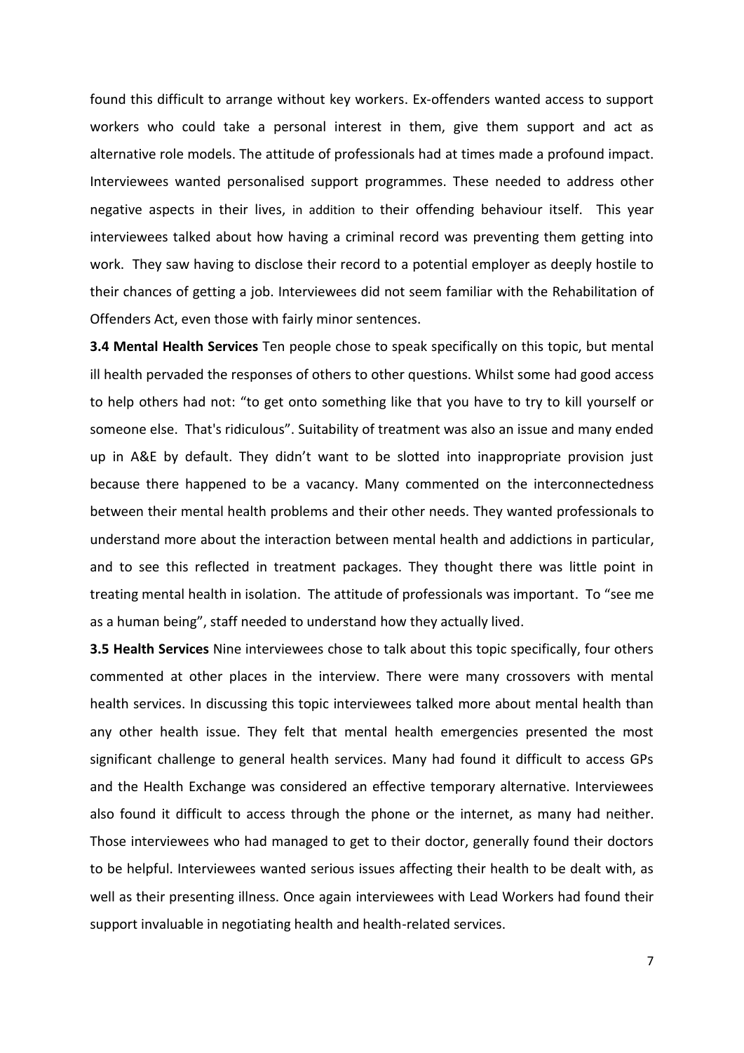found this difficult to arrange without key workers. Ex-offenders wanted access to support workers who could take a personal interest in them, give them support and act as alternative role models. The attitude of professionals had at times made a profound impact. Interviewees wanted personalised support programmes. These needed to address other negative aspects in their lives, in addition to their offending behaviour itself. This year interviewees talked about how having a criminal record was preventing them getting into work. They saw having to disclose their record to a potential employer as deeply hostile to their chances of getting a job. Interviewees did not seem familiar with the Rehabilitation of Offenders Act, even those with fairly minor sentences.

**3.4 Mental Health Services** Ten people chose to speak specifically on this topic, but mental ill health pervaded the responses of others to other questions. Whilst some had good access to help others had not: "to get onto something like that you have to try to kill yourself or someone else. That's ridiculous". Suitability of treatment was also an issue and many ended up in A&E by default. They didn't want to be slotted into inappropriate provision just because there happened to be a vacancy. Many commented on the interconnectedness between their mental health problems and their other needs. They wanted professionals to understand more about the interaction between mental health and addictions in particular, and to see this reflected in treatment packages. They thought there was little point in treating mental health in isolation. The attitude of professionals was important. To "see me as a human being", staff needed to understand how they actually lived.

**3.5 Health Services** Nine interviewees chose to talk about this topic specifically, four others commented at other places in the interview. There were many crossovers with mental health services. In discussing this topic interviewees talked more about mental health than any other health issue. They felt that mental health emergencies presented the most significant challenge to general health services. Many had found it difficult to access GPs and the Health Exchange was considered an effective temporary alternative. Interviewees also found it difficult to access through the phone or the internet, as many had neither. Those interviewees who had managed to get to their doctor, generally found their doctors to be helpful. Interviewees wanted serious issues affecting their health to be dealt with, as well as their presenting illness. Once again interviewees with Lead Workers had found their support invaluable in negotiating health and health-related services.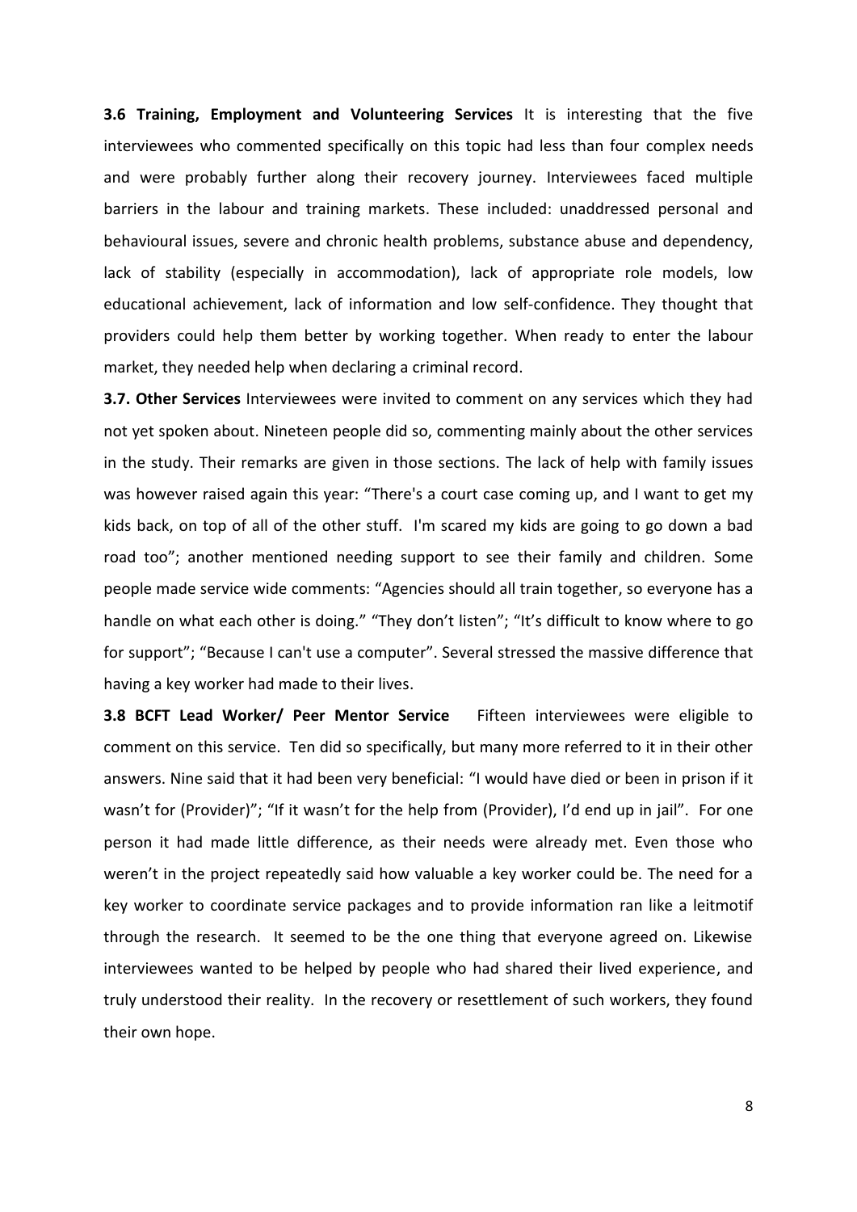**3.6 Training, Employment and Volunteering Services** It is interesting that the five interviewees who commented specifically on this topic had less than four complex needs and were probably further along their recovery journey. Interviewees faced multiple barriers in the labour and training markets. These included: unaddressed personal and behavioural issues, severe and chronic health problems, substance abuse and dependency, lack of stability (especially in accommodation), lack of appropriate role models, low educational achievement, lack of information and low self-confidence. They thought that providers could help them better by working together. When ready to enter the labour market, they needed help when declaring a criminal record.

**3.7. Other Services** Interviewees were invited to comment on any services which they had not yet spoken about. Nineteen people did so, commenting mainly about the other services in the study. Their remarks are given in those sections. The lack of help with family issues was however raised again this year: "There's a court case coming up, and I want to get my kids back, on top of all of the other stuff. I'm scared my kids are going to go down a bad road too"; another mentioned needing support to see their family and children. Some people made service wide comments: "Agencies should all train together, so everyone has a handle on what each other is doing." "They don't listen"; "It's difficult to know where to go for support"; "Because I can't use a computer". Several stressed the massive difference that having a key worker had made to their lives.

**3.8 BCFT Lead Worker/ Peer Mentor Service** Fifteen interviewees were eligible to comment on this service. Ten did so specifically, but many more referred to it in their other answers. Nine said that it had been very beneficial: "I would have died or been in prison if it wasn't for (Provider)"; "If it wasn't for the help from (Provider), I'd end up in jail". For one person it had made little difference, as their needs were already met. Even those who weren't in the project repeatedly said how valuable a key worker could be. The need for a key worker to coordinate service packages and to provide information ran like a leitmotif through the research. It seemed to be the one thing that everyone agreed on. Likewise interviewees wanted to be helped by people who had shared their lived experience, and truly understood their reality. In the recovery or resettlement of such workers, they found their own hope.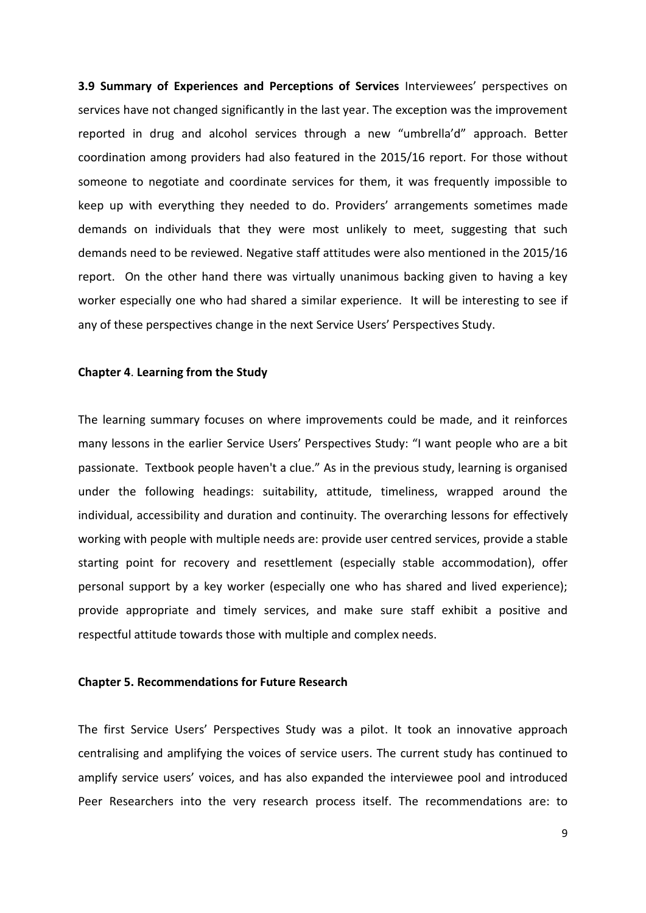**3.9 Summary of Experiences and Perceptions of Services** Interviewees' perspectives on services have not changed significantly in the last year. The exception was the improvement reported in drug and alcohol services through a new "umbrella'd" approach. Better coordination among providers had also featured in the 2015/16 report. For those without someone to negotiate and coordinate services for them, it was frequently impossible to keep up with everything they needed to do. Providers' arrangements sometimes made demands on individuals that they were most unlikely to meet, suggesting that such demands need to be reviewed. Negative staff attitudes were also mentioned in the 2015/16 report. On the other hand there was virtually unanimous backing given to having a key worker especially one who had shared a similar experience. It will be interesting to see if any of these perspectives change in the next Service Users' Perspectives Study.

## Chapter 4. Learning from the Study

The learning summary focuses on where improvements could be made, and it reinforces many lessons in the earlier Service Users' Perspectives Study: "I want people who are a bit passionate. Textbook people haven't a clue." As in the previous study, learning is organised under the following headings: suitability, attitude, timeliness, wrapped around the individual, accessibility and duration and continuity. The overarching lessons for effectively working with people with multiple needs are: provide user centred services, provide a stable starting point for recovery and resettlement (especially stable accommodation), offer personal support by a key worker (especially one who has shared and lived experience); provide appropriate and timely services, and make sure staff exhibit a positive and respectful attitude towards those with multiple and complex needs.

## Chapter 5. Recommendations for Future Research

The first Service Users' Perspectives Study was a pilot. It took an innovative approach centralising and amplifying the voices of service users. The current study has continued to amplify service users' voices, and has also expanded the interviewee pool and introduced Peer Researchers into the very research process itself. The recommendations are: to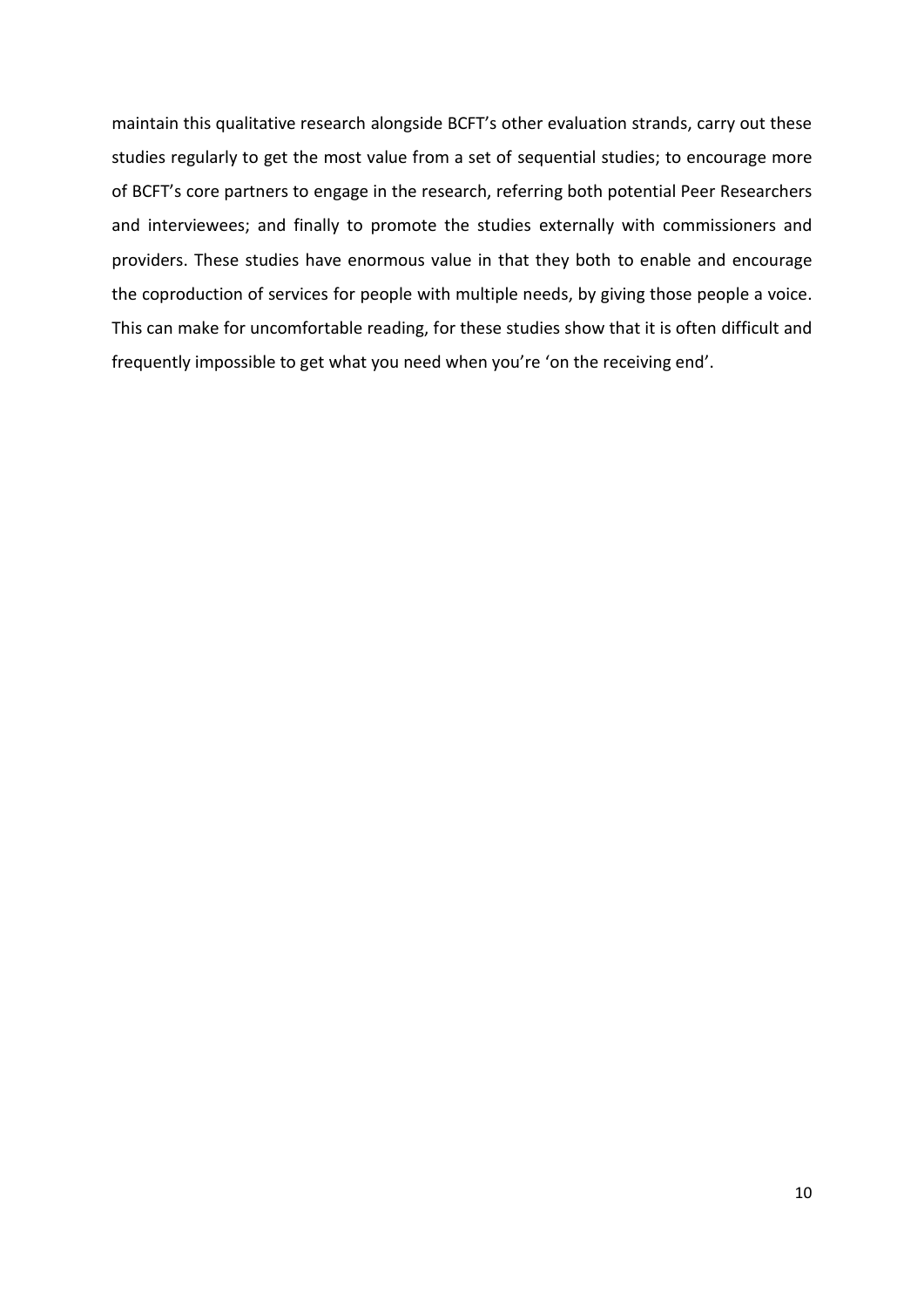maintain this qualitative research alongside BCFT's other evaluation strands, carry out these studies regularly to get the most value from a set of sequential studies; to encourage more of BCFT's core partners to engage in the research, referring both potential Peer Researchers and interviewees; and finally to promote the studies externally with commissioners and providers. These studies have enormous value in that they both to enable and encourage the coproduction of services for people with multiple needs, by giving those people a voice. This can make for uncomfortable reading, for these studies show that it is often difficult and frequently impossible to get what you need when you're 'on the receiving end'.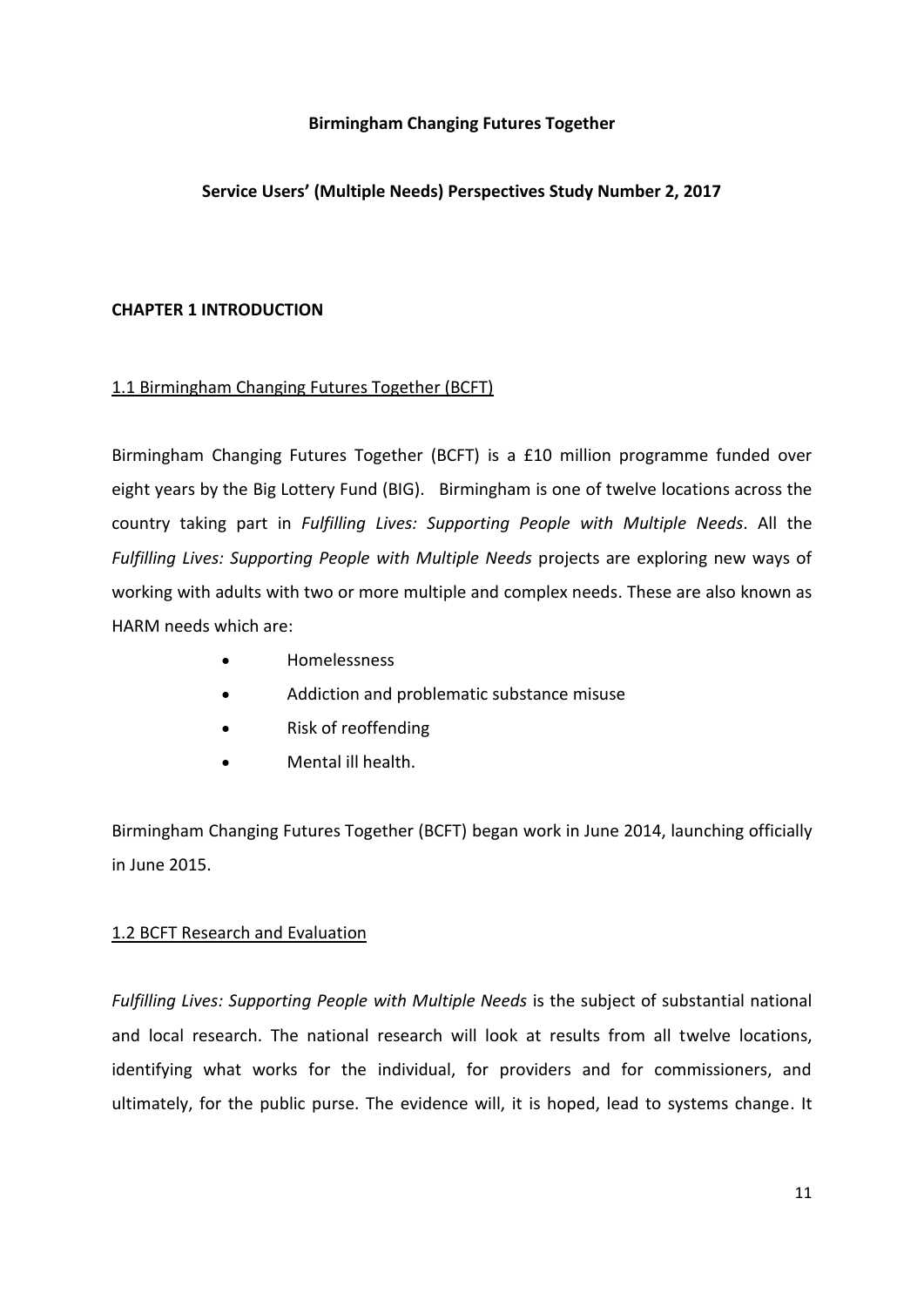**Birmingham Changing Futures Together**

**Service Users' (Multiple Needs) Perspectives Study Number 2, 2017**

# CHAPTER 1 INTRODUCTION

## 1.1 Birmingham Changing Futures Together (BCFT)

Birmingham Changing Futures Together (BCFT) is a £10 million programme funded over eight years by the Big Lottery Fund (BIG). Birmingham is one of twelve locations across the country taking part in *Fulfilling Lives: Supporting People with Multiple Needs*. All the *Fulfilling Lives: Supporting People with Multiple Needs* projects are exploring new ways of working with adults with two or more multiple and complex needs. These are also known as HARM needs which are:

- Homelessness
- Addiction and problematic substance misuse
- Risk of reoffending
- Mental ill health.

Birmingham Changing Futures Together (BCFT) began work in June 2014, launching officially in June 2015.

## 1.2 BCFT Research and Evaluation

*Fulfilling Lives: Supporting People with Multiple Needs* is the subject of substantial national and local research. The national research will look at results from all twelve locations, identifying what works for the individual, for providers and for commissioners, and ultimately, for the public purse. The evidence will, it is hoped, lead to systems change. It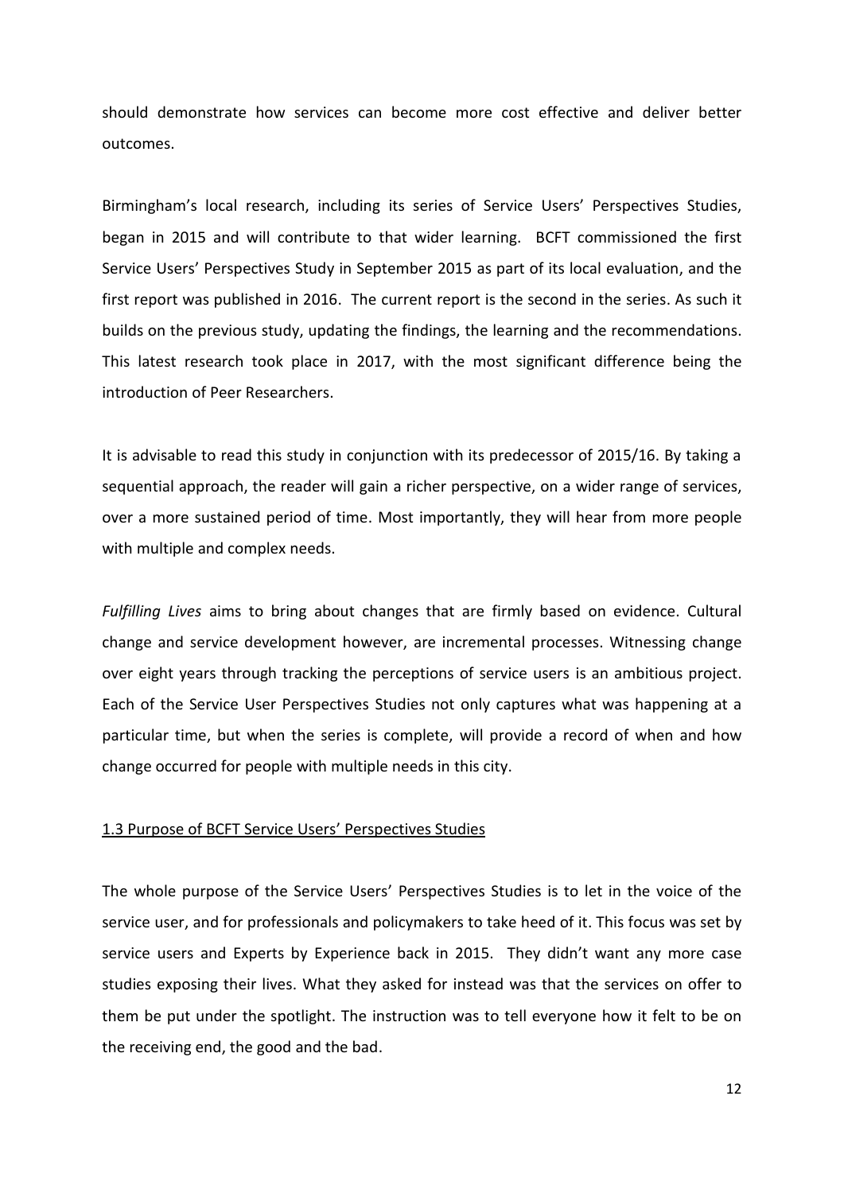should demonstrate how services can become more cost effective and deliver better outcomes.

Birmingham's local research, including its series of Service Users' Perspectives Studies, began in 2015 and will contribute to that wider learning. BCFT commissioned the first Service Users' Perspectives Study in September 2015 as part of its local evaluation, and the first report was published in 2016. The current report is the second in the series. As such it builds on the previous study, updating the findings, the learning and the recommendations. This latest research took place in 2017, with the most significant difference being the introduction of Peer Researchers.

It is advisable to read this study in conjunction with its predecessor of 2015/16. By taking a sequential approach, the reader will gain a richer perspective, on a wider range of services, over a more sustained period of time. Most importantly, they will hear from more people with multiple and complex needs.

*Fulfilling Lives* aims to bring about changes that are firmly based on evidence. Cultural change and service development however, are incremental processes. Witnessing change over eight years through tracking the perceptions of service users is an ambitious project. Each of the Service User Perspectives Studies not only captures what was happening at a particular time, but when the series is complete, will provide a record of when and how change occurred for people with multiple needs in this city.

### 1.3 Purpose of BCFT Service Users' Perspectives Studies

The whole purpose of the Service Users' Perspectives Studies is to let in the voice of the service user, and for professionals and policymakers to take heed of it. This focus was set by service users and Experts by Experience back in 2015. They didn't want any more case studies exposing their lives. What they asked for instead was that the services on offer to them be put under the spotlight. The instruction was to tell everyone how it felt to be on the receiving end, the good and the bad.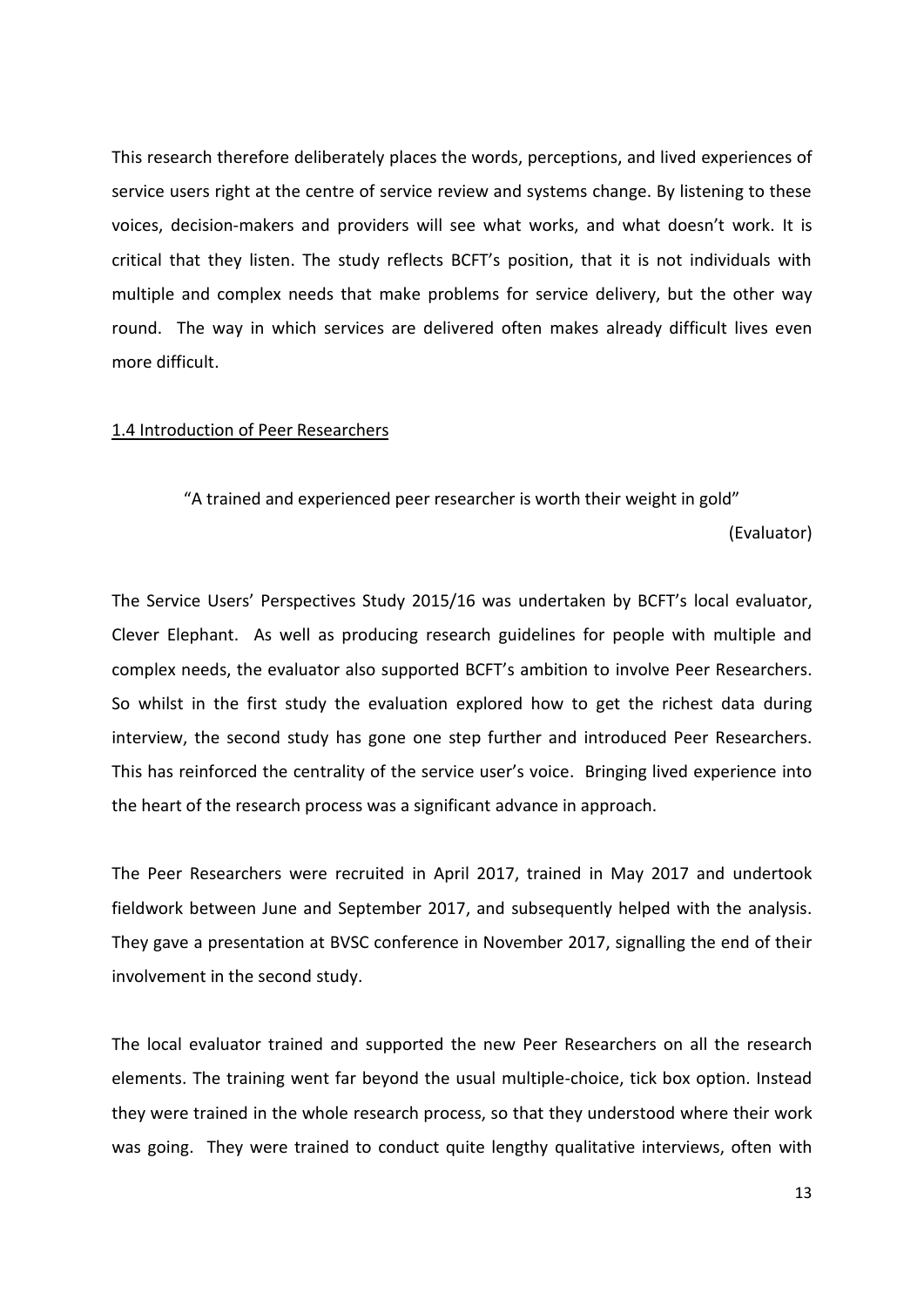This research therefore deliberately places the words, perceptions, and lived experiences of service users right at the centre of service review and systems change. By listening to these voices, decision-makers and providers will see what works, and what doesn't work. It is critical that they listen. The study reflects BCFT's position, that it is not individuals with multiple and complex needs that make problems for service delivery, but the other way round. The way in which services are delivered often makes already difficult lives even more difficult.

## 1.4 Introduction of Peer Researchers

> "A trained and experienced peer researcher is worth their weight in gold"
>
> (Evaluator)

The Service Users' Perspectives Study 2015/16 was undertaken by BCFT's local evaluator, Clever Elephant. As well as producing research guidelines for people with multiple and complex needs, the evaluator also supported BCFT's ambition to involve Peer Researchers. So whilst in the first study the evaluation explored how to get the richest data during interview, the second study has gone one step further and introduced Peer Researchers. This has reinforced the centrality of the service user's voice. Bringing lived experience into the heart of the research process was a significant advance in approach.

The Peer Researchers were recruited in April 2017, trained in May 2017 and undertook fieldwork between June and September 2017, and subsequently helped with the analysis. They gave a presentation at BVSC conference in November 2017, signalling the end of their involvement in the second study.

The local evaluator trained and supported the new Peer Researchers on all the research elements. The training went far beyond the usual multiple-choice, tick box option. Instead they were trained in the whole research process, so that they understood where their work was going. They were trained to conduct quite lengthy qualitative interviews, often with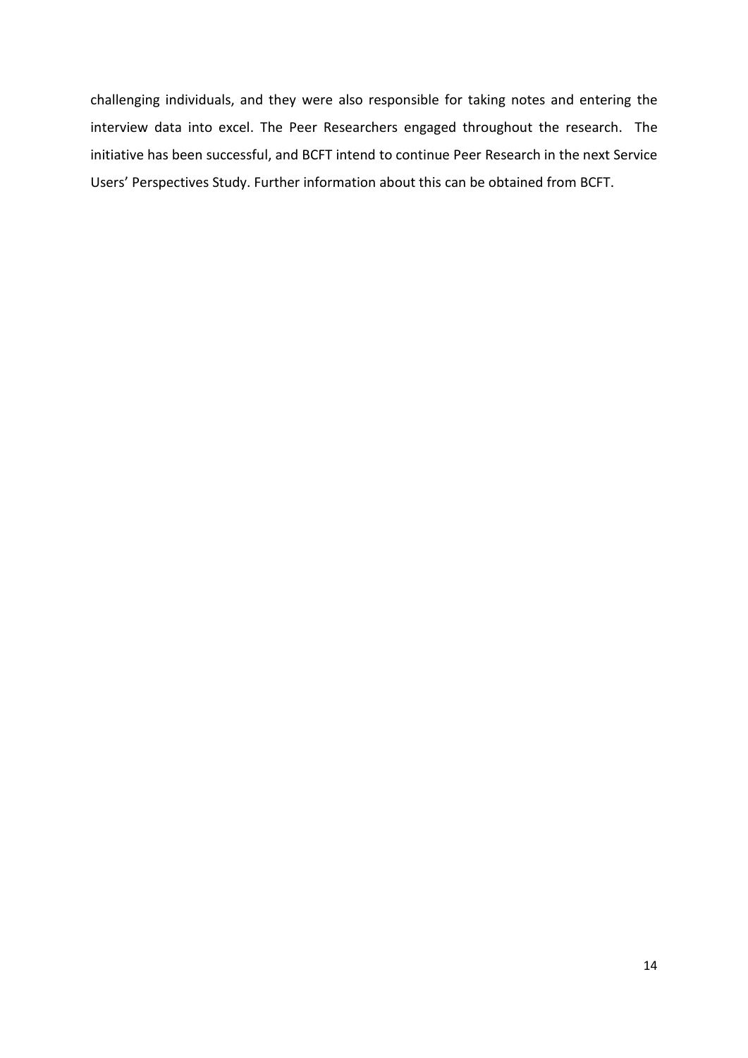challenging individuals, and they were also responsible for taking notes and entering the interview data into excel. The Peer Researchers engaged throughout the research. The initiative has been successful, and BCFT intend to continue Peer Research in the next Service Users' Perspectives Study. Further information about this can be obtained from BCFT.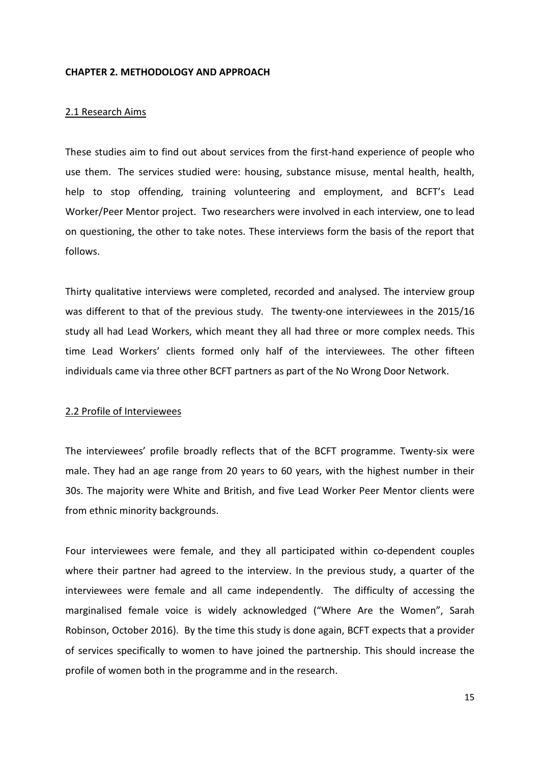## CHAPTER 2. METHODOLOGY AND APPROACH

### 2.1 Research Aims

These studies aim to find out about services from the first-hand experience of people who use them. The services studied were: housing, substance misuse, mental health, health, help to stop offending, training volunteering and employment, and BCFT's Lead Worker/Peer Mentor project. Two researchers were involved in each interview, one to lead on questioning, the other to take notes. These interviews form the basis of the report that follows.

Thirty qualitative interviews were completed, recorded and analysed. The interview group was different to that of the previous study. The twenty-one interviewees in the 2015/16 study all had Lead Workers, which meant they all had three or more complex needs. This time Lead Workers' clients formed only half of the interviewees. The other fifteen individuals came via three other BCFT partners as part of the No Wrong Door Network.

### 2.2 Profile of Interviewees

The interviewees' profile broadly reflects that of the BCFT programme. Twenty-six were male. They had an age range from 20 years to 60 years, with the highest number in their 30s. The majority were White and British, and five Lead Worker Peer Mentor clients were from ethnic minority backgrounds.

Four interviewees were female, and they all participated within co-dependent couples where their partner had agreed to the interview. In the previous study, a quarter of the interviewees were female and all came independently. The difficulty of accessing the marginalised female voice is widely acknowledged ("Where Are the Women", Sarah Robinson, October 2016). By the time this study is done again, BCFT expects that a provider of services specifically to women to have joined the partnership. This should increase the profile of women both in the programme and in the research.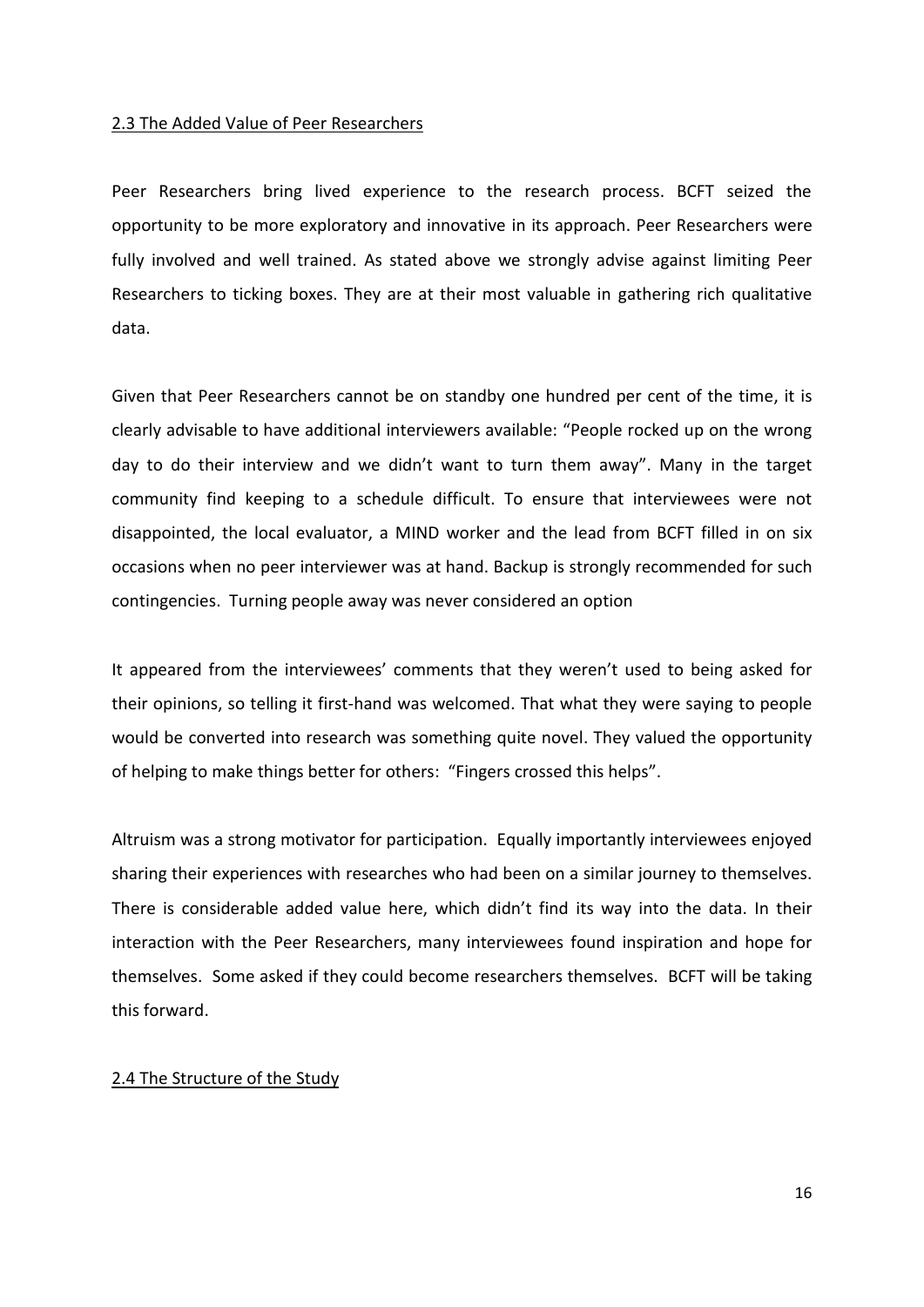## 2.3 The Added Value of Peer Researchers

Peer Researchers bring lived experience to the research process. BCFT seized the opportunity to be more exploratory and innovative in its approach. Peer Researchers were fully involved and well trained. As stated above we strongly advise against limiting Peer Researchers to ticking boxes. They are at their most valuable in gathering rich qualitative data.

Given that Peer Researchers cannot be on standby one hundred per cent of the time, it is clearly advisable to have additional interviewers available: "People rocked up on the wrong day to do their interview and we didn't want to turn them away". Many in the target community find keeping to a schedule difficult. To ensure that interviewees were not disappointed, the local evaluator, a MIND worker and the lead from BCFT filled in on six occasions when no peer interviewer was at hand. Backup is strongly recommended for such contingencies. Turning people away was never considered an option

It appeared from the interviewees' comments that they weren't used to being asked for their opinions, so telling it first-hand was welcomed. That what they were saying to people would be converted into research was something quite novel. They valued the opportunity of helping to make things better for others: "Fingers crossed this helps".

Altruism was a strong motivator for participation. Equally importantly interviewees enjoyed sharing their experiences with researches who had been on a similar journey to themselves. There is considerable added value here, which didn't find its way into the data. In their interaction with the Peer Researchers, many interviewees found inspiration and hope for themselves. Some asked if they could become researchers themselves. BCFT will be taking this forward.

## 2.4 The Structure of the Study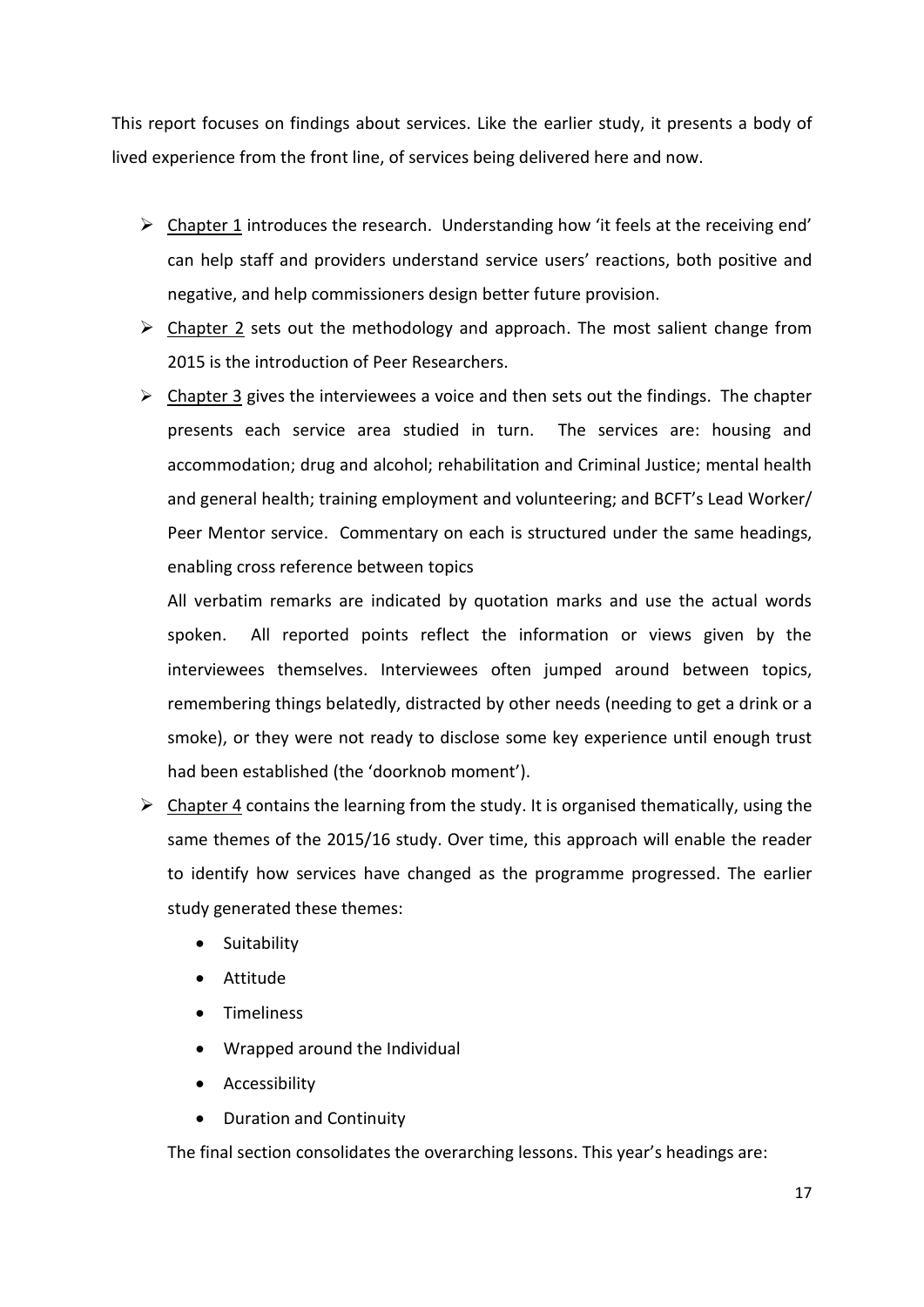This report focuses on findings about services. Like the earlier study, it presents a body of lived experience from the front line, of services being delivered here and now.

- Chapter 1 introduces the research. Understanding how 'it feels at the receiving end' can help staff and providers understand service users' reactions, both positive and negative, and help commissioners design better future provision.
- Chapter 2 sets out the methodology and approach. The most salient change from 2015 is the introduction of Peer Researchers.
- Chapter 3 gives the interviewees a voice and then sets out the findings. The chapter presents each service area studied in turn. The services are: housing and accommodation; drug and alcohol; rehabilitation and Criminal Justice; mental health and general health; training employment and volunteering; and BCFT's Lead Worker/ Peer Mentor service. Commentary on each is structured under the same headings, enabling cross reference between topics

  All verbatim remarks are indicated by quotation marks and use the actual words spoken. All reported points reflect the information or views given by the interviewees themselves. Interviewees often jumped around between topics, remembering things belatedly, distracted by other needs (needing to get a drink or a smoke), or they were not ready to disclose some key experience until enough trust had been established (the 'doorknob moment').
- Chapter 4 contains the learning from the study. It is organised thematically, using the same themes of the 2015/16 study. Over time, this approach will enable the reader to identify how services have changed as the programme progressed. The earlier study generated these themes:
  - Suitability
  - Attitude
  - Timeliness
  - Wrapped around the Individual
  - Accessibility
  - Duration and Continuity

  The final section consolidates the overarching lessons. This year's headings are: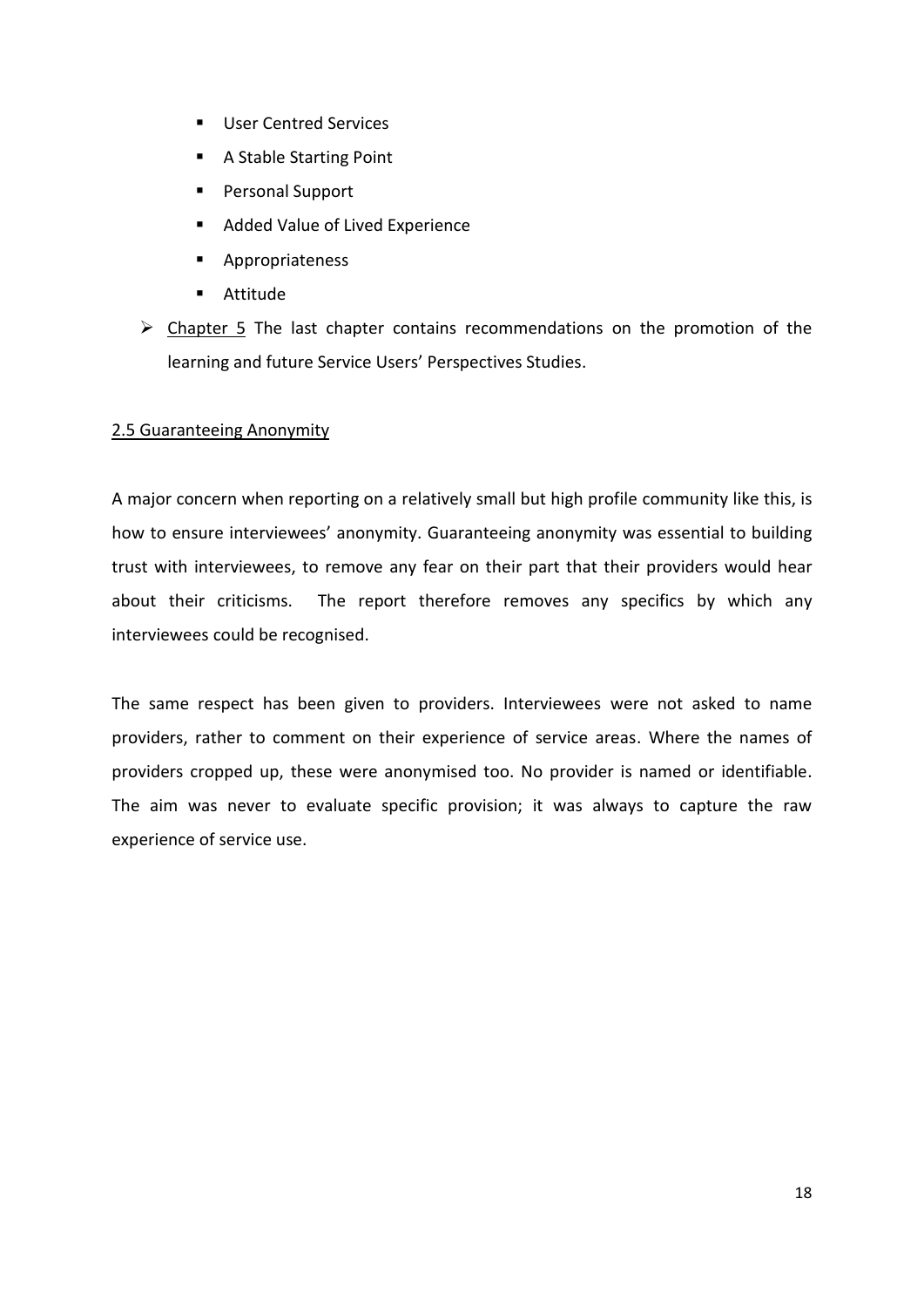- User Centred Services
   - A Stable Starting Point
   - Personal Support
   - Added Value of Lived Experience
   - Appropriateness
   - Attitude

- Chapter 5 The last chapter contains recommendations on the promotion of the learning and future Service Users' Perspectives Studies.

## 2.5 Guaranteeing Anonymity

A major concern when reporting on a relatively small but high profile community like this, is how to ensure interviewees' anonymity. Guaranteeing anonymity was essential to building trust with interviewees, to remove any fear on their part that their providers would hear about their criticisms. The report therefore removes any specifics by which any interviewees could be recognised.

The same respect has been given to providers. Interviewees were not asked to name providers, rather to comment on their experience of service areas. Where the names of providers cropped up, these were anonymised too. No provider is named or identifiable. The aim was never to evaluate specific provision; it was always to capture the raw experience of service use.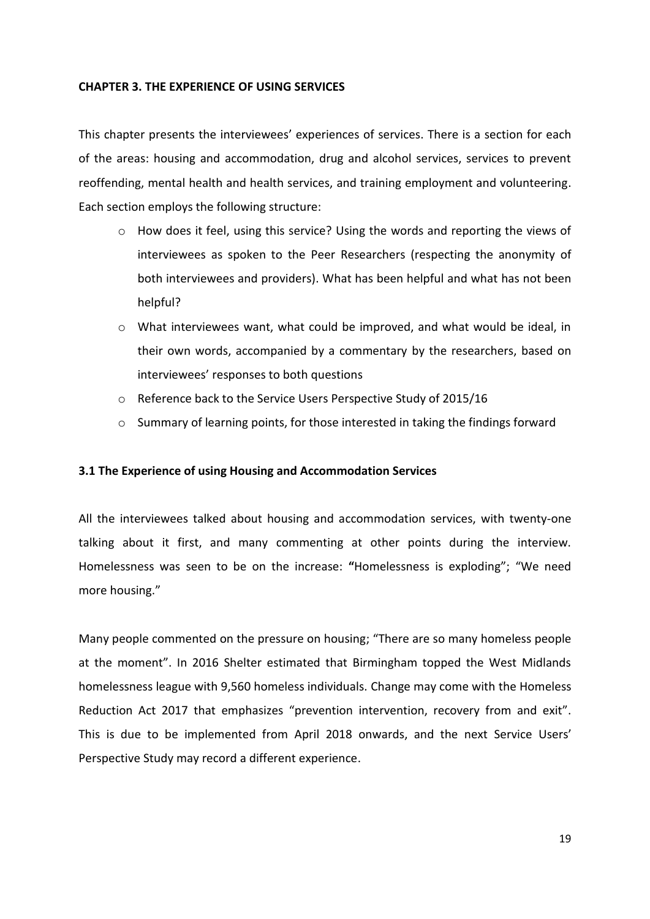## CHAPTER 3. THE EXPERIENCE OF USING SERVICES

This chapter presents the interviewees' experiences of services. There is a section for each of the areas: housing and accommodation, drug and alcohol services, services to prevent reoffending, mental health and health services, and training employment and volunteering. Each section employs the following structure:

- How does it feel, using this service? Using the words and reporting the views of interviewees as spoken to the Peer Researchers (respecting the anonymity of both interviewees and providers). What has been helpful and what has not been helpful?
- What interviewees want, what could be improved, and what would be ideal, in their own words, accompanied by a commentary by the researchers, based on interviewees' responses to both questions
- Reference back to the Service Users Perspective Study of 2015/16
- Summary of learning points, for those interested in taking the findings forward

### 3.1 The Experience of using Housing and Accommodation Services

All the interviewees talked about housing and accommodation services, with twenty-one talking about it first, and many commenting at other points during the interview. Homelessness was seen to be on the increase: "Homelessness is exploding"; "We need more housing."

Many people commented on the pressure on housing; "There are so many homeless people at the moment". In 2016 Shelter estimated that Birmingham topped the West Midlands homelessness league with 9,560 homeless individuals. Change may come with the Homeless Reduction Act 2017 that emphasizes "prevention intervention, recovery from and exit". This is due to be implemented from April 2018 onwards, and the next Service Users' Perspective Study may record a different experience.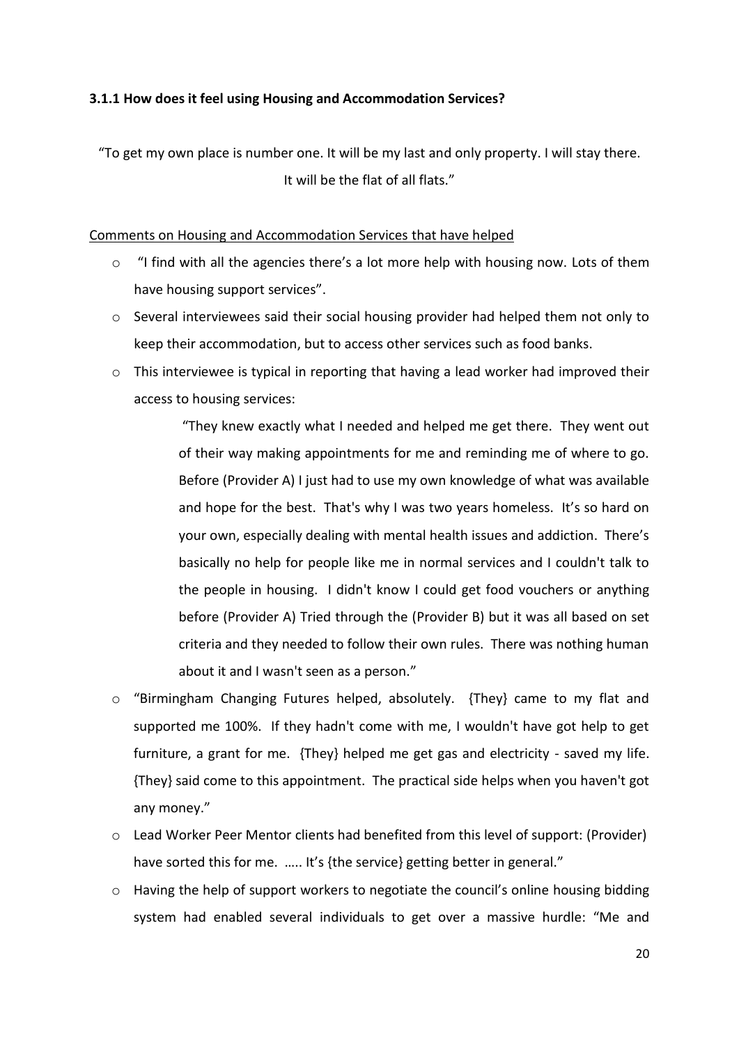### 3.1.1 How does it feel using Housing and Accommodation Services?

"To get my own place is number one. It will be my last and only property. I will stay there. It will be the flat of all flats."

<u>Comments on Housing and Accommodation Services that have helped</u>

- "I find with all the agencies there's a lot more help with housing now. Lots of them have housing support services".
- Several interviewees said their social housing provider had helped them not only to keep their accommodation, but to access other services such as food banks.
- This interviewee is typical in reporting that having a lead worker had improved their access to housing services:

  > "They knew exactly what I needed and helped me get there. They went out of their way making appointments for me and reminding me of where to go. Before (Provider A) I just had to use my own knowledge of what was available and hope for the best. That's why I was two years homeless. It's so hard on your own, especially dealing with mental health issues and addiction. There's basically no help for people like me in normal services and I couldn't talk to the people in housing. I didn't know I could get food vouchers or anything before (Provider A) Tried through the (Provider B) but it was all based on set criteria and they needed to follow their own rules. There was nothing human about it and I wasn't seen as a person."

- "Birmingham Changing Futures helped, absolutely. {They} came to my flat and supported me 100%. If they hadn't come with me, I wouldn't have got help to get furniture, a grant for me. {They} helped me get gas and electricity - saved my life. {They} said come to this appointment. The practical side helps when you haven't got any money."
- Lead Worker Peer Mentor clients had benefited from this level of support: (Provider) have sorted this for me. ….. It's {the service} getting better in general."
- Having the help of support workers to negotiate the council's online housing bidding system had enabled several individuals to get over a massive hurdle: "Me and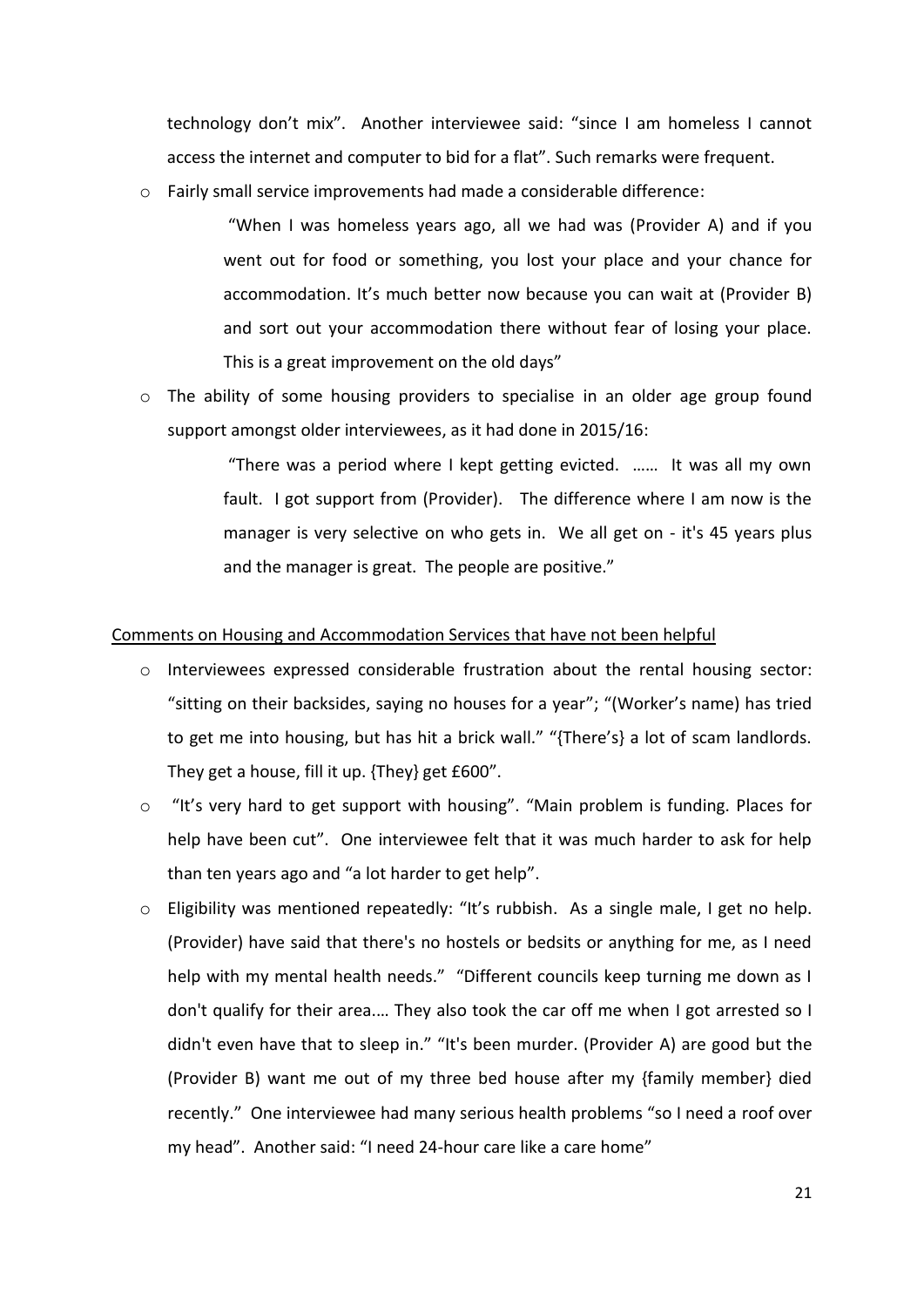technology don't mix". Another interviewee said: "since I am homeless I cannot access the internet and computer to bid for a flat". Such remarks were frequent.

- Fairly small service improvements had made a considerable difference:

  > "When I was homeless years ago, all we had was (Provider A) and if you went out for food or something, you lost your place and your chance for accommodation. It's much better now because you can wait at (Provider B) and sort out your accommodation there without fear of losing your place. This is a great improvement on the old days"

- The ability of some housing providers to specialise in an older age group found support amongst older interviewees, as it had done in 2015/16:

  > "There was a period where I kept getting evicted. …… It was all my own fault. I got support from (Provider). The difference where I am now is the manager is very selective on who gets in. We all get on - it's 45 years plus and the manager is great. The people are positive."

<u>Comments on Housing and Accommodation Services that have not been helpful</u>

- Interviewees expressed considerable frustration about the rental housing sector: "sitting on their backsides, saying no houses for a year"; "(Worker's name) has tried to get me into housing, but has hit a brick wall." "{There's} a lot of scam landlords. They get a house, fill it up. {They} get £600".
- "It's very hard to get support with housing". "Main problem is funding. Places for help have been cut". One interviewee felt that it was much harder to ask for help than ten years ago and "a lot harder to get help".
- Eligibility was mentioned repeatedly: "It's rubbish. As a single male, I get no help. (Provider) have said that there's no hostels or bedsits or anything for me, as I need help with my mental health needs." "Different councils keep turning me down as I don't qualify for their area.… They also took the car off me when I got arrested so I didn't even have that to sleep in." "It's been murder. (Provider A) are good but the (Provider B) want me out of my three bed house after my {family member} died recently." One interviewee had many serious health problems "so I need a roof over my head". Another said: "I need 24-hour care like a care home"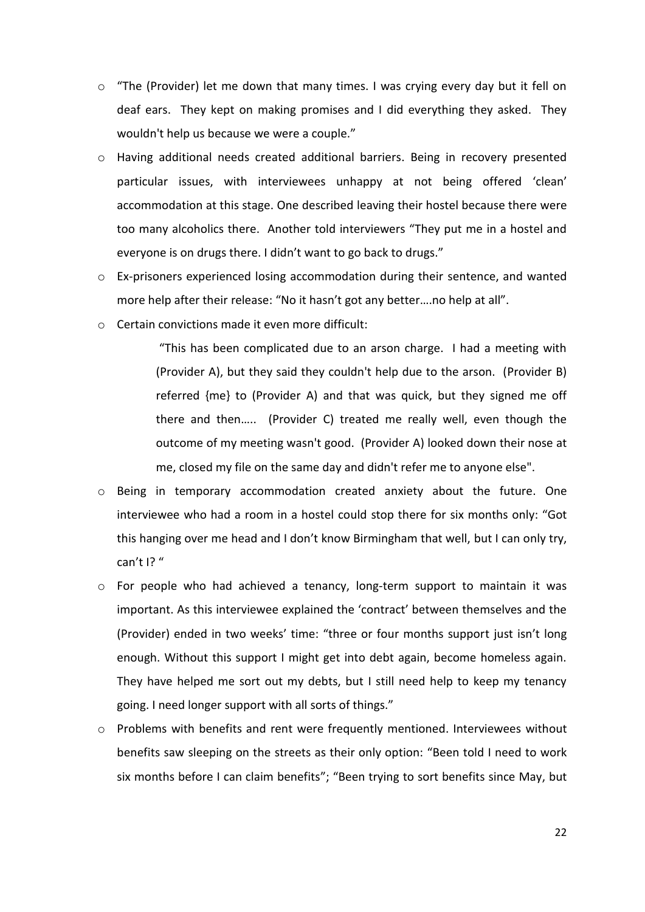- "The (Provider) let me down that many times. I was crying every day but it fell on deaf ears. They kept on making promises and I did everything they asked. They wouldn't help us because we were a couple."
- Having additional needs created additional barriers. Being in recovery presented particular issues, with interviewees unhappy at not being offered 'clean' accommodation at this stage. One described leaving their hostel because there were too many alcoholics there. Another told interviewers "They put me in a hostel and everyone is on drugs there. I didn't want to go back to drugs."
- Ex-prisoners experienced losing accommodation during their sentence, and wanted more help after their release: "No it hasn't got any better….no help at all".
- Certain convictions made it even more difficult:

  > "This has been complicated due to an arson charge. I had a meeting with (Provider A), but they said they couldn't help due to the arson. (Provider B) referred {me} to (Provider A) and that was quick, but they signed me off there and then….. (Provider C) treated me really well, even though the outcome of my meeting wasn't good. (Provider A) looked down their nose at me, closed my file on the same day and didn't refer me to anyone else".

- Being in temporary accommodation created anxiety about the future. One interviewee who had a room in a hostel could stop there for six months only: "Got this hanging over me head and I don't know Birmingham that well, but I can only try, can't I? "
- For people who had achieved a tenancy, long-term support to maintain it was important. As this interviewee explained the 'contract' between themselves and the (Provider) ended in two weeks' time: "three or four months support just isn't long enough. Without this support I might get into debt again, become homeless again. They have helped me sort out my debts, but I still need help to keep my tenancy going. I need longer support with all sorts of things."
- Problems with benefits and rent were frequently mentioned. Interviewees without benefits saw sleeping on the streets as their only option: "Been told I need to work six months before I can claim benefits"; "Been trying to sort benefits since May, but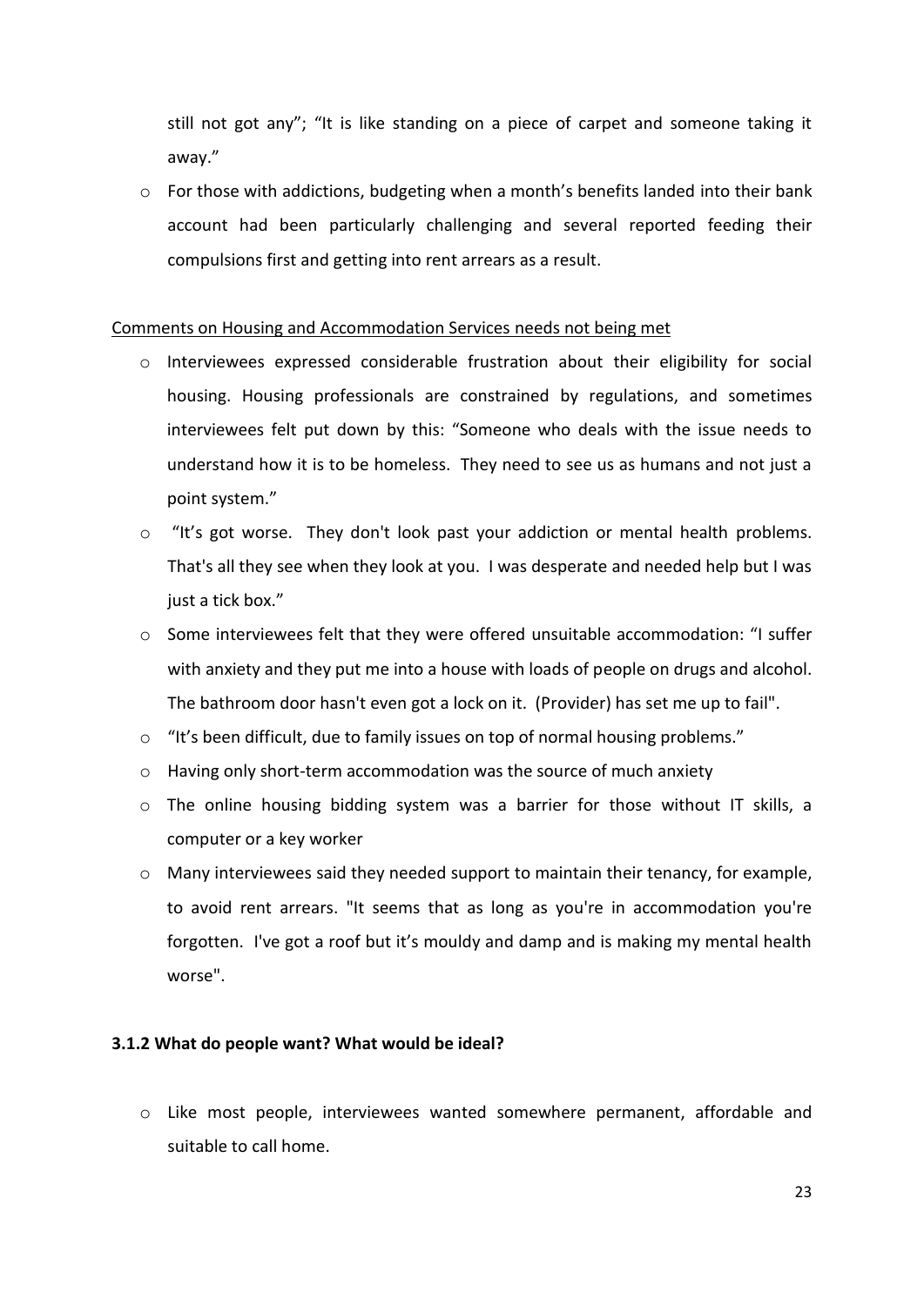still not got any"; "It is like standing on a piece of carpet and someone taking it away."

- For those with addictions, budgeting when a month's benefits landed into their bank account had been particularly challenging and several reported feeding their compulsions first and getting into rent arrears as a result.

<u>Comments on Housing and Accommodation Services needs not being met</u>

- Interviewees expressed considerable frustration about their eligibility for social housing. Housing professionals are constrained by regulations, and sometimes interviewees felt put down by this: "Someone who deals with the issue needs to understand how it is to be homeless. They need to see us as humans and not just a point system."
- "It's got worse. They don't look past your addiction or mental health problems. That's all they see when they look at you. I was desperate and needed help but I was just a tick box."
- Some interviewees felt that they were offered unsuitable accommodation: "I suffer with anxiety and they put me into a house with loads of people on drugs and alcohol. The bathroom door hasn't even got a lock on it. (Provider) has set me up to fail".
- "It's been difficult, due to family issues on top of normal housing problems."
- Having only short-term accommodation was the source of much anxiety
- The online housing bidding system was a barrier for those without IT skills, a computer or a key worker
- Many interviewees said they needed support to maintain their tenancy, for example, to avoid rent arrears. "It seems that as long as you're in accommodation you're forgotten. I've got a roof but it's mouldy and damp and is making my mental health worse".

### 3.1.2 What do people want? What would be ideal?

- Like most people, interviewees wanted somewhere permanent, affordable and suitable to call home.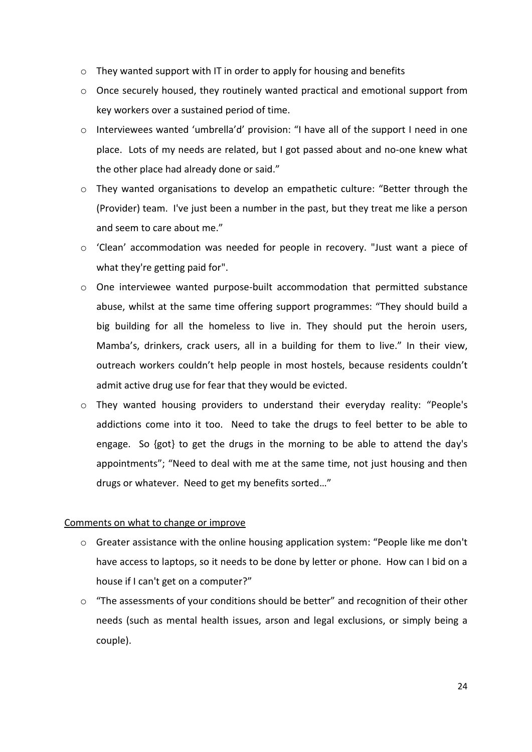- They wanted support with IT in order to apply for housing and benefits
- Once securely housed, they routinely wanted practical and emotional support from key workers over a sustained period of time.
- Interviewees wanted 'umbrella'd' provision: "I have all of the support I need in one place. Lots of my needs are related, but I got passed about and no-one knew what the other place had already done or said."
- They wanted organisations to develop an empathetic culture: "Better through the (Provider) team. I've just been a number in the past, but they treat me like a person and seem to care about me."
- 'Clean' accommodation was needed for people in recovery. "Just want a piece of what they're getting paid for".
- One interviewee wanted purpose-built accommodation that permitted substance abuse, whilst at the same time offering support programmes: "They should build a big building for all the homeless to live in. They should put the heroin users, Mamba's, drinkers, crack users, all in a building for them to live." In their view, outreach workers couldn't help people in most hostels, because residents couldn't admit active drug use for fear that they would be evicted.
- They wanted housing providers to understand their everyday reality: "People's addictions come into it too. Need to take the drugs to feel better to be able to engage. So {got} to get the drugs in the morning to be able to attend the day's appointments"; "Need to deal with me at the same time, not just housing and then drugs or whatever. Need to get my benefits sorted…"

<u>Comments on what to change or improve</u>

- Greater assistance with the online housing application system: "People like me don't have access to laptops, so it needs to be done by letter or phone. How can I bid on a house if I can't get on a computer?"
- "The assessments of your conditions should be better" and recognition of their other needs (such as mental health issues, arson and legal exclusions, or simply being a couple).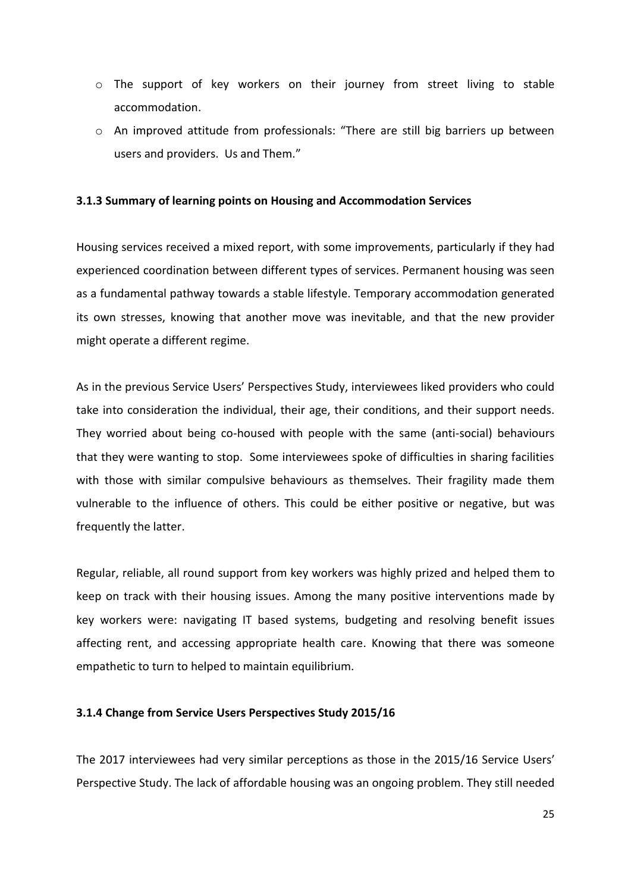- The support of key workers on their journey from street living to stable accommodation.
- An improved attitude from professionals: “There are still big barriers up between users and providers. Us and Them.”

### 3.1.3 Summary of learning points on Housing and Accommodation Services

Housing services received a mixed report, with some improvements, particularly if they had experienced coordination between different types of services. Permanent housing was seen as a fundamental pathway towards a stable lifestyle. Temporary accommodation generated its own stresses, knowing that another move was inevitable, and that the new provider might operate a different regime.

As in the previous Service Users’ Perspectives Study, interviewees liked providers who could take into consideration the individual, their age, their conditions, and their support needs. They worried about being co-housed with people with the same (anti-social) behaviours that they were wanting to stop. Some interviewees spoke of difficulties in sharing facilities with those with similar compulsive behaviours as themselves. Their fragility made them vulnerable to the influence of others. This could be either positive or negative, but was frequently the latter.

Regular, reliable, all round support from key workers was highly prized and helped them to keep on track with their housing issues. Among the many positive interventions made by key workers were: navigating IT based systems, budgeting and resolving benefit issues affecting rent, and accessing appropriate health care. Knowing that there was someone empathetic to turn to helped to maintain equilibrium.

### 3.1.4 Change from Service Users Perspectives Study 2015/16

The 2017 interviewees had very similar perceptions as those in the 2015/16 Service Users’ Perspective Study. The lack of affordable housing was an ongoing problem. They still needed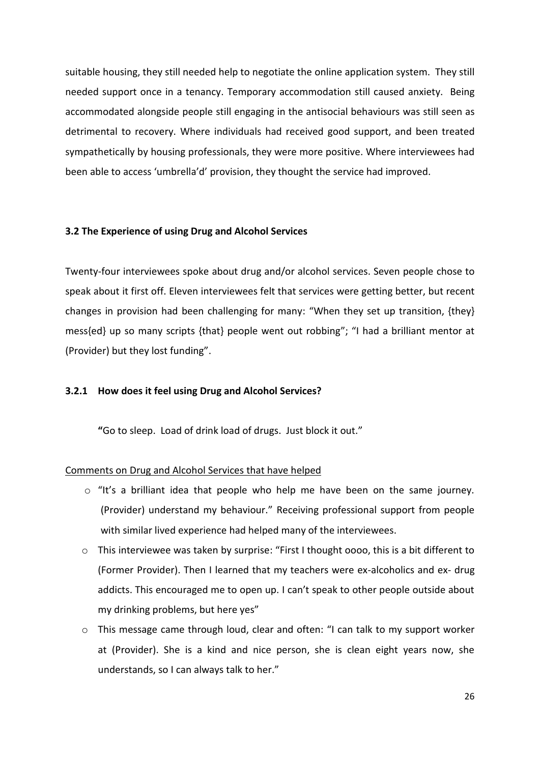suitable housing, they still needed help to negotiate the online application system. They still needed support once in a tenancy. Temporary accommodation still caused anxiety. Being accommodated alongside people still engaging in the antisocial behaviours was still seen as detrimental to recovery. Where individuals had received good support, and been treated sympathetically by housing professionals, they were more positive. Where interviewees had been able to access 'umbrella'd' provision, they thought the service had improved.

### 3.2 The Experience of using Drug and Alcohol Services

Twenty-four interviewees spoke about drug and/or alcohol services. Seven people chose to speak about it first off. Eleven interviewees felt that services were getting better, but recent changes in provision had been challenging for many: "When they set up transition, {they} mess{ed} up so many scripts {that} people went out robbing"; "I had a brilliant mentor at (Provider) but they lost funding".

#### 3.2.1 How does it feel using Drug and Alcohol Services?

> **"**Go to sleep. Load of drink load of drugs. Just block it out."

<u>Comments on Drug and Alcohol Services that have helped</u>

- "It's a brilliant idea that people who help me have been on the same journey. (Provider) understand my behaviour." Receiving professional support from people with similar lived experience had helped many of the interviewees.
- This interviewee was taken by surprise: "First I thought oooo, this is a bit different to (Former Provider). Then I learned that my teachers were ex-alcoholics and ex- drug addicts. This encouraged me to open up. I can't speak to other people outside about my drinking problems, but here yes"
- This message came through loud, clear and often: "I can talk to my support worker at (Provider). She is a kind and nice person, she is clean eight years now, she understands, so I can always talk to her."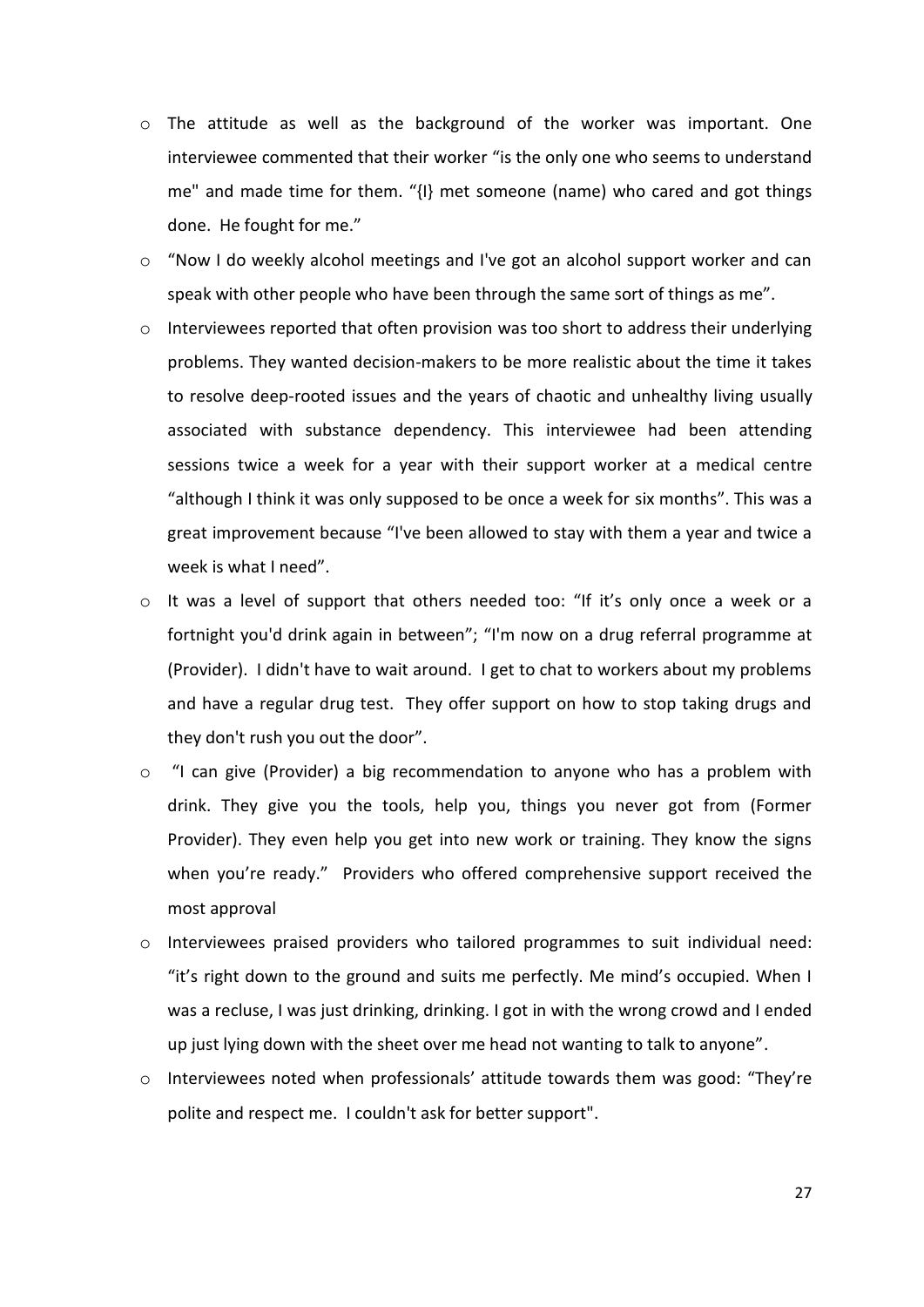- The attitude as well as the background of the worker was important. One interviewee commented that their worker "is the only one who seems to understand me" and made time for them. "{I} met someone (name) who cared and got things done. He fought for me."
- "Now I do weekly alcohol meetings and I've got an alcohol support worker and can speak with other people who have been through the same sort of things as me".
- Interviewees reported that often provision was too short to address their underlying problems. They wanted decision-makers to be more realistic about the time it takes to resolve deep-rooted issues and the years of chaotic and unhealthy living usually associated with substance dependency. This interviewee had been attending sessions twice a week for a year with their support worker at a medical centre "although I think it was only supposed to be once a week for six months". This was a great improvement because "I've been allowed to stay with them a year and twice a week is what I need".
- It was a level of support that others needed too: "If it's only once a week or a fortnight you'd drink again in between"; "I'm now on a drug referral programme at (Provider). I didn't have to wait around. I get to chat to workers about my problems and have a regular drug test. They offer support on how to stop taking drugs and they don't rush you out the door".
- "I can give (Provider) a big recommendation to anyone who has a problem with drink. They give you the tools, help you, things you never got from (Former Provider). They even help you get into new work or training. They know the signs when you're ready." Providers who offered comprehensive support received the most approval
- Interviewees praised providers who tailored programmes to suit individual need: "it's right down to the ground and suits me perfectly. Me mind's occupied. When I was a recluse, I was just drinking, drinking. I got in with the wrong crowd and I ended up just lying down with the sheet over me head not wanting to talk to anyone".
- Interviewees noted when professionals' attitude towards them was good: "They're polite and respect me. I couldn't ask for better support".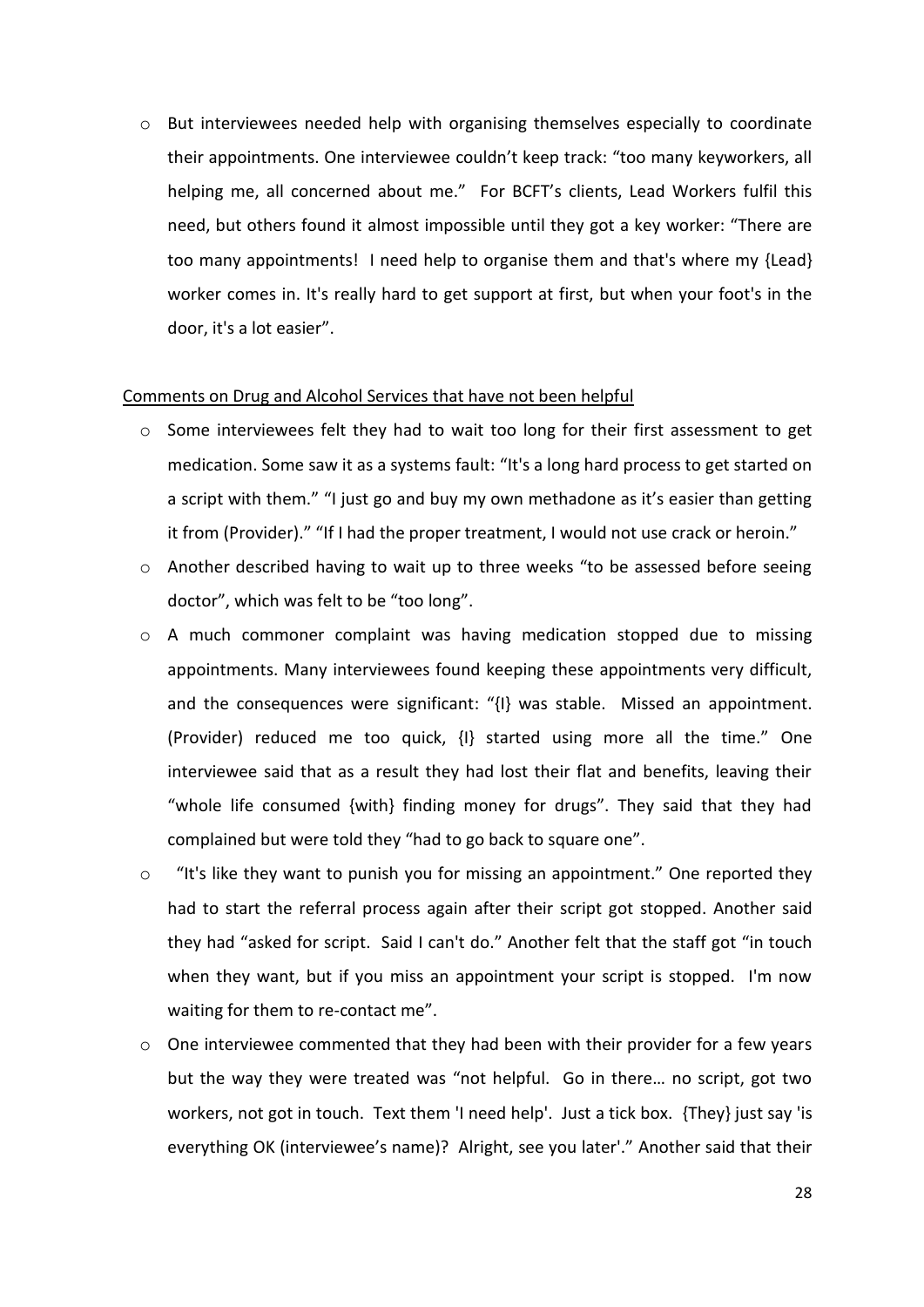- But interviewees needed help with organising themselves especially to coordinate their appointments. One interviewee couldn't keep track: "too many keyworkers, all helping me, all concerned about me." For BCFT's clients, Lead Workers fulfil this need, but others found it almost impossible until they got a key worker: "There are too many appointments! I need help to organise them and that's where my {Lead} worker comes in. It's really hard to get support at first, but when your foot's in the door, it's a lot easier".

<u>Comments on Drug and Alcohol Services that have not been helpful</u>

- Some interviewees felt they had to wait too long for their first assessment to get medication. Some saw it as a systems fault: "It's a long hard process to get started on a script with them." "I just go and buy my own methadone as it's easier than getting it from (Provider)." "If I had the proper treatment, I would not use crack or heroin."
- Another described having to wait up to three weeks "to be assessed before seeing doctor", which was felt to be "too long".
- A much commoner complaint was having medication stopped due to missing appointments. Many interviewees found keeping these appointments very difficult, and the consequences were significant: "{I} was stable. Missed an appointment. (Provider) reduced me too quick, {I} started using more all the time." One interviewee said that as a result they had lost their flat and benefits, leaving their "whole life consumed {with} finding money for drugs". They said that they had complained but were told they "had to go back to square one".
- "It's like they want to punish you for missing an appointment." One reported they had to start the referral process again after their script got stopped. Another said they had "asked for script. Said I can't do." Another felt that the staff got "in touch when they want, but if you miss an appointment your script is stopped. I'm now waiting for them to re-contact me".
- One interviewee commented that they had been with their provider for a few years but the way they were treated was "not helpful. Go in there… no script, got two workers, not got in touch. Text them 'I need help'. Just a tick box. {They} just say 'is everything OK (interviewee's name)? Alright, see you later'." Another said that their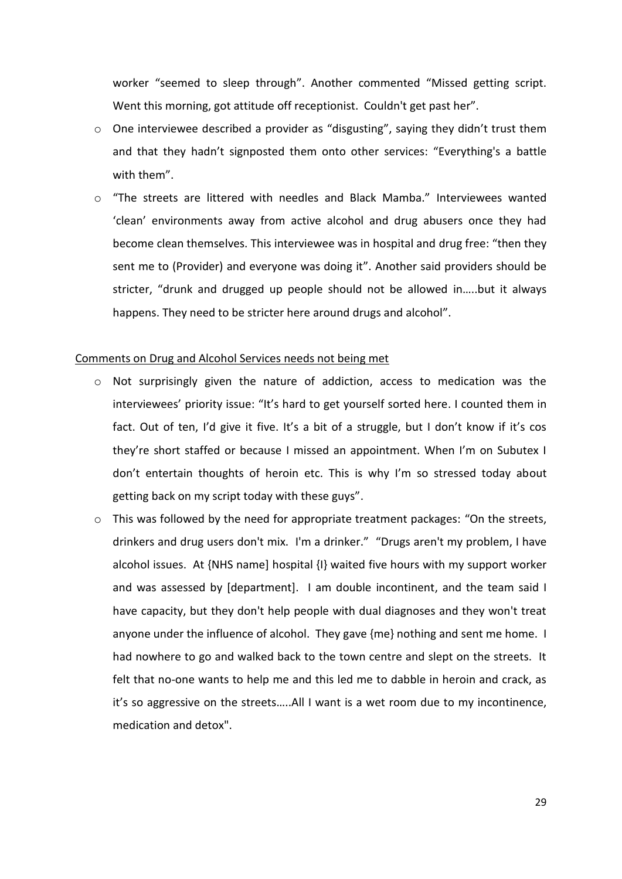worker "seemed to sleep through". Another commented "Missed getting script. Went this morning, got attitude off receptionist. Couldn't get past her".

- One interviewee described a provider as "disgusting", saying they didn't trust them and that they hadn't signposted them onto other services: "Everything's a battle with them".
- "The streets are littered with needles and Black Mamba." Interviewees wanted 'clean' environments away from active alcohol and drug abusers once they had become clean themselves. This interviewee was in hospital and drug free: "then they sent me to (Provider) and everyone was doing it". Another said providers should be stricter, "drunk and drugged up people should not be allowed in…..but it always happens. They need to be stricter here around drugs and alcohol".

<u>Comments on Drug and Alcohol Services needs not being met</u>

- Not surprisingly given the nature of addiction, access to medication was the interviewees' priority issue: "It's hard to get yourself sorted here. I counted them in fact. Out of ten, I'd give it five. It's a bit of a struggle, but I don't know if it's cos they're short staffed or because I missed an appointment. When I'm on Subutex I don't entertain thoughts of heroin etc. This is why I'm so stressed today about getting back on my script today with these guys".
- This was followed by the need for appropriate treatment packages: "On the streets, drinkers and drug users don't mix. I'm a drinker." "Drugs aren't my problem, I have alcohol issues. At {NHS name} hospital {I} waited five hours with my support worker and was assessed by [department]. I am double incontinent, and the team said I have capacity, but they don't help people with dual diagnoses and they won't treat anyone under the influence of alcohol. They gave {me} nothing and sent me home. I had nowhere to go and walked back to the town centre and slept on the streets. It felt that no-one wants to help me and this led me to dabble in heroin and crack, as it's so aggressive on the streets…..All I want is a wet room due to my incontinence, medication and detox".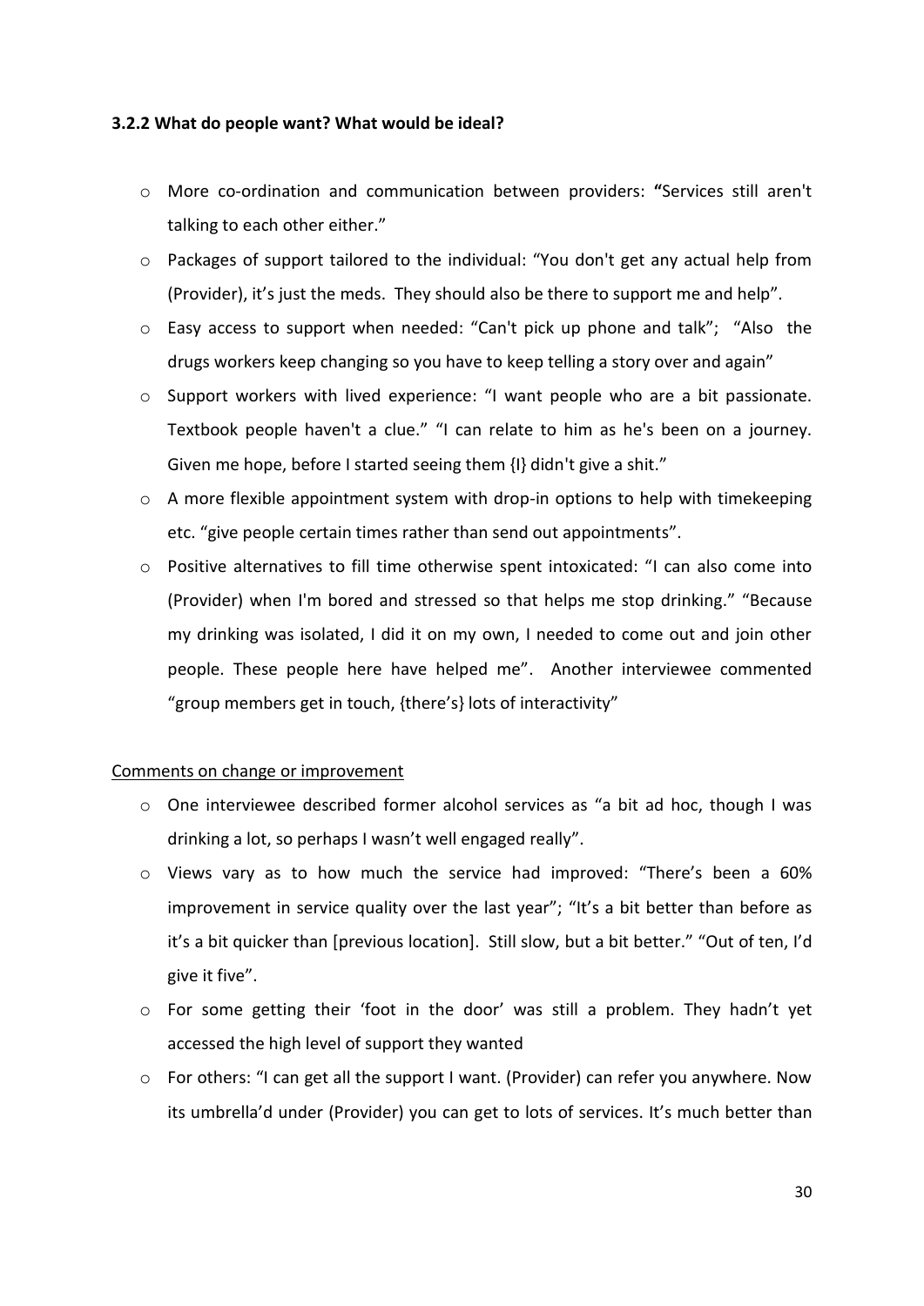### 3.2.2 What do people want? What would be ideal?

- More co-ordination and communication between providers: **"**Services still aren't talking to each other either."
- Packages of support tailored to the individual: "You don't get any actual help from (Provider), it's just the meds. They should also be there to support me and help".
- Easy access to support when needed: "Can't pick up phone and talk"; "Also the drugs workers keep changing so you have to keep telling a story over and again"
- Support workers with lived experience: "I want people who are a bit passionate. Textbook people haven't a clue." "I can relate to him as he's been on a journey. Given me hope, before I started seeing them {I} didn't give a shit."
- A more flexible appointment system with drop-in options to help with timekeeping etc. "give people certain times rather than send out appointments".
- Positive alternatives to fill time otherwise spent intoxicated: "I can also come into (Provider) when I'm bored and stressed so that helps me stop drinking." "Because my drinking was isolated, I did it on my own, I needed to come out and join other people. These people here have helped me". Another interviewee commented "group members get in touch, {there's} lots of interactivity"

<u>Comments on change or improvement</u>

- One interviewee described former alcohol services as "a bit ad hoc, though I was drinking a lot, so perhaps I wasn't well engaged really".
- Views vary as to how much the service had improved: "There's been a 60% improvement in service quality over the last year"; "It's a bit better than before as it's a bit quicker than [previous location]. Still slow, but a bit better." "Out of ten, I'd give it five".
- For some getting their 'foot in the door' was still a problem. They hadn't yet accessed the high level of support they wanted
- For others: "I can get all the support I want. (Provider) can refer you anywhere. Now its umbrella'd under (Provider) you can get to lots of services. It's much better than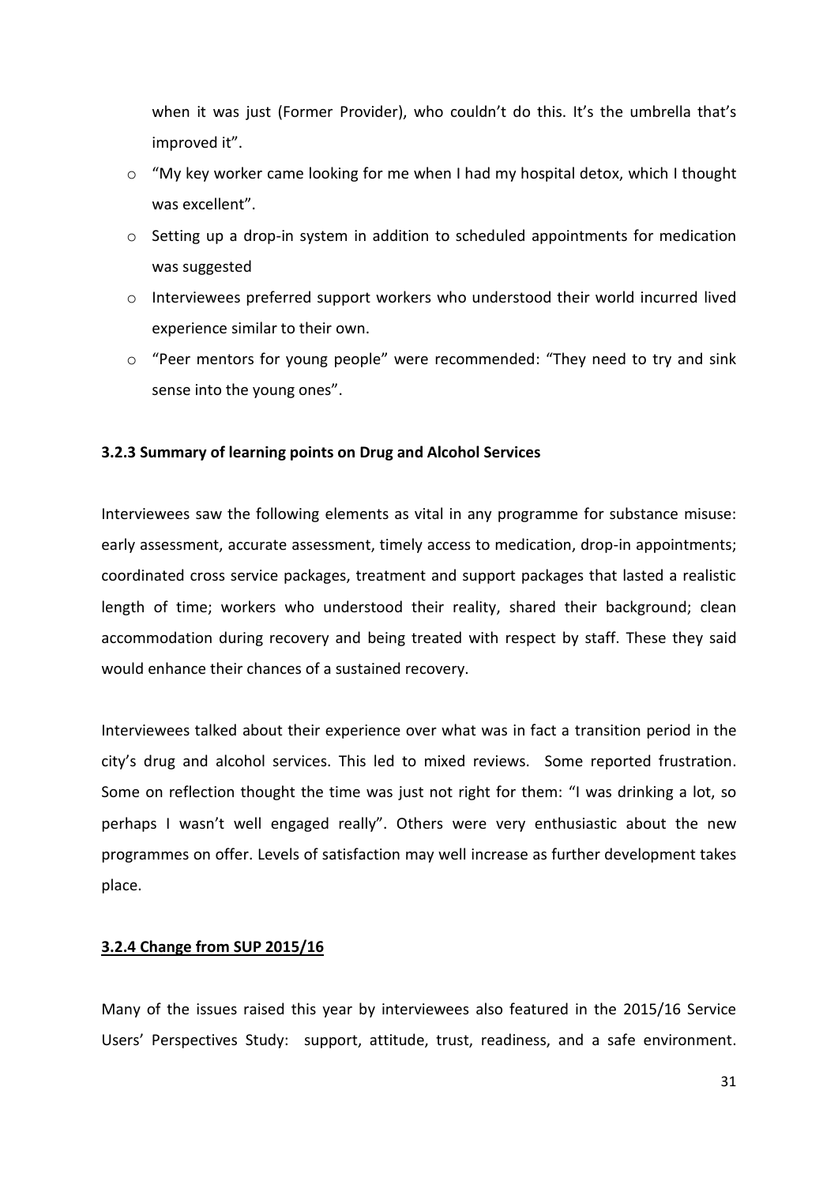when it was just (Former Provider), who couldn't do this. It's the umbrella that's improved it".

- "My key worker came looking for me when I had my hospital detox, which I thought was excellent".
- Setting up a drop-in system in addition to scheduled appointments for medication was suggested
- Interviewees preferred support workers who understood their world incurred lived experience similar to their own.
- "Peer mentors for young people" were recommended: "They need to try and sink sense into the young ones".

### 3.2.3 Summary of learning points on Drug and Alcohol Services

Interviewees saw the following elements as vital in any programme for substance misuse: early assessment, accurate assessment, timely access to medication, drop-in appointments; coordinated cross service packages, treatment and support packages that lasted a realistic length of time; workers who understood their reality, shared their background; clean accommodation during recovery and being treated with respect by staff. These they said would enhance their chances of a sustained recovery.

Interviewees talked about their experience over what was in fact a transition period in the city's drug and alcohol services. This led to mixed reviews. Some reported frustration. Some on reflection thought the time was just not right for them: "I was drinking a lot, so perhaps I wasn't well engaged really". Others were very enthusiastic about the new programmes on offer. Levels of satisfaction may well increase as further development takes place.

### 3.2.4 Change from SUP 2015/16

Many of the issues raised this year by interviewees also featured in the 2015/16 Service Users' Perspectives Study: support, attitude, trust, readiness, and a safe environment.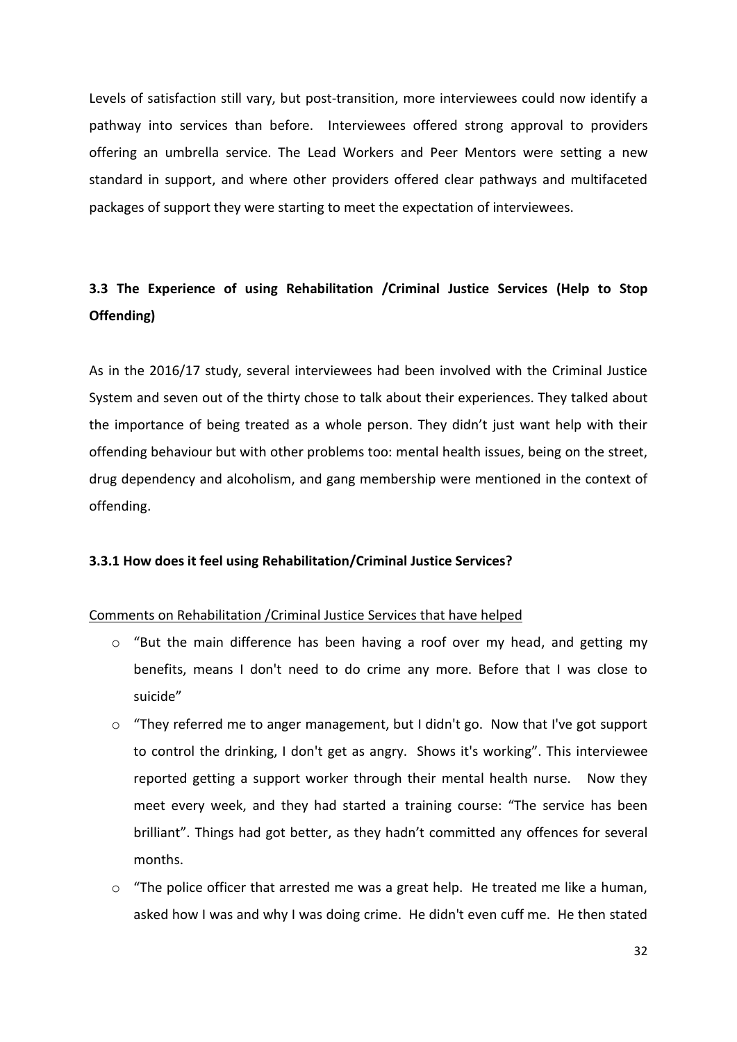Levels of satisfaction still vary, but post-transition, more interviewees could now identify a pathway into services than before. Interviewees offered strong approval to providers offering an umbrella service. The Lead Workers and Peer Mentors were setting a new standard in support, and where other providers offered clear pathways and multifaceted packages of support they were starting to meet the expectation of interviewees.

## 3.3 The Experience of using Rehabilitation /Criminal Justice Services (Help to Stop Offending)

As in the 2016/17 study, several interviewees had been involved with the Criminal Justice System and seven out of the thirty chose to talk about their experiences. They talked about the importance of being treated as a whole person. They didn't just want help with their offending behaviour but with other problems too: mental health issues, being on the street, drug dependency and alcoholism, and gang membership were mentioned in the context of offending.

### 3.3.1 How does it feel using Rehabilitation/Criminal Justice Services?

Comments on Rehabilitation /Criminal Justice Services that have helped

- "But the main difference has been having a roof over my head, and getting my benefits, means I don't need to do crime any more. Before that I was close to suicide"
- "They referred me to anger management, but I didn't go. Now that I've got support to control the drinking, I don't get as angry. Shows it's working". This interviewee reported getting a support worker through their mental health nurse. Now they meet every week, and they had started a training course: "The service has been brilliant". Things had got better, as they hadn't committed any offences for several months.
- "The police officer that arrested me was a great help. He treated me like a human, asked how I was and why I was doing crime. He didn't even cuff me. He then stated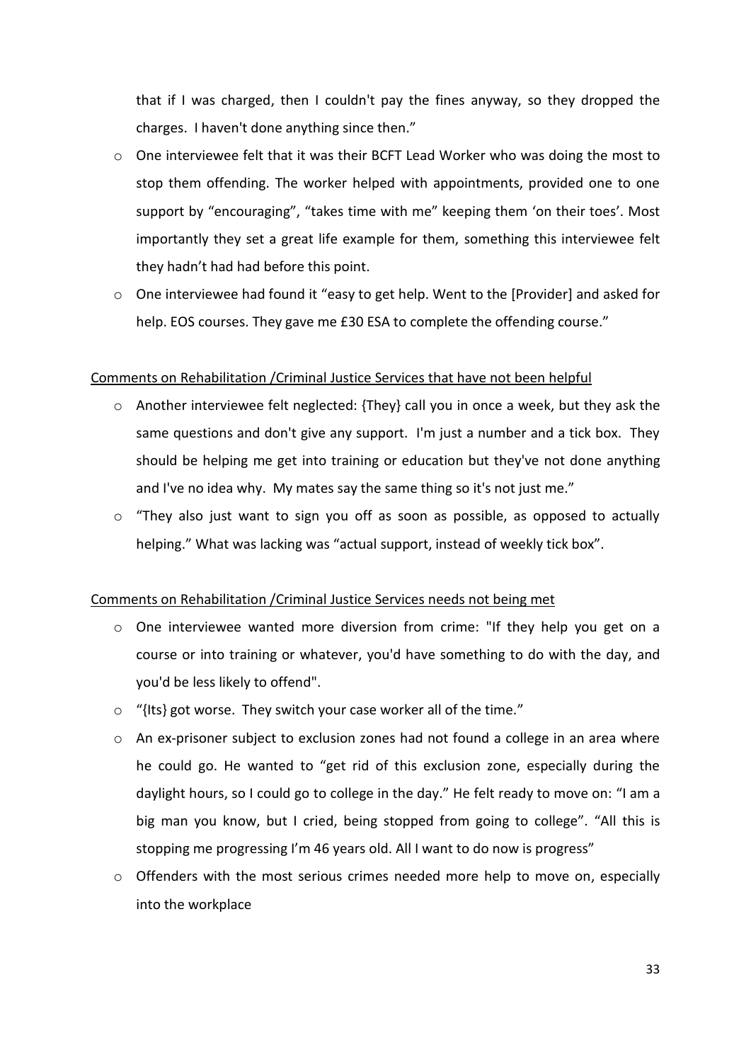that if I was charged, then I couldn't pay the fines anyway, so they dropped the charges. I haven't done anything since then."

- One interviewee felt that it was their BCFT Lead Worker who was doing the most to stop them offending. The worker helped with appointments, provided one to one support by "encouraging", "takes time with me" keeping them 'on their toes'. Most importantly they set a great life example for them, something this interviewee felt they hadn't had had before this point.
- One interviewee had found it "easy to get help. Went to the [Provider] and asked for help. EOS courses. They gave me £30 ESA to complete the offending course."

<u>Comments on Rehabilitation /Criminal Justice Services that have not been helpful</u>

- Another interviewee felt neglected: {They} call you in once a week, but they ask the same questions and don't give any support. I'm just a number and a tick box. They should be helping me get into training or education but they've not done anything and I've no idea why. My mates say the same thing so it's not just me."
- "They also just want to sign you off as soon as possible, as opposed to actually helping." What was lacking was "actual support, instead of weekly tick box".

<u>Comments on Rehabilitation /Criminal Justice Services needs not being met</u>

- One interviewee wanted more diversion from crime: "If they help you get on a course or into training or whatever, you'd have something to do with the day, and you'd be less likely to offend".
- "{Its} got worse. They switch your case worker all of the time."
- An ex-prisoner subject to exclusion zones had not found a college in an area where he could go. He wanted to "get rid of this exclusion zone, especially during the daylight hours, so I could go to college in the day." He felt ready to move on: "I am a big man you know, but I cried, being stopped from going to college". "All this is stopping me progressing I'm 46 years old. All I want to do now is progress"
- Offenders with the most serious crimes needed more help to move on, especially into the workplace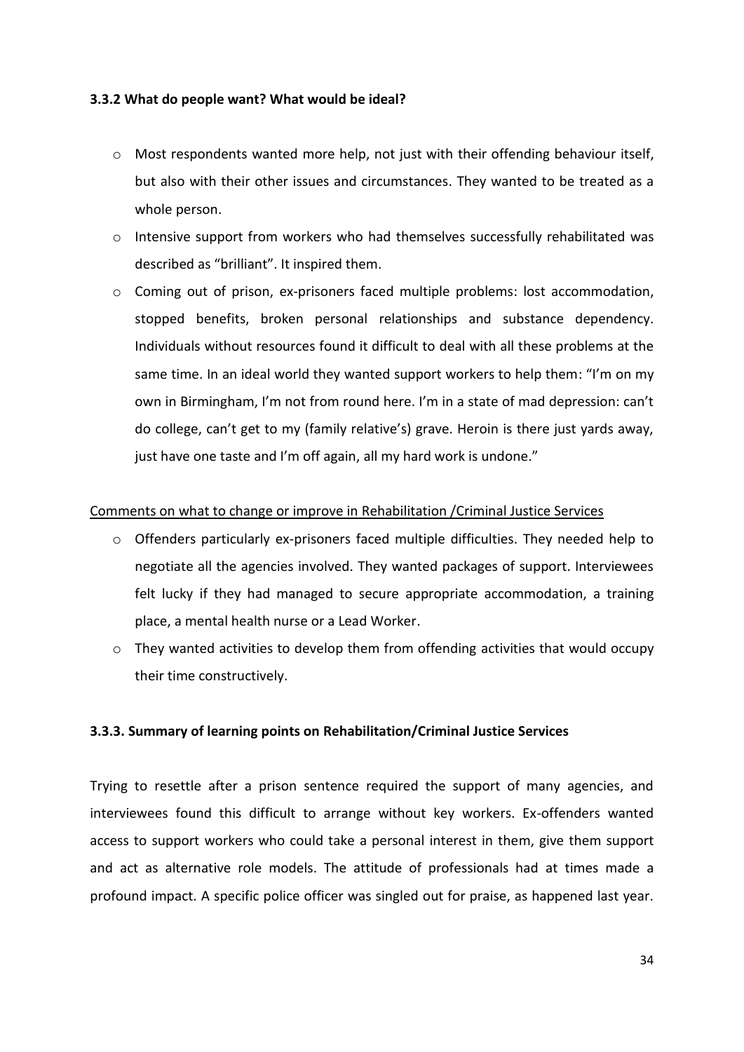### 3.3.2 What do people want? What would be ideal?

- Most respondents wanted more help, not just with their offending behaviour itself, but also with their other issues and circumstances. They wanted to be treated as a whole person.
- Intensive support from workers who had themselves successfully rehabilitated was described as "brilliant". It inspired them.
- Coming out of prison, ex-prisoners faced multiple problems: lost accommodation, stopped benefits, broken personal relationships and substance dependency. Individuals without resources found it difficult to deal with all these problems at the same time. In an ideal world they wanted support workers to help them: "I'm on my own in Birmingham, I'm not from round here. I'm in a state of mad depression: can't do college, can't get to my (family relative's) grave. Heroin is there just yards away, just have one taste and I'm off again, all my hard work is undone."

<u>Comments on what to change or improve in Rehabilitation /Criminal Justice Services</u>

- Offenders particularly ex-prisoners faced multiple difficulties. They needed help to negotiate all the agencies involved. They wanted packages of support. Interviewees felt lucky if they had managed to secure appropriate accommodation, a training place, a mental health nurse or a Lead Worker.
- They wanted activities to develop them from offending activities that would occupy their time constructively.

### 3.3.3. Summary of learning points on Rehabilitation/Criminal Justice Services

Trying to resettle after a prison sentence required the support of many agencies, and interviewees found this difficult to arrange without key workers. Ex-offenders wanted access to support workers who could take a personal interest in them, give them support and act as alternative role models. The attitude of professionals had at times made a profound impact. A specific police officer was singled out for praise, as happened last year.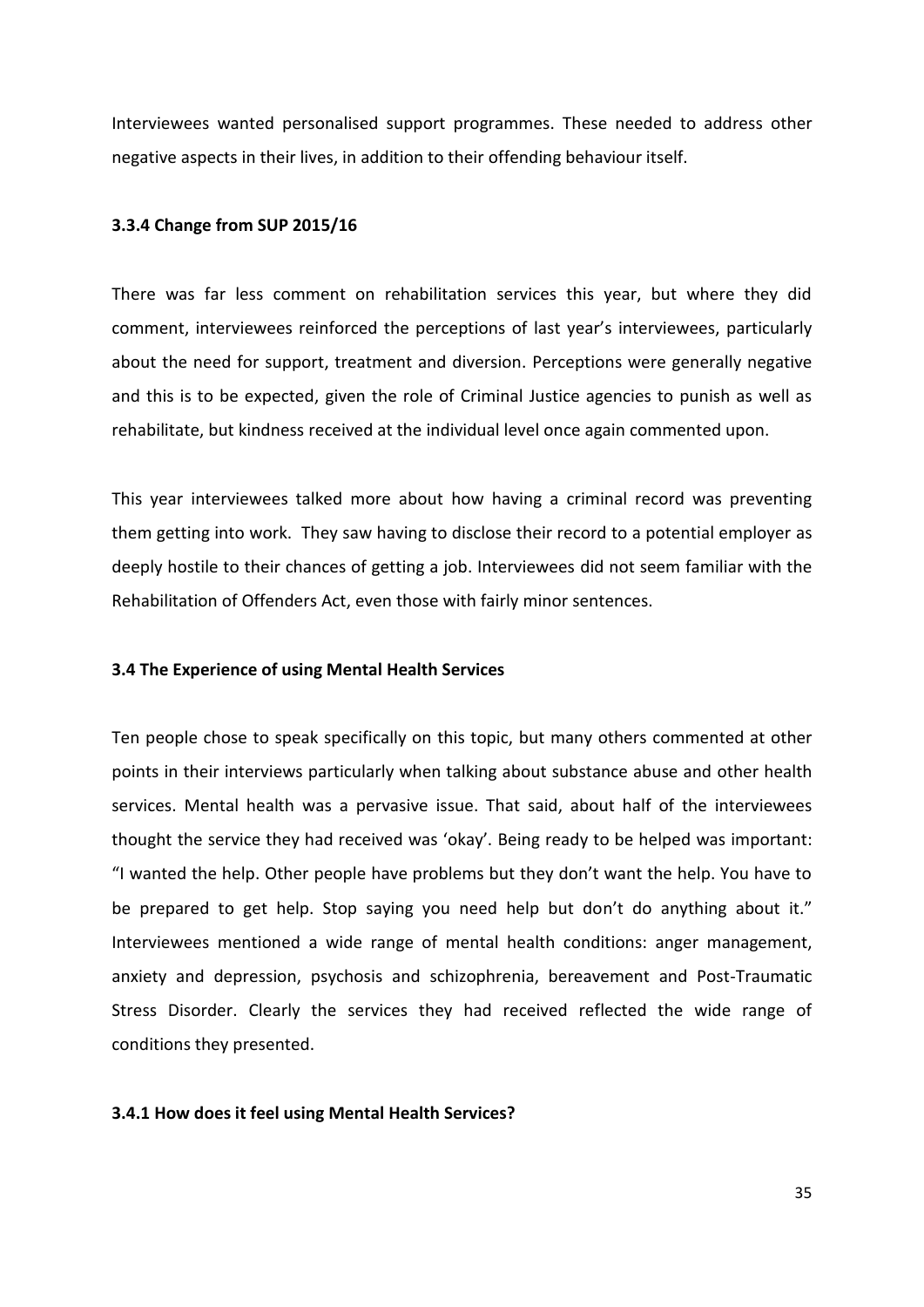Interviewees wanted personalised support programmes. These needed to address other negative aspects in their lives, in addition to their offending behaviour itself.

### 3.3.4 Change from SUP 2015/16

There was far less comment on rehabilitation services this year, but where they did comment, interviewees reinforced the perceptions of last year's interviewees, particularly about the need for support, treatment and diversion. Perceptions were generally negative and this is to be expected, given the role of Criminal Justice agencies to punish as well as rehabilitate, but kindness received at the individual level once again commented upon.

This year interviewees talked more about how having a criminal record was preventing them getting into work. They saw having to disclose their record to a potential employer as deeply hostile to their chances of getting a job. Interviewees did not seem familiar with the Rehabilitation of Offenders Act, even those with fairly minor sentences.

## 3.4 The Experience of using Mental Health Services

Ten people chose to speak specifically on this topic, but many others commented at other points in their interviews particularly when talking about substance abuse and other health services. Mental health was a pervasive issue. That said, about half of the interviewees thought the service they had received was 'okay'. Being ready to be helped was important: "I wanted the help. Other people have problems but they don't want the help. You have to be prepared to get help. Stop saying you need help but don't do anything about it." Interviewees mentioned a wide range of mental health conditions: anger management, anxiety and depression, psychosis and schizophrenia, bereavement and Post-Traumatic Stress Disorder. Clearly the services they had received reflected the wide range of conditions they presented.

### 3.4.1 How does it feel using Mental Health Services?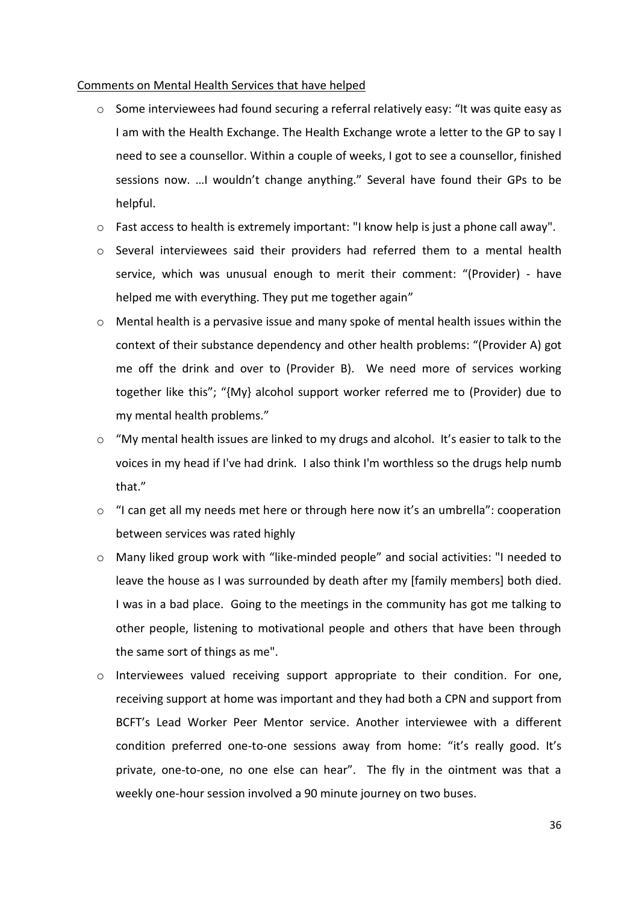Comments on Mental Health Services that have helped

- Some interviewees had found securing a referral relatively easy: "It was quite easy as I am with the Health Exchange. The Health Exchange wrote a letter to the GP to say I need to see a counsellor. Within a couple of weeks, I got to see a counsellor, finished sessions now. …I wouldn't change anything." Several have found their GPs to be helpful.
- Fast access to health is extremely important: "I know help is just a phone call away".
- Several interviewees said their providers had referred them to a mental health service, which was unusual enough to merit their comment: "(Provider) - have helped me with everything. They put me together again"
- Mental health is a pervasive issue and many spoke of mental health issues within the context of their substance dependency and other health problems: "(Provider A) got me off the drink and over to (Provider B). We need more of services working together like this"; "{My} alcohol support worker referred me to (Provider) due to my mental health problems."
- "My mental health issues are linked to my drugs and alcohol. It's easier to talk to the voices in my head if I've had drink. I also think I'm worthless so the drugs help numb that."
- "I can get all my needs met here or through here now it's an umbrella": cooperation between services was rated highly
- Many liked group work with "like-minded people" and social activities: "I needed to leave the house as I was surrounded by death after my [family members] both died. I was in a bad place. Going to the meetings in the community has got me talking to other people, listening to motivational people and others that have been through the same sort of things as me".
- Interviewees valued receiving support appropriate to their condition. For one, receiving support at home was important and they had both a CPN and support from BCFT's Lead Worker Peer Mentor service. Another interviewee with a different condition preferred one-to-one sessions away from home: "it's really good. It's private, one-to-one, no one else can hear". The fly in the ointment was that a weekly one-hour session involved a 90 minute journey on two buses.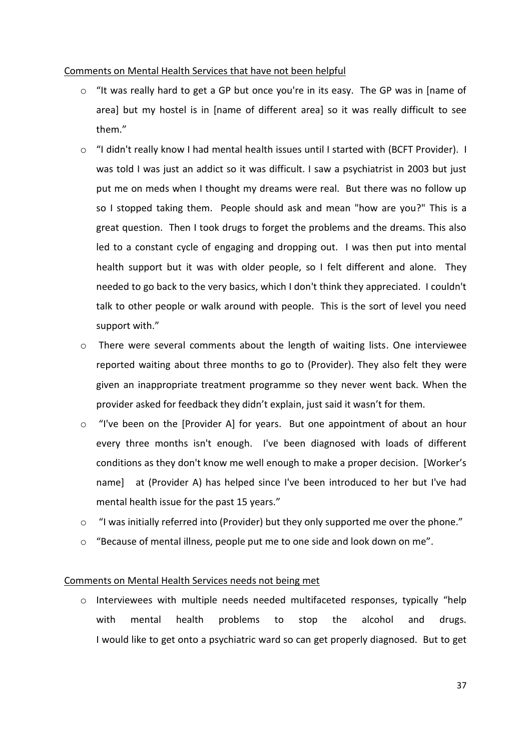Comments on Mental Health Services that have not been helpful

- "It was really hard to get a GP but once you're in its easy. The GP was in [name of area] but my hostel is in [name of different area] so it was really difficult to see them."
- "I didn't really know I had mental health issues until I started with (BCFT Provider). I was told I was just an addict so it was difficult. I saw a psychiatrist in 2003 but just put me on meds when I thought my dreams were real. But there was no follow up so I stopped taking them. People should ask and mean "how are you?" This is a great question. Then I took drugs to forget the problems and the dreams. This also led to a constant cycle of engaging and dropping out. I was then put into mental health support but it was with older people, so I felt different and alone. They needed to go back to the very basics, which I don't think they appreciated. I couldn't talk to other people or walk around with people. This is the sort of level you need support with."
- There were several comments about the length of waiting lists. One interviewee reported waiting about three months to go to (Provider). They also felt they were given an inappropriate treatment programme so they never went back. When the provider asked for feedback they didn't explain, just said it wasn't for them.
- "I've been on the [Provider A] for years. But one appointment of about an hour every three months isn't enough. I've been diagnosed with loads of different conditions as they don't know me well enough to make a proper decision. [Worker's name] at (Provider A) has helped since I've been introduced to her but I've had mental health issue for the past 15 years."
- "I was initially referred into (Provider) but they only supported me over the phone."
- "Because of mental illness, people put me to one side and look down on me".

Comments on Mental Health Services needs not being met

- Interviewees with multiple needs needed multifaceted responses, typically "help with mental health problems to stop the alcohol and drugs. I would like to get onto a psychiatric ward so can get properly diagnosed. But to get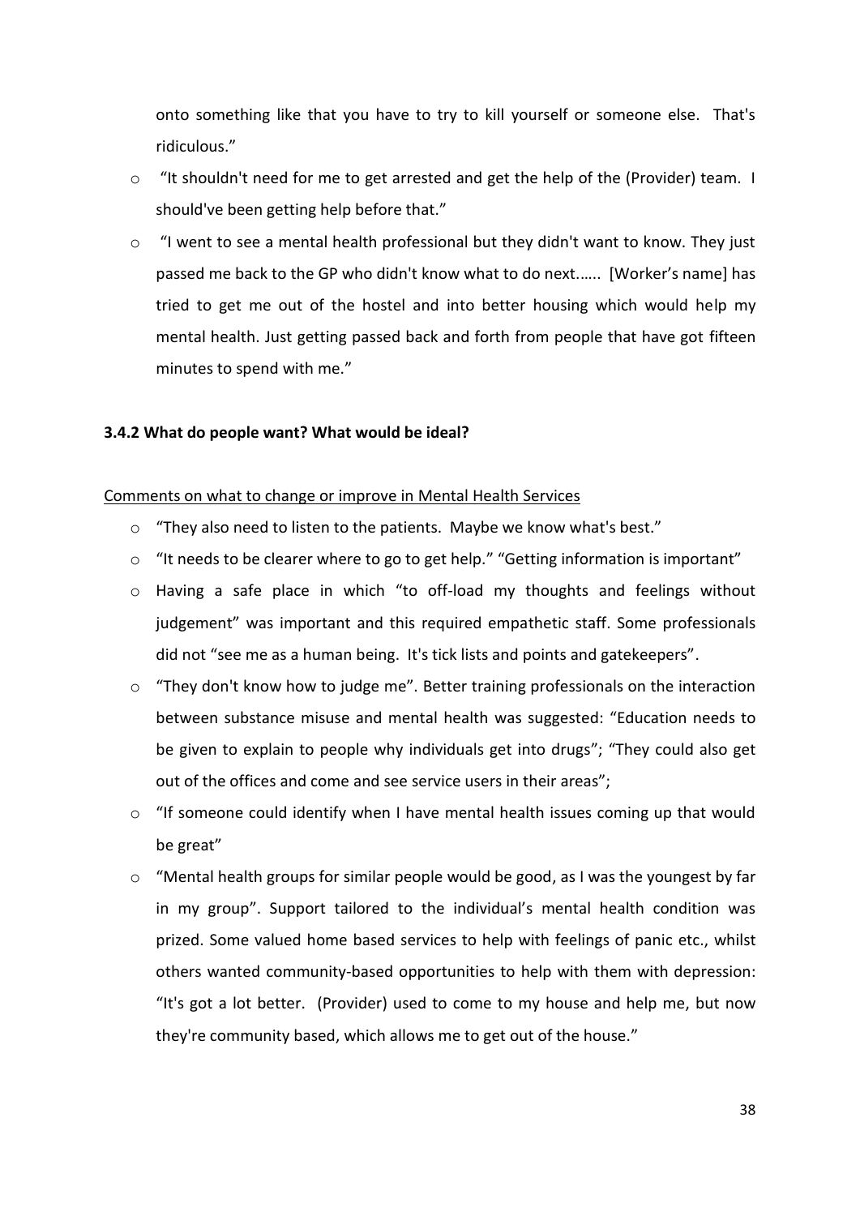onto something like that you have to try to kill yourself or someone else. That's ridiculous."

- "It shouldn't need for me to get arrested and get the help of the (Provider) team. I should've been getting help before that."
- "I went to see a mental health professional but they didn't want to know. They just passed me back to the GP who didn't know what to do next...... [Worker's name] has tried to get me out of the hostel and into better housing which would help my mental health. Just getting passed back and forth from people that have got fifteen minutes to spend with me."

### 3.4.2 What do people want? What would be ideal?

<u>Comments on what to change or improve in Mental Health Services</u>

- "They also need to listen to the patients. Maybe we know what's best."
- "It needs to be clearer where to go to get help." "Getting information is important"
- Having a safe place in which "to off-load my thoughts and feelings without judgement" was important and this required empathetic staff. Some professionals did not "see me as a human being. It's tick lists and points and gatekeepers".
- "They don't know how to judge me". Better training professionals on the interaction between substance misuse and mental health was suggested: "Education needs to be given to explain to people why individuals get into drugs"; "They could also get out of the offices and come and see service users in their areas";
- "If someone could identify when I have mental health issues coming up that would be great"
- "Mental health groups for similar people would be good, as I was the youngest by far in my group". Support tailored to the individual's mental health condition was prized. Some valued home based services to help with feelings of panic etc., whilst others wanted community-based opportunities to help with them with depression: "It's got a lot better. (Provider) used to come to my house and help me, but now they're community based, which allows me to get out of the house."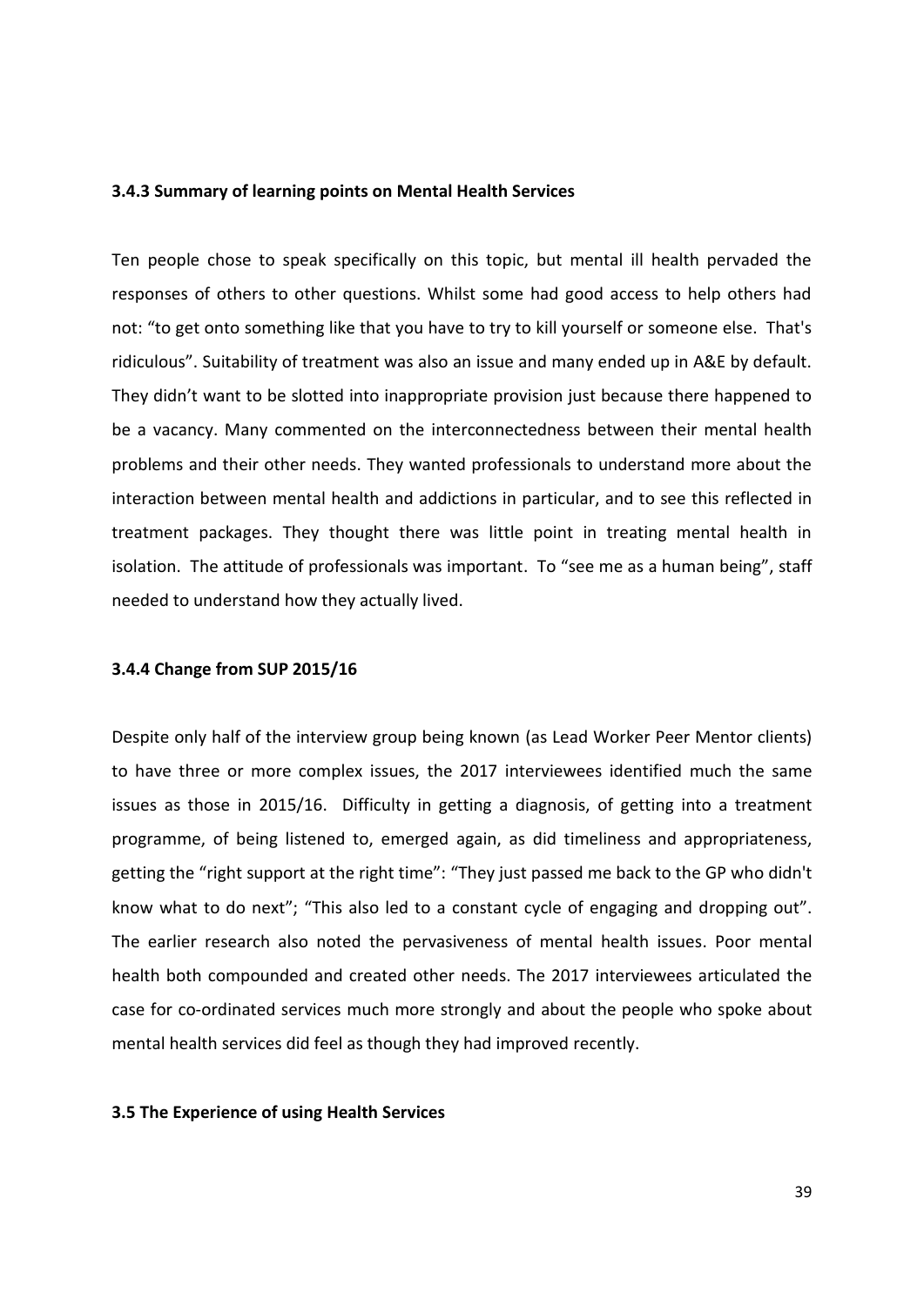### 3.4.3 Summary of learning points on Mental Health Services

Ten people chose to speak specifically on this topic, but mental ill health pervaded the responses of others to other questions. Whilst some had good access to help others had not: "to get onto something like that you have to try to kill yourself or someone else. That's ridiculous". Suitability of treatment was also an issue and many ended up in A&E by default. They didn't want to be slotted into inappropriate provision just because there happened to be a vacancy. Many commented on the interconnectedness between their mental health problems and their other needs. They wanted professionals to understand more about the interaction between mental health and addictions in particular, and to see this reflected in treatment packages. They thought there was little point in treating mental health in isolation. The attitude of professionals was important. To "see me as a human being", staff needed to understand how they actually lived.

### 3.4.4 Change from SUP 2015/16

Despite only half of the interview group being known (as Lead Worker Peer Mentor clients) to have three or more complex issues, the 2017 interviewees identified much the same issues as those in 2015/16. Difficulty in getting a diagnosis, of getting into a treatment programme, of being listened to, emerged again, as did timeliness and appropriateness, getting the "right support at the right time": "They just passed me back to the GP who didn't know what to do next"; "This also led to a constant cycle of engaging and dropping out". The earlier research also noted the pervasiveness of mental health issues. Poor mental health both compounded and created other needs. The 2017 interviewees articulated the case for co-ordinated services much more strongly and about the people who spoke about mental health services did feel as though they had improved recently.

## 3.5 The Experience of using Health Services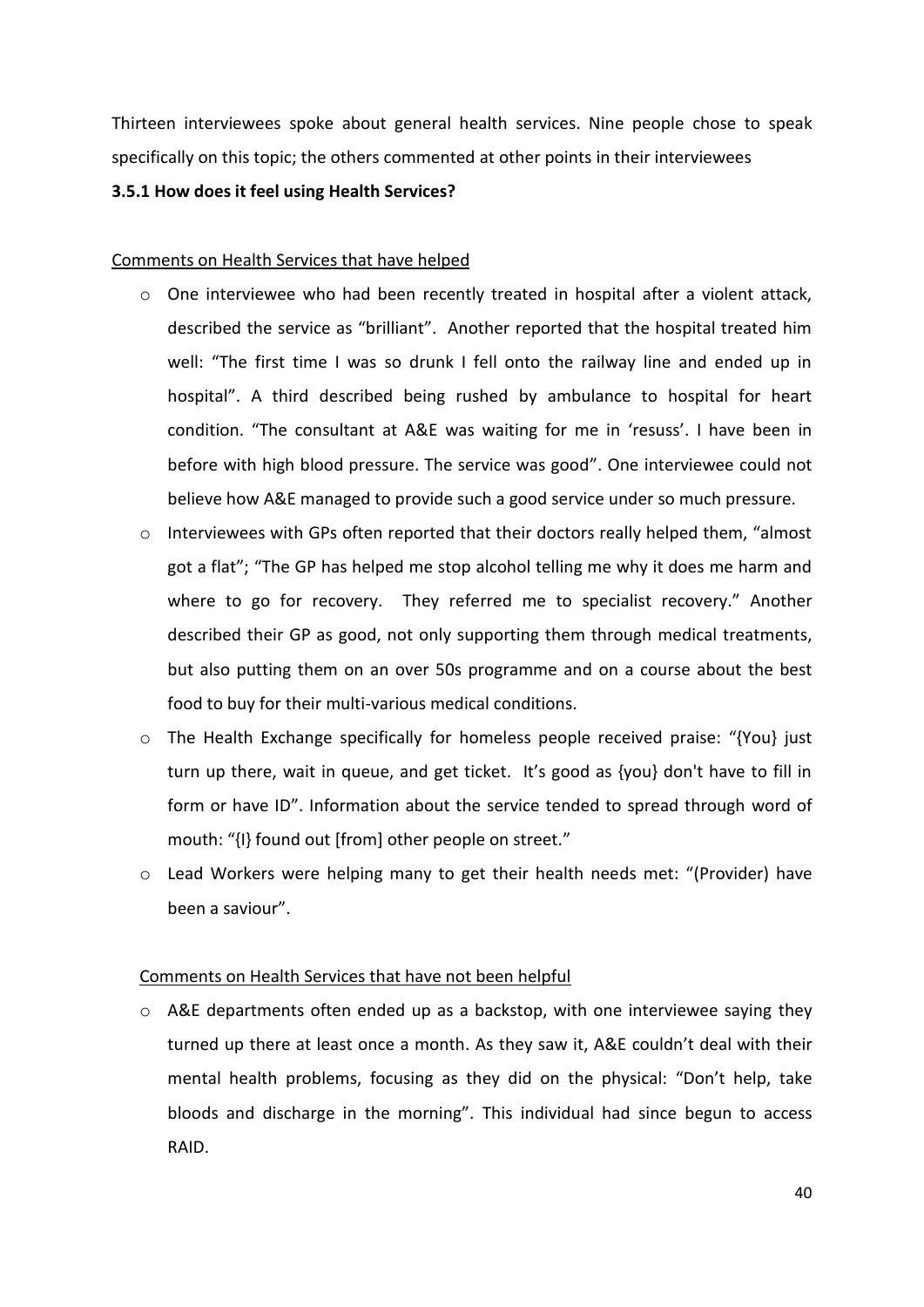Thirteen interviewees spoke about general health services. Nine people chose to speak specifically on this topic; the others commented at other points in their interviewees

**3.5.1 How does it feel using Health Services?**

Comments on Health Services that have helped

- One interviewee who had been recently treated in hospital after a violent attack, described the service as "brilliant". Another reported that the hospital treated him well: "The first time I was so drunk I fell onto the railway line and ended up in hospital". A third described being rushed by ambulance to hospital for heart condition. "The consultant at A&E was waiting for me in 'resuss'. I have been in before with high blood pressure. The service was good". One interviewee could not believe how A&E managed to provide such a good service under so much pressure.
- Interviewees with GPs often reported that their doctors really helped them, "almost got a flat"; "The GP has helped me stop alcohol telling me why it does me harm and where to go for recovery. They referred me to specialist recovery." Another described their GP as good, not only supporting them through medical treatments, but also putting them on an over 50s programme and on a course about the best food to buy for their multi-various medical conditions.
- The Health Exchange specifically for homeless people received praise: "{You} just turn up there, wait in queue, and get ticket. It's good as {you} don't have to fill in form or have ID". Information about the service tended to spread through word of mouth: "{I} found out [from] other people on street."
- Lead Workers were helping many to get their health needs met: "(Provider) have been a saviour".

Comments on Health Services that have not been helpful

- A&E departments often ended up as a backstop, with one interviewee saying they turned up there at least once a month. As they saw it, A&E couldn't deal with their mental health problems, focusing as they did on the physical: "Don't help, take bloods and discharge in the morning". This individual had since begun to access RAID.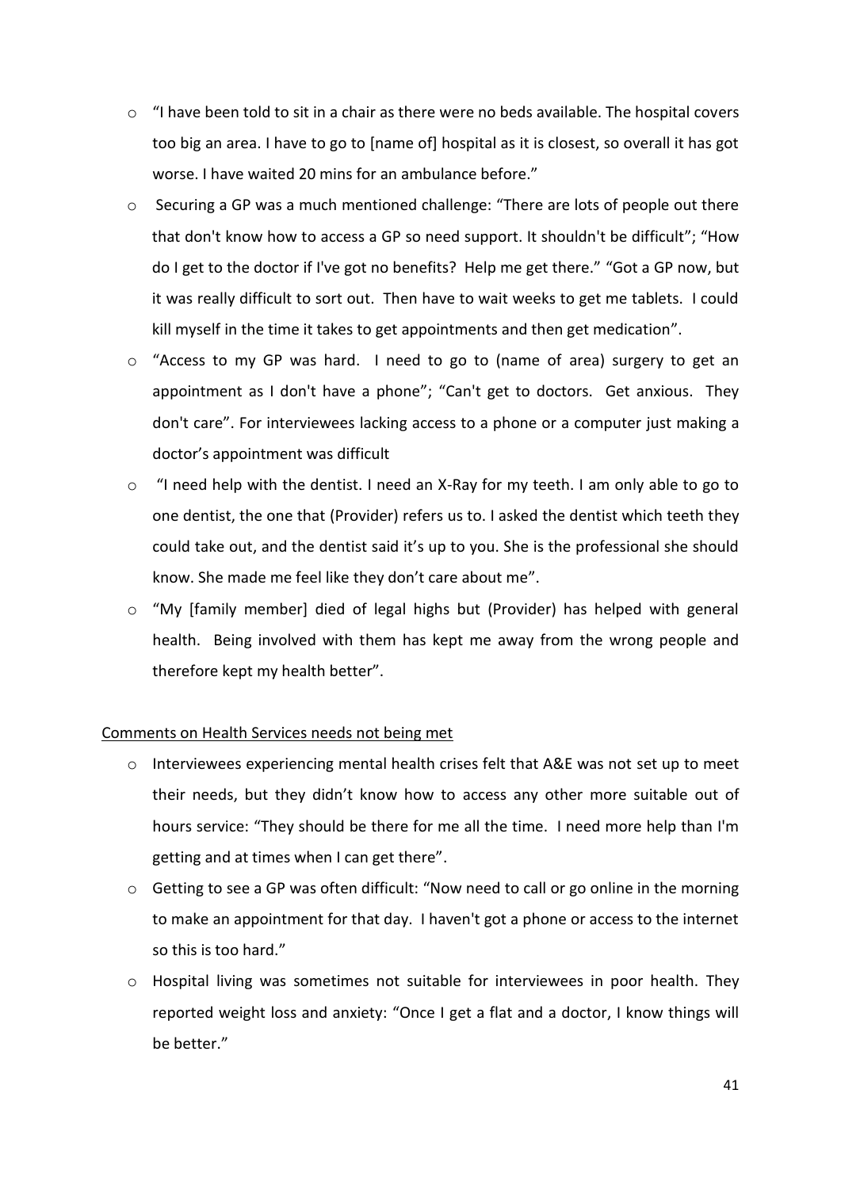- "I have been told to sit in a chair as there were no beds available. The hospital covers too big an area. I have to go to [name of] hospital as it is closest, so overall it has got worse. I have waited 20 mins for an ambulance before."
- Securing a GP was a much mentioned challenge: "There are lots of people out there that don't know how to access a GP so need support. It shouldn't be difficult"; "How do I get to the doctor if I've got no benefits? Help me get there." "Got a GP now, but it was really difficult to sort out. Then have to wait weeks to get me tablets. I could kill myself in the time it takes to get appointments and then get medication".
- "Access to my GP was hard. I need to go to (name of area) surgery to get an appointment as I don't have a phone"; "Can't get to doctors. Get anxious. They don't care". For interviewees lacking access to a phone or a computer just making a doctor's appointment was difficult
- "I need help with the dentist. I need an X-Ray for my teeth. I am only able to go to one dentist, the one that (Provider) refers us to. I asked the dentist which teeth they could take out, and the dentist said it's up to you. She is the professional she should know. She made me feel like they don't care about me".
- "My [family member] died of legal highs but (Provider) has helped with general health. Being involved with them has kept me away from the wrong people and therefore kept my health better".

<u>Comments on Health Services needs not being met</u>

- Interviewees experiencing mental health crises felt that A&E was not set up to meet their needs, but they didn't know how to access any other more suitable out of hours service: "They should be there for me all the time. I need more help than I'm getting and at times when I can get there".
- Getting to see a GP was often difficult: "Now need to call or go online in the morning to make an appointment for that day. I haven't got a phone or access to the internet so this is too hard."
- Hospital living was sometimes not suitable for interviewees in poor health. They reported weight loss and anxiety: "Once I get a flat and a doctor, I know things will be better."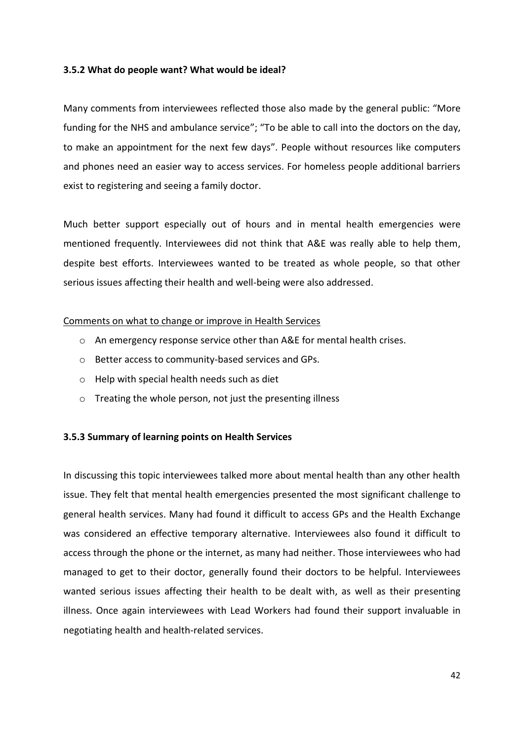### 3.5.2 What do people want? What would be ideal?

Many comments from interviewees reflected those also made by the general public: "More funding for the NHS and ambulance service"; "To be able to call into the doctors on the day, to make an appointment for the next few days". People without resources like computers and phones need an easier way to access services. For homeless people additional barriers exist to registering and seeing a family doctor.

Much better support especially out of hours and in mental health emergencies were mentioned frequently. Interviewees did not think that A&E was really able to help them, despite best efforts. Interviewees wanted to be treated as whole people, so that other serious issues affecting their health and well-being were also addressed.

Comments on what to change or improve in Health Services

- An emergency response service other than A&E for mental health crises.
- Better access to community-based services and GPs.
- Help with special health needs such as diet
- Treating the whole person, not just the presenting illness

### 3.5.3 Summary of learning points on Health Services

In discussing this topic interviewees talked more about mental health than any other health issue. They felt that mental health emergencies presented the most significant challenge to general health services. Many had found it difficult to access GPs and the Health Exchange was considered an effective temporary alternative. Interviewees also found it difficult to access through the phone or the internet, as many had neither. Those interviewees who had managed to get to their doctor, generally found their doctors to be helpful. Interviewees wanted serious issues affecting their health to be dealt with, as well as their presenting illness. Once again interviewees with Lead Workers had found their support invaluable in negotiating health and health-related services.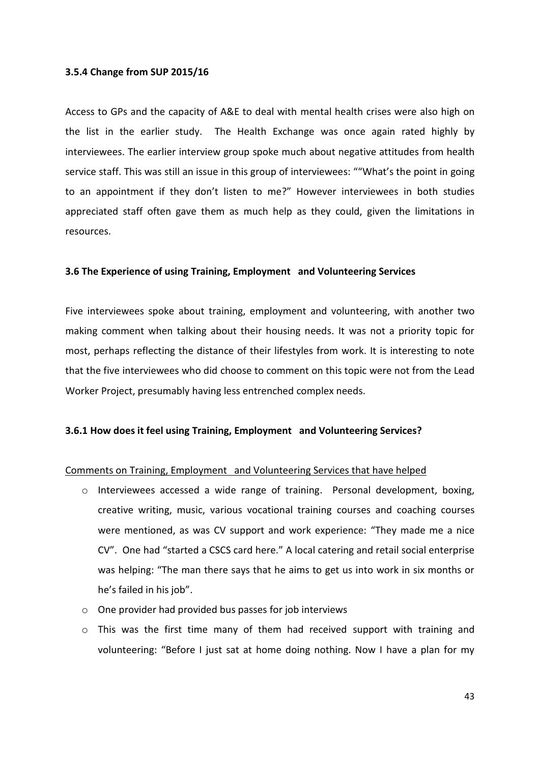### 3.5.4 Change from SUP 2015/16

Access to GPs and the capacity of A&E to deal with mental health crises were also high on the list in the earlier study. The Health Exchange was once again rated highly by interviewees. The earlier interview group spoke much about negative attitudes from health service staff. This was still an issue in this group of interviewees: ""What's the point in going to an appointment if they don't listen to me?" However interviewees in both studies appreciated staff often gave them as much help as they could, given the limitations in resources.

## 3.6 The Experience of using Training, Employment and Volunteering Services

Five interviewees spoke about training, employment and volunteering, with another two making comment when talking about their housing needs. It was not a priority topic for most, perhaps reflecting the distance of their lifestyles from work. It is interesting to note that the five interviewees who did choose to comment on this topic were not from the Lead Worker Project, presumably having less entrenched complex needs.

### 3.6.1 How does it feel using Training, Employment and Volunteering Services?

<u>Comments on Training, Employment and Volunteering Services that have helped</u>

- Interviewees accessed a wide range of training. Personal development, boxing, creative writing, music, various vocational training courses and coaching courses were mentioned, as was CV support and work experience: "They made me a nice CV". One had "started a CSCS card here." A local catering and retail social enterprise was helping: "The man there says that he aims to get us into work in six months or he's failed in his job".
- One provider had provided bus passes for job interviews
- This was the first time many of them had received support with training and volunteering: "Before I just sat at home doing nothing. Now I have a plan for my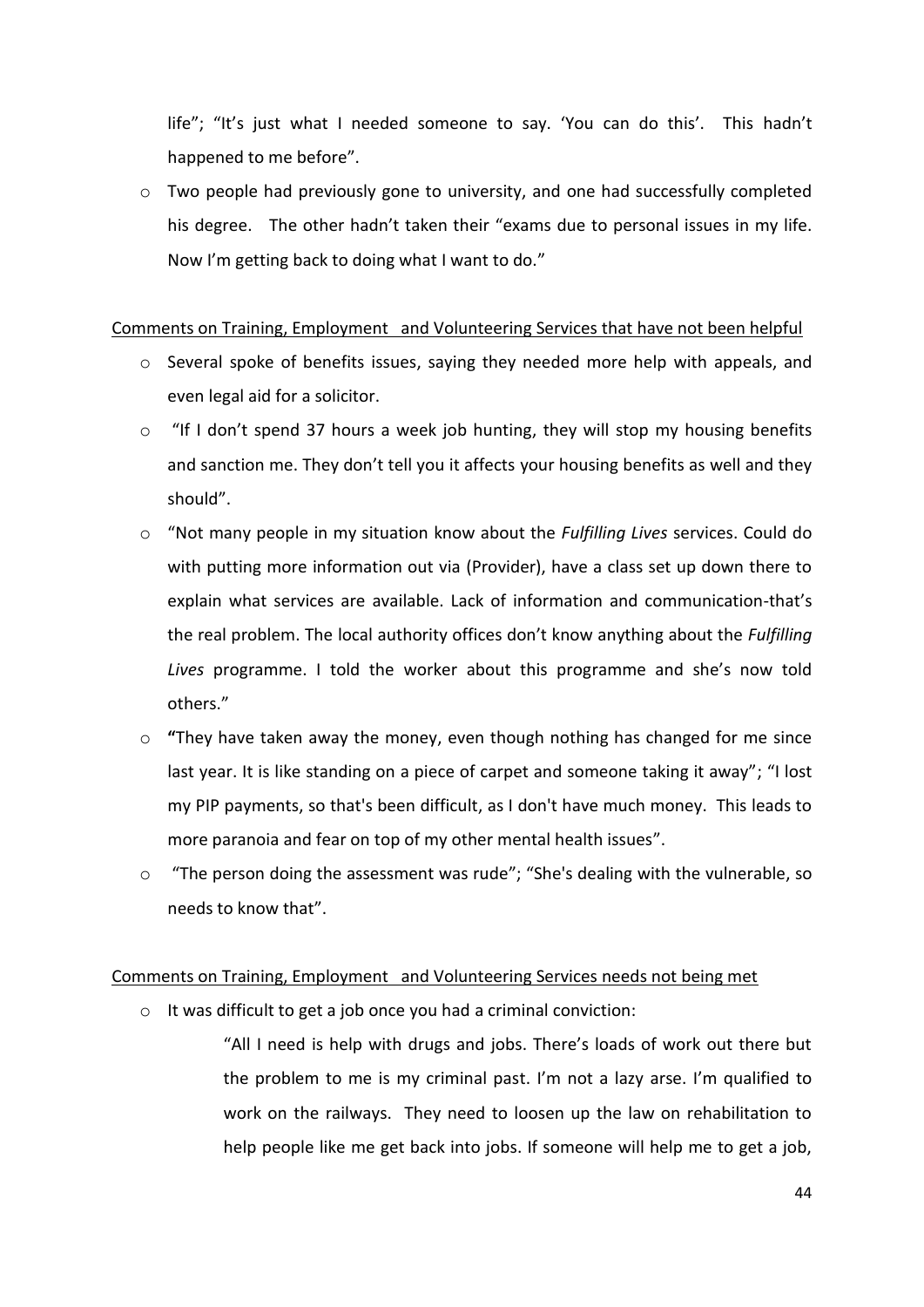life"; "It's just what I needed someone to say. 'You can do this'. This hadn't happened to me before".

- Two people had previously gone to university, and one had successfully completed his degree. The other hadn't taken their "exams due to personal issues in my life. Now I'm getting back to doing what I want to do."

<u>Comments on Training, Employment and Volunteering Services that have not been helpful</u>

- Several spoke of benefits issues, saying they needed more help with appeals, and even legal aid for a solicitor.
- "If I don't spend 37 hours a week job hunting, they will stop my housing benefits and sanction me. They don't tell you it affects your housing benefits as well and they should".
- "Not many people in my situation know about the *Fulfilling Lives* services. Could do with putting more information out via (Provider), have a class set up down there to explain what services are available. Lack of information and communication-that's the real problem. The local authority offices don't know anything about the *Fulfilling Lives* programme. I told the worker about this programme and she's now told others."
- **"**They have taken away the money, even though nothing has changed for me since last year. It is like standing on a piece of carpet and someone taking it away"; "I lost my PIP payments, so that's been difficult, as I don't have much money. This leads to more paranoia and fear on top of my other mental health issues".
- "The person doing the assessment was rude"; "She's dealing with the vulnerable, so needs to know that".

<u>Comments on Training, Employment and Volunteering Services needs not being met</u>

- It was difficult to get a job once you had a criminal conviction:

  > "All I need is help with drugs and jobs. There's loads of work out there but the problem to me is my criminal past. I'm not a lazy arse. I'm qualified to work on the railways. They need to loosen up the law on rehabilitation to help people like me get back into jobs. If someone will help me to get a job,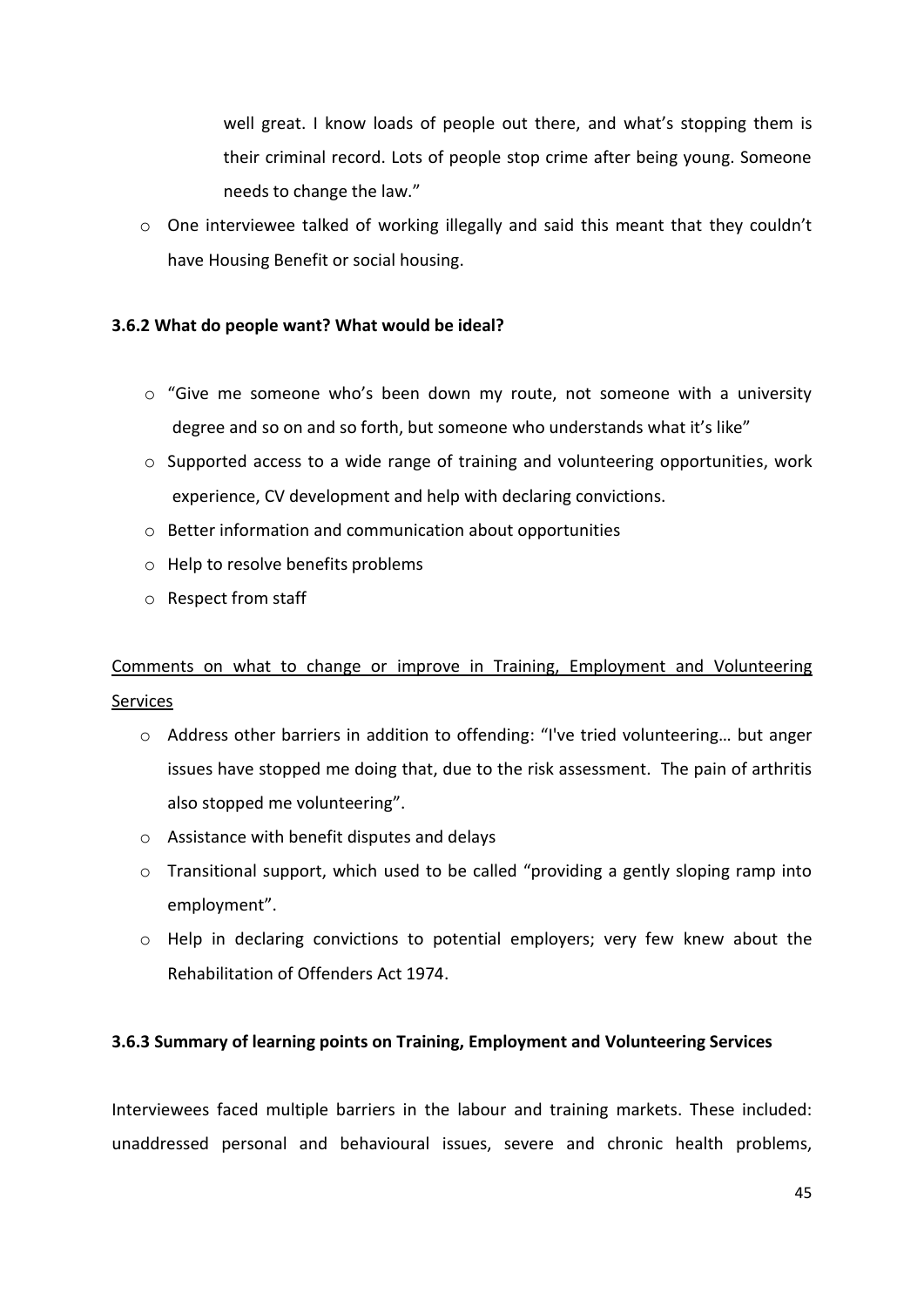well great. I know loads of people out there, and what's stopping them is their criminal record. Lots of people stop crime after being young. Someone needs to change the law."

- One interviewee talked of working illegally and said this meant that they couldn't have Housing Benefit or social housing.

**3.6.2 What do people want? What would be ideal?**

- "Give me someone who's been down my route, not someone with a university degree and so on and so forth, but someone who understands what it's like"
- Supported access to a wide range of training and volunteering opportunities, work experience, CV development and help with declaring convictions.
- Better information and communication about opportunities
- Help to resolve benefits problems
- Respect from staff

<u>Comments on what to change or improve in Training, Employment and Volunteering Services</u>

- Address other barriers in addition to offending: "I've tried volunteering… but anger issues have stopped me doing that, due to the risk assessment. The pain of arthritis also stopped me volunteering".
- Assistance with benefit disputes and delays
- Transitional support, which used to be called "providing a gently sloping ramp into employment".
- Help in declaring convictions to potential employers; very few knew about the Rehabilitation of Offenders Act 1974.

**3.6.3 Summary of learning points on Training, Employment and Volunteering Services**

Interviewees faced multiple barriers in the labour and training markets. These included: unaddressed personal and behavioural issues, severe and chronic health problems,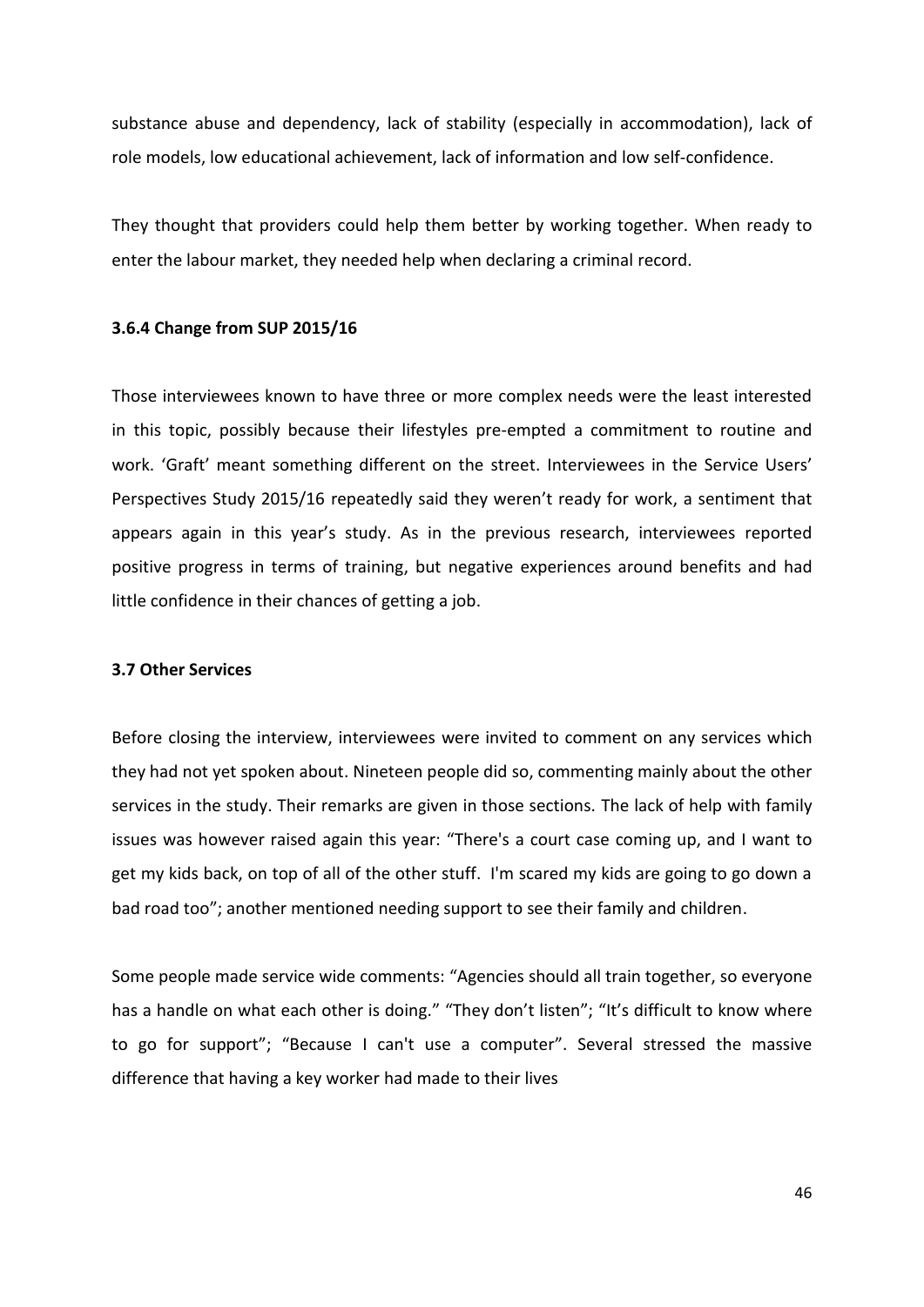substance abuse and dependency, lack of stability (especially in accommodation), lack of role models, low educational achievement, lack of information and low self-confidence.

They thought that providers could help them better by working together. When ready to enter the labour market, they needed help when declaring a criminal record.

### 3.6.4 Change from SUP 2015/16

Those interviewees known to have three or more complex needs were the least interested in this topic, possibly because their lifestyles pre-empted a commitment to routine and work. 'Graft' meant something different on the street. Interviewees in the Service Users' Perspectives Study 2015/16 repeatedly said they weren't ready for work, a sentiment that appears again in this year's study. As in the previous research, interviewees reported positive progress in terms of training, but negative experiences around benefits and had little confidence in their chances of getting a job.

### 3.7 Other Services

Before closing the interview, interviewees were invited to comment on any services which they had not yet spoken about. Nineteen people did so, commenting mainly about the other services in the study. Their remarks are given in those sections. The lack of help with family issues was however raised again this year: "There's a court case coming up, and I want to get my kids back, on top of all of the other stuff. I'm scared my kids are going to go down a bad road too"; another mentioned needing support to see their family and children.

Some people made service wide comments: "Agencies should all train together, so everyone has a handle on what each other is doing." "They don't listen"; "It's difficult to know where to go for support"; "Because I can't use a computer". Several stressed the massive difference that having a key worker had made to their lives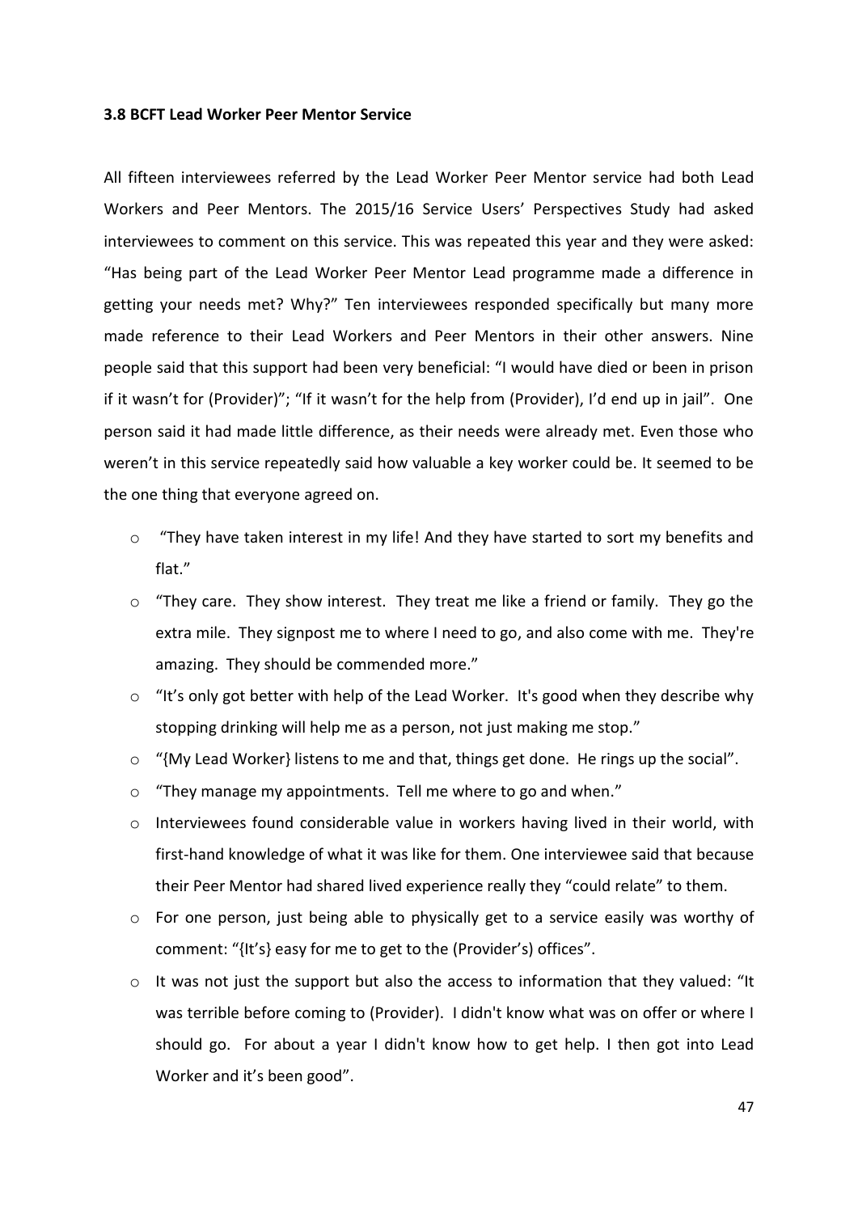**3.8 BCFT Lead Worker Peer Mentor Service**

All fifteen interviewees referred by the Lead Worker Peer Mentor service had both Lead Workers and Peer Mentors. The 2015/16 Service Users' Perspectives Study had asked interviewees to comment on this service. This was repeated this year and they were asked: "Has being part of the Lead Worker Peer Mentor Lead programme made a difference in getting your needs met? Why?" Ten interviewees responded specifically but many more made reference to their Lead Workers and Peer Mentors in their other answers. Nine people said that this support had been very beneficial: "I would have died or been in prison if it wasn't for (Provider)"; "If it wasn't for the help from (Provider), I'd end up in jail". One person said it had made little difference, as their needs were already met. Even those who weren't in this service repeatedly said how valuable a key worker could be. It seemed to be the one thing that everyone agreed on.

- "They have taken interest in my life! And they have started to sort my benefits and flat."
- "They care. They show interest. They treat me like a friend or family. They go the extra mile. They signpost me to where I need to go, and also come with me. They're amazing. They should be commended more."
- "It's only got better with help of the Lead Worker. It's good when they describe why stopping drinking will help me as a person, not just making me stop."
- "{My Lead Worker} listens to me and that, things get done. He rings up the social".
- "They manage my appointments. Tell me where to go and when."
- Interviewees found considerable value in workers having lived in their world, with first-hand knowledge of what it was like for them. One interviewee said that because their Peer Mentor had shared lived experience really they "could relate" to them.
- For one person, just being able to physically get to a service easily was worthy of comment: "{It's} easy for me to get to the (Provider's) offices".
- It was not just the support but also the access to information that they valued: "It was terrible before coming to (Provider). I didn't know what was on offer or where I should go. For about a year I didn't know how to get help. I then got into Lead Worker and it's been good".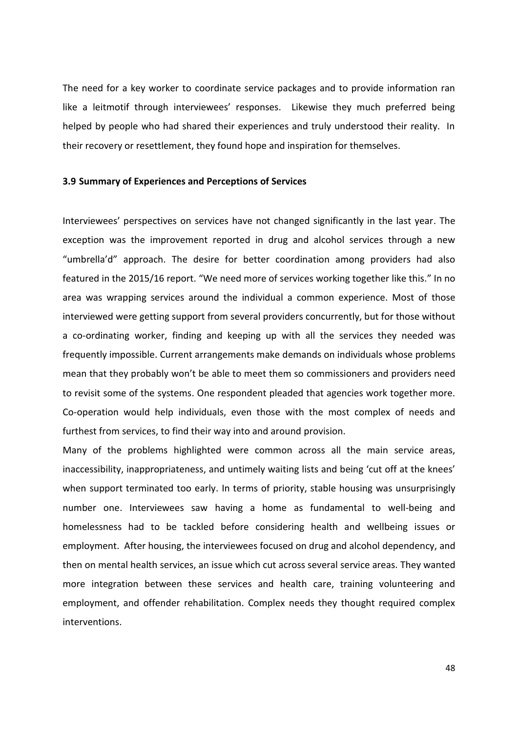The need for a key worker to coordinate service packages and to provide information ran like a leitmotif through interviewees' responses. Likewise they much preferred being helped by people who had shared their experiences and truly understood their reality. In their recovery or resettlement, they found hope and inspiration for themselves.

### 3.9 Summary of Experiences and Perceptions of Services

Interviewees' perspectives on services have not changed significantly in the last year. The exception was the improvement reported in drug and alcohol services through a new "umbrella'd" approach. The desire for better coordination among providers had also featured in the 2015/16 report. "We need more of services working together like this." In no area was wrapping services around the individual a common experience. Most of those interviewed were getting support from several providers concurrently, but for those without a co-ordinating worker, finding and keeping up with all the services they needed was frequently impossible. Current arrangements make demands on individuals whose problems mean that they probably won't be able to meet them so commissioners and providers need to revisit some of the systems. One respondent pleaded that agencies work together more. Co-operation would help individuals, even those with the most complex of needs and furthest from services, to find their way into and around provision.

Many of the problems highlighted were common across all the main service areas, inaccessibility, inappropriateness, and untimely waiting lists and being 'cut off at the knees' when support terminated too early. In terms of priority, stable housing was unsurprisingly number one. Interviewees saw having a home as fundamental to well-being and homelessness had to be tackled before considering health and wellbeing issues or employment. After housing, the interviewees focused on drug and alcohol dependency, and then on mental health services, an issue which cut across several service areas. They wanted more integration between these services and health care, training volunteering and employment, and offender rehabilitation. Complex needs they thought required complex interventions.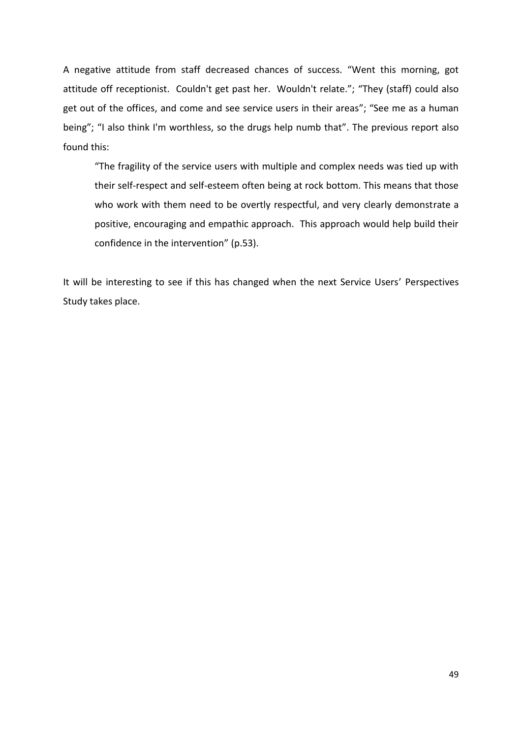A negative attitude from staff decreased chances of success. “Went this morning, got attitude off receptionist. Couldn't get past her. Wouldn't relate.”; “They (staff) could also get out of the offices, and come and see service users in their areas”; “See me as a human being”; “I also think I'm worthless, so the drugs help numb that”. The previous report also found this:

> “The fragility of the service users with multiple and complex needs was tied up with their self-respect and self-esteem often being at rock bottom. This means that those who work with them need to be overtly respectful, and very clearly demonstrate a positive, encouraging and empathic approach. This approach would help build their confidence in the intervention” (p.53).

It will be interesting to see if this has changed when the next Service Users’ Perspectives Study takes place.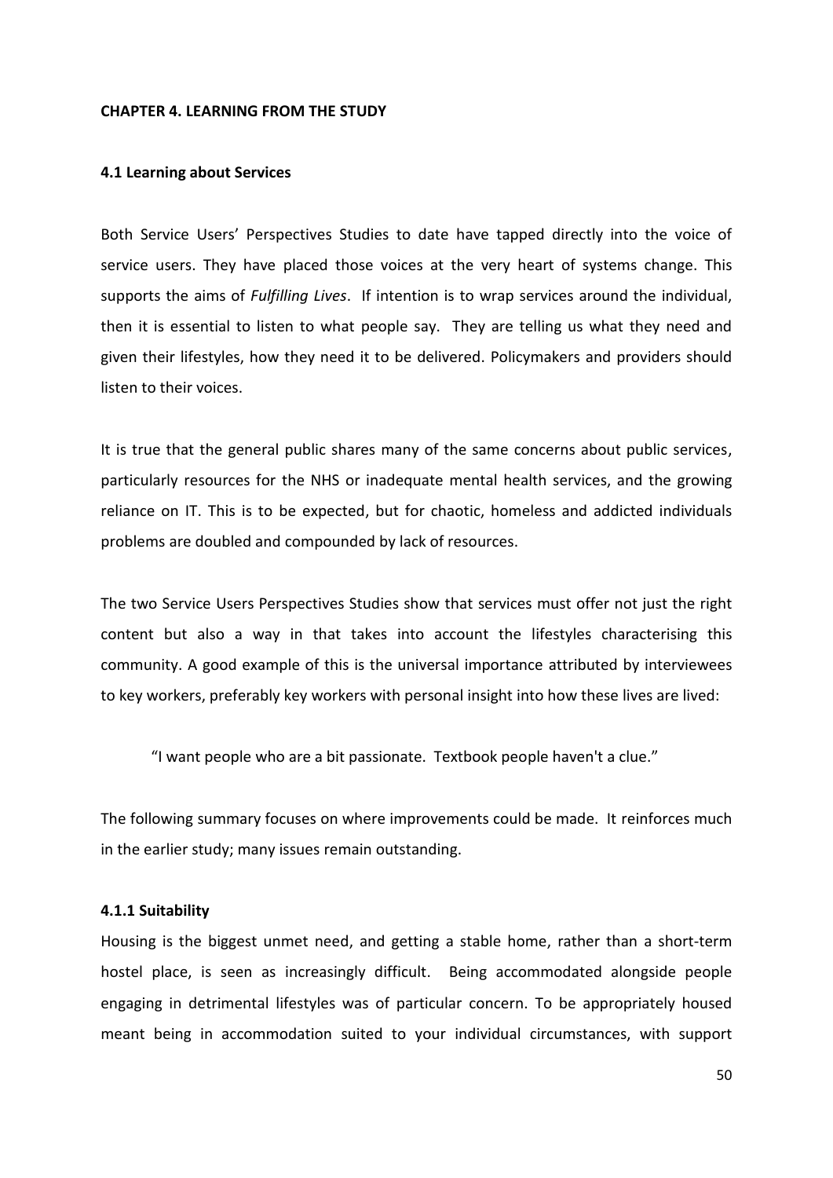## CHAPTER 4. LEARNING FROM THE STUDY

### 4.1 Learning about Services

Both Service Users' Perspectives Studies to date have tapped directly into the voice of service users. They have placed those voices at the very heart of systems change. This supports the aims of *Fulfilling Lives*. If intention is to wrap services around the individual, then it is essential to listen to what people say. They are telling us what they need and given their lifestyles, how they need it to be delivered. Policymakers and providers should listen to their voices.

It is true that the general public shares many of the same concerns about public services, particularly resources for the NHS or inadequate mental health services, and the growing reliance on IT. This is to be expected, but for chaotic, homeless and addicted individuals problems are doubled and compounded by lack of resources.

The two Service Users Perspectives Studies show that services must offer not just the right content but also a way in that takes into account the lifestyles characterising this community. A good example of this is the universal importance attributed by interviewees to key workers, preferably key workers with personal insight into how these lives are lived:

> "I want people who are a bit passionate. Textbook people haven't a clue."

The following summary focuses on where improvements could be made. It reinforces much in the earlier study; many issues remain outstanding.

#### 4.1.1 Suitability

Housing is the biggest unmet need, and getting a stable home, rather than a short-term hostel place, is seen as increasingly difficult. Being accommodated alongside people engaging in detrimental lifestyles was of particular concern. To be appropriately housed meant being in accommodation suited to your individual circumstances, with support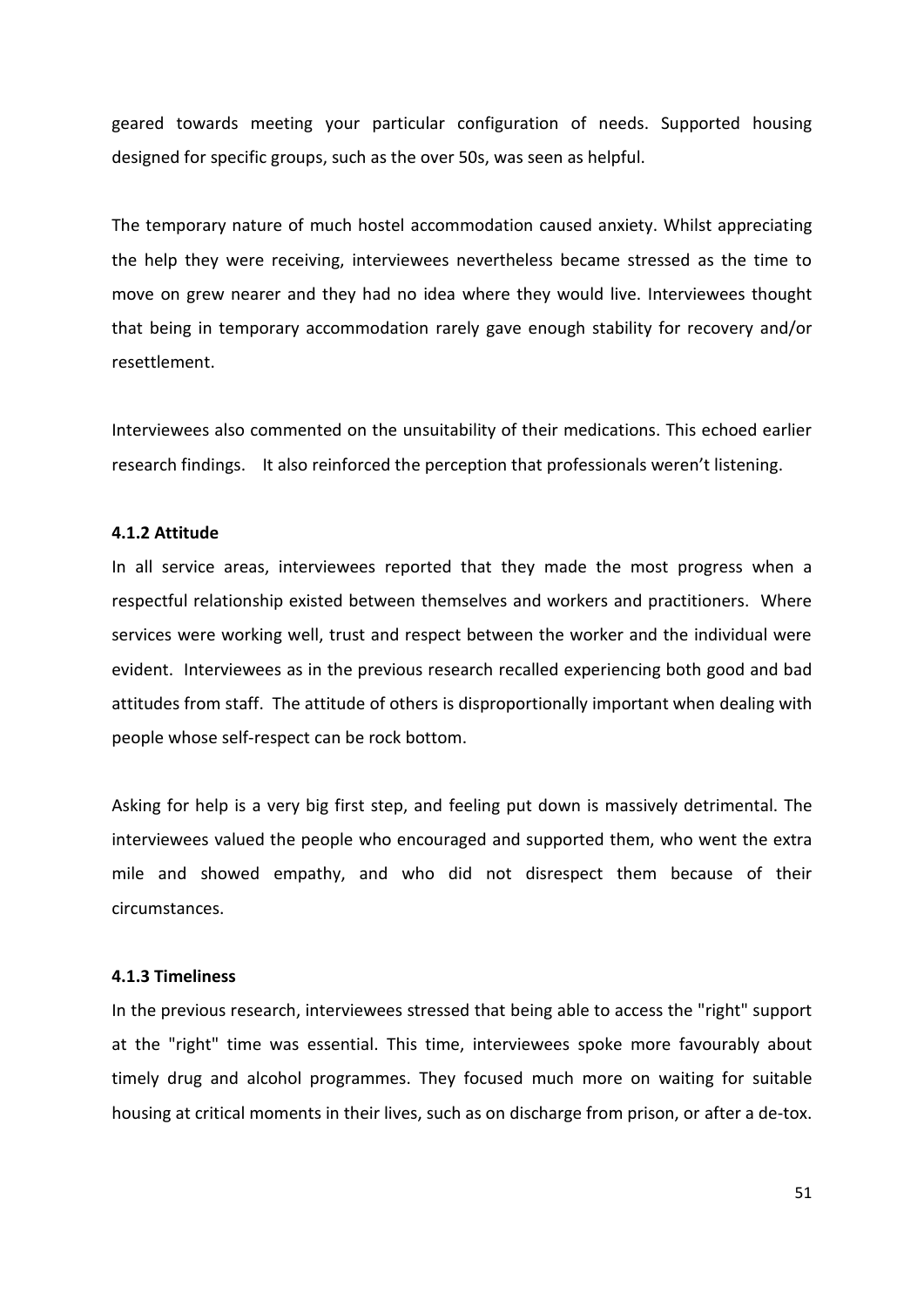geared towards meeting your particular configuration of needs. Supported housing designed for specific groups, such as the over 50s, was seen as helpful.

The temporary nature of much hostel accommodation caused anxiety. Whilst appreciating the help they were receiving, interviewees nevertheless became stressed as the time to move on grew nearer and they had no idea where they would live. Interviewees thought that being in temporary accommodation rarely gave enough stability for recovery and/or resettlement.

Interviewees also commented on the unsuitability of their medications. This echoed earlier research findings. It also reinforced the perception that professionals weren't listening.

#### 4.1.2 Attitude

In all service areas, interviewees reported that they made the most progress when a respectful relationship existed between themselves and workers and practitioners. Where services were working well, trust and respect between the worker and the individual were evident. Interviewees as in the previous research recalled experiencing both good and bad attitudes from staff. The attitude of others is disproportionally important when dealing with people whose self-respect can be rock bottom.

Asking for help is a very big first step, and feeling put down is massively detrimental. The interviewees valued the people who encouraged and supported them, who went the extra mile and showed empathy, and who did not disrespect them because of their circumstances.

#### 4.1.3 Timeliness

In the previous research, interviewees stressed that being able to access the "right" support at the "right" time was essential. This time, interviewees spoke more favourably about timely drug and alcohol programmes. They focused much more on waiting for suitable housing at critical moments in their lives, such as on discharge from prison, or after a de-tox.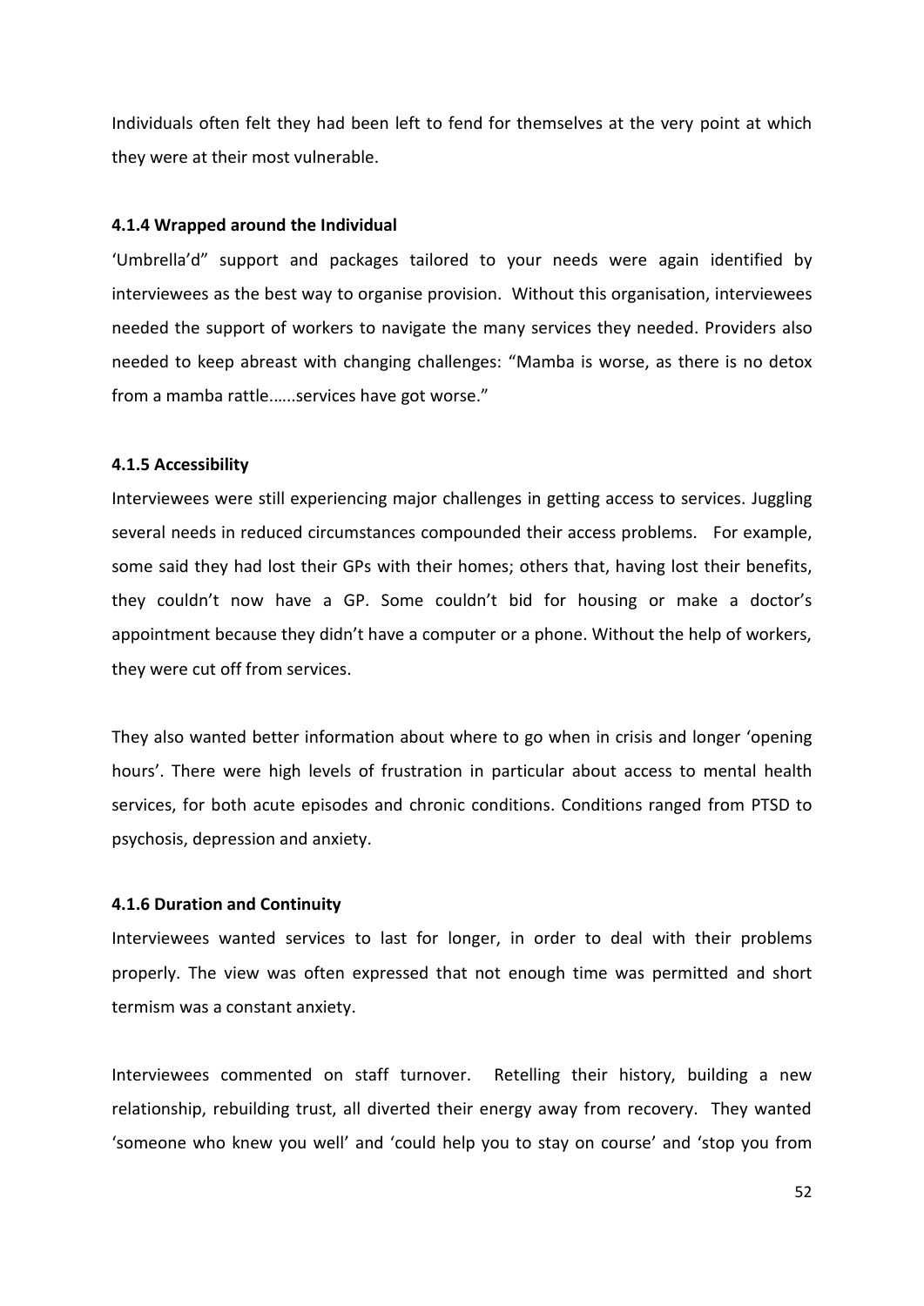Individuals often felt they had been left to fend for themselves at the very point at which they were at their most vulnerable.

#### 4.1.4 Wrapped around the Individual

'Umbrella'd" support and packages tailored to your needs were again identified by interviewees as the best way to organise provision. Without this organisation, interviewees needed the support of workers to navigate the many services they needed. Providers also needed to keep abreast with changing challenges: "Mamba is worse, as there is no detox from a mamba rattle……services have got worse."

#### 4.1.5 Accessibility

Interviewees were still experiencing major challenges in getting access to services. Juggling several needs in reduced circumstances compounded their access problems. For example, some said they had lost their GPs with their homes; others that, having lost their benefits, they couldn't now have a GP. Some couldn't bid for housing or make a doctor's appointment because they didn't have a computer or a phone. Without the help of workers, they were cut off from services.

They also wanted better information about where to go when in crisis and longer 'opening hours'. There were high levels of frustration in particular about access to mental health services, for both acute episodes and chronic conditions. Conditions ranged from PTSD to psychosis, depression and anxiety.

#### 4.1.6 Duration and Continuity

Interviewees wanted services to last for longer, in order to deal with their problems properly. The view was often expressed that not enough time was permitted and short termism was a constant anxiety.

Interviewees commented on staff turnover. Retelling their history, building a new relationship, rebuilding trust, all diverted their energy away from recovery. They wanted 'someone who knew you well' and 'could help you to stay on course' and 'stop you from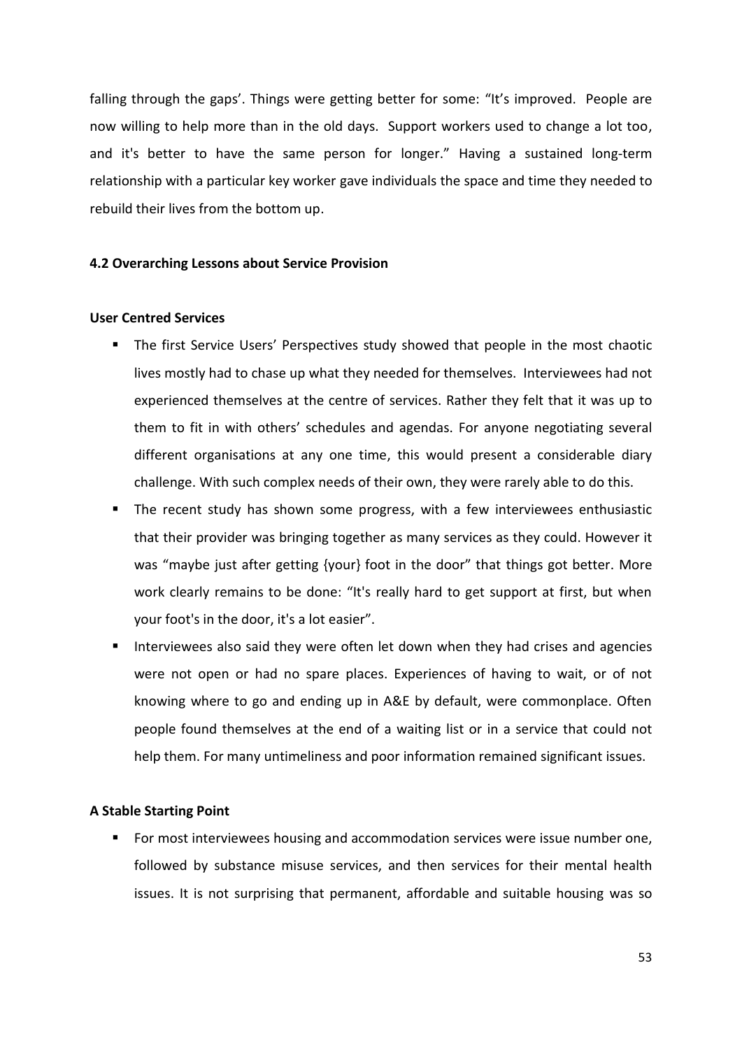falling through the gaps'. Things were getting better for some: "It's improved. People are now willing to help more than in the old days. Support workers used to change a lot too, and it's better to have the same person for longer." Having a sustained long-term relationship with a particular key worker gave individuals the space and time they needed to rebuild their lives from the bottom up.

### 4.2 Overarching Lessons about Service Provision

**User Centred Services**

- The first Service Users' Perspectives study showed that people in the most chaotic lives mostly had to chase up what they needed for themselves. Interviewees had not experienced themselves at the centre of services. Rather they felt that it was up to them to fit in with others' schedules and agendas. For anyone negotiating several different organisations at any one time, this would present a considerable diary challenge. With such complex needs of their own, they were rarely able to do this.
- The recent study has shown some progress, with a few interviewees enthusiastic that their provider was bringing together as many services as they could. However it was "maybe just after getting {your} foot in the door" that things got better. More work clearly remains to be done: "It's really hard to get support at first, but when your foot's in the door, it's a lot easier".
- Interviewees also said they were often let down when they had crises and agencies were not open or had no spare places. Experiences of having to wait, or of not knowing where to go and ending up in A&E by default, were commonplace. Often people found themselves at the end of a waiting list or in a service that could not help them. For many untimeliness and poor information remained significant issues.

**A Stable Starting Point**

- For most interviewees housing and accommodation services were issue number one, followed by substance misuse services, and then services for their mental health issues. It is not surprising that permanent, affordable and suitable housing was so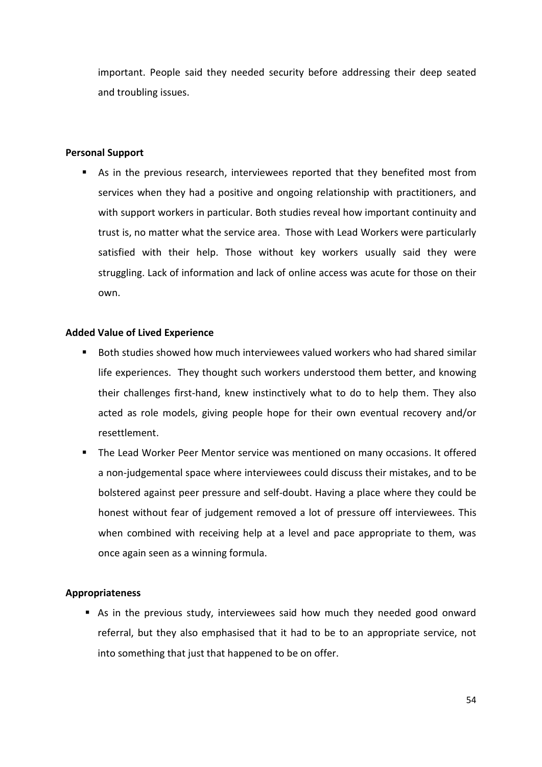important. People said they needed security before addressing their deep seated and troubling issues.

**Personal Support**

- As in the previous research, interviewees reported that they benefited most from services when they had a positive and ongoing relationship with practitioners, and with support workers in particular. Both studies reveal how important continuity and trust is, no matter what the service area. Those with Lead Workers were particularly satisfied with their help. Those without key workers usually said they were struggling. Lack of information and lack of online access was acute for those on their own.

**Added Value of Lived Experience**

- Both studies showed how much interviewees valued workers who had shared similar life experiences. They thought such workers understood them better, and knowing their challenges first-hand, knew instinctively what to do to help them. They also acted as role models, giving people hope for their own eventual recovery and/or resettlement.
- The Lead Worker Peer Mentor service was mentioned on many occasions. It offered a non-judgemental space where interviewees could discuss their mistakes, and to be bolstered against peer pressure and self-doubt. Having a place where they could be honest without fear of judgement removed a lot of pressure off interviewees. This when combined with receiving help at a level and pace appropriate to them, was once again seen as a winning formula.

**Appropriateness**

- As in the previous study, interviewees said how much they needed good onward referral, but they also emphasised that it had to be to an appropriate service, not into something that just that happened to be on offer.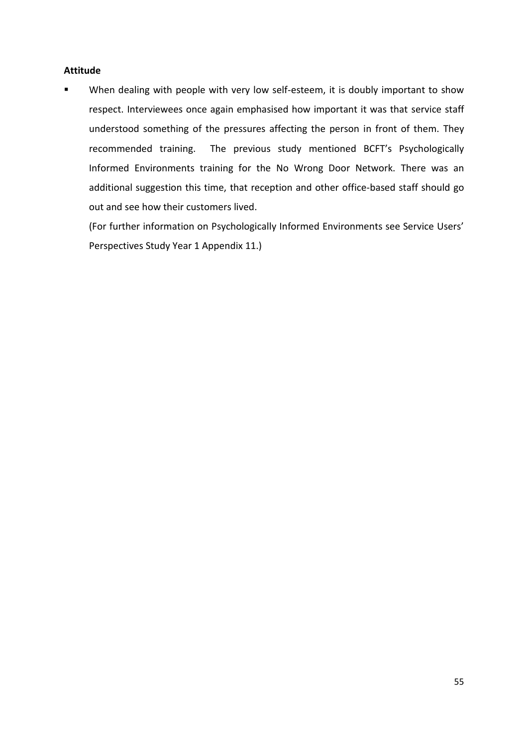**Attitude**

- When dealing with people with very low self-esteem, it is doubly important to show respect. Interviewees once again emphasised how important it was that service staff understood something of the pressures affecting the person in front of them. They recommended training. The previous study mentioned BCFT's Psychologically Informed Environments training for the No Wrong Door Network. There was an additional suggestion this time, that reception and other office-based staff should go out and see how their customers lived.

  (For further information on Psychologically Informed Environments see Service Users' Perspectives Study Year 1 Appendix 11.)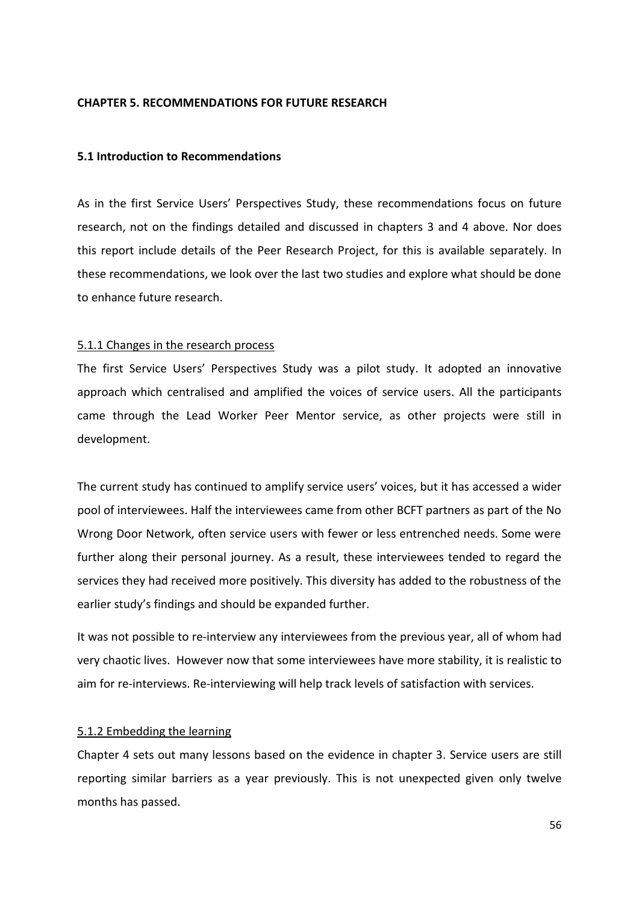## CHAPTER 5. RECOMMENDATIONS FOR FUTURE RESEARCH

### 5.1 Introduction to Recommendations

As in the first Service Users' Perspectives Study, these recommendations focus on future research, not on the findings detailed and discussed in chapters 3 and 4 above. Nor does this report include details of the Peer Research Project, for this is available separately. In these recommendations, we look over the last two studies and explore what should be done to enhance future research.

#### 5.1.1 Changes in the research process

The first Service Users' Perspectives Study was a pilot study. It adopted an innovative approach which centralised and amplified the voices of service users. All the participants came through the Lead Worker Peer Mentor service, as other projects were still in development.

The current study has continued to amplify service users' voices, but it has accessed a wider pool of interviewees. Half the interviewees came from other BCFT partners as part of the No Wrong Door Network, often service users with fewer or less entrenched needs. Some were further along their personal journey. As a result, these interviewees tended to regard the services they had received more positively. This diversity has added to the robustness of the earlier study's findings and should be expanded further.

It was not possible to re-interview any interviewees from the previous year, all of whom had very chaotic lives. However now that some interviewees have more stability, it is realistic to aim for re-interviews. Re-interviewing will help track levels of satisfaction with services.

#### 5.1.2 Embedding the learning

Chapter 4 sets out many lessons based on the evidence in chapter 3. Service users are still reporting similar barriers as a year previously. This is not unexpected given only twelve months has passed.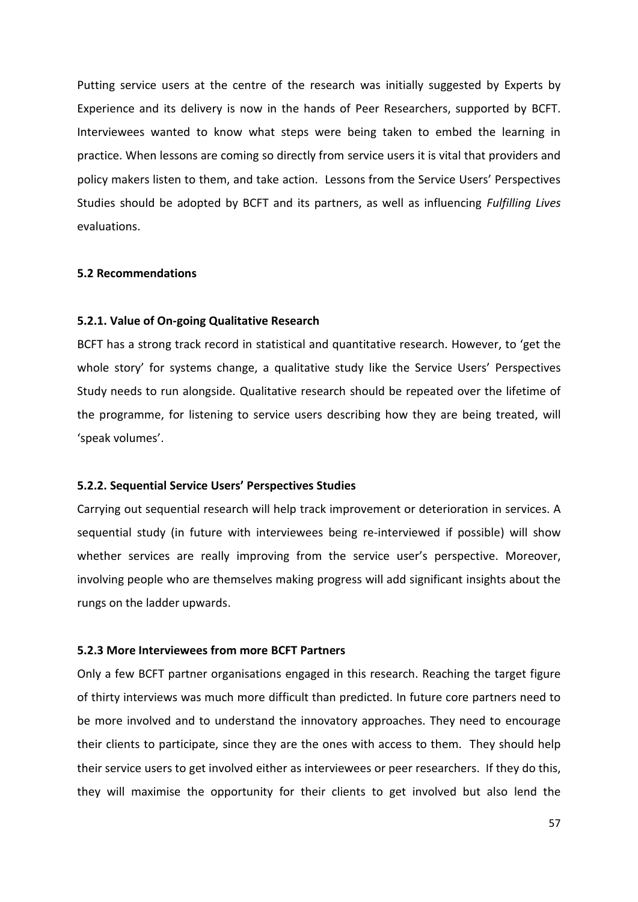Putting service users at the centre of the research was initially suggested by Experts by Experience and its delivery is now in the hands of Peer Researchers, supported by BCFT. Interviewees wanted to know what steps were being taken to embed the learning in practice. When lessons are coming so directly from service users it is vital that providers and policy makers listen to them, and take action. Lessons from the Service Users' Perspectives Studies should be adopted by BCFT and its partners, as well as influencing *Fulfilling Lives* evaluations.

### 5.2 Recommendations

#### 5.2.1. Value of On-going Qualitative Research

BCFT has a strong track record in statistical and quantitative research. However, to 'get the whole story' for systems change, a qualitative study like the Service Users' Perspectives Study needs to run alongside. Qualitative research should be repeated over the lifetime of the programme, for listening to service users describing how they are being treated, will 'speak volumes'.

#### 5.2.2. Sequential Service Users' Perspectives Studies

Carrying out sequential research will help track improvement or deterioration in services. A sequential study (in future with interviewees being re-interviewed if possible) will show whether services are really improving from the service user's perspective. Moreover, involving people who are themselves making progress will add significant insights about the rungs on the ladder upwards.

#### 5.2.3 More Interviewees from more BCFT Partners

Only a few BCFT partner organisations engaged in this research. Reaching the target figure of thirty interviews was much more difficult than predicted. In future core partners need to be more involved and to understand the innovatory approaches. They need to encourage their clients to participate, since they are the ones with access to them. They should help their service users to get involved either as interviewees or peer researchers. If they do this, they will maximise the opportunity for their clients to get involved but also lend the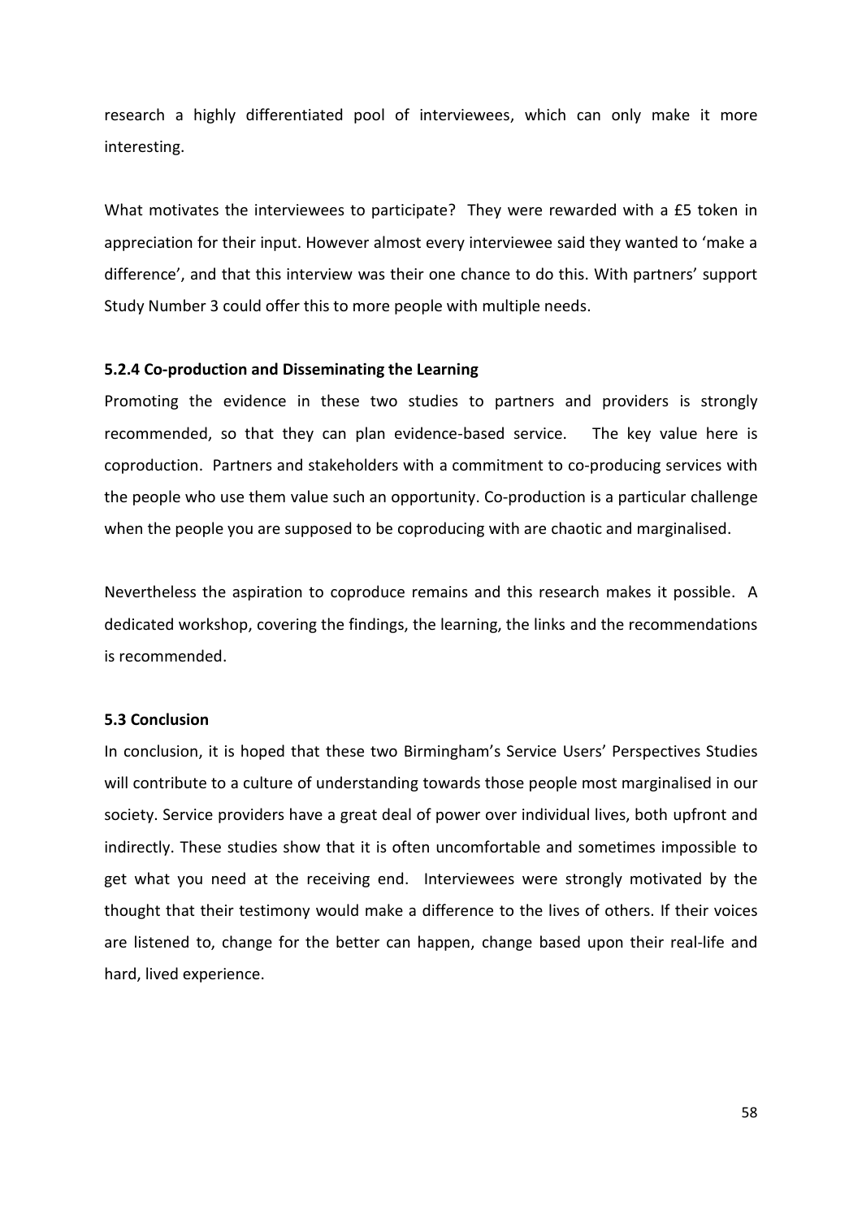research a highly differentiated pool of interviewees, which can only make it more interesting.

What motivates the interviewees to participate? They were rewarded with a £5 token in appreciation for their input. However almost every interviewee said they wanted to 'make a difference', and that this interview was their one chance to do this. With partners' support Study Number 3 could offer this to more people with multiple needs.

### 5.2.4 Co-production and Disseminating the Learning

Promoting the evidence in these two studies to partners and providers is strongly recommended, so that they can plan evidence-based service. The key value here is coproduction. Partners and stakeholders with a commitment to co-producing services with the people who use them value such an opportunity. Co-production is a particular challenge when the people you are supposed to be coproducing with are chaotic and marginalised.

Nevertheless the aspiration to coproduce remains and this research makes it possible. A dedicated workshop, covering the findings, the learning, the links and the recommendations is recommended.

## 5.3 Conclusion

In conclusion, it is hoped that these two Birmingham's Service Users' Perspectives Studies will contribute to a culture of understanding towards those people most marginalised in our society. Service providers have a great deal of power over individual lives, both upfront and indirectly. These studies show that it is often uncomfortable and sometimes impossible to get what you need at the receiving end. Interviewees were strongly motivated by the thought that their testimony would make a difference to the lives of others. If their voices are listened to, change for the better can happen, change based upon their real-life and hard, lived experience.